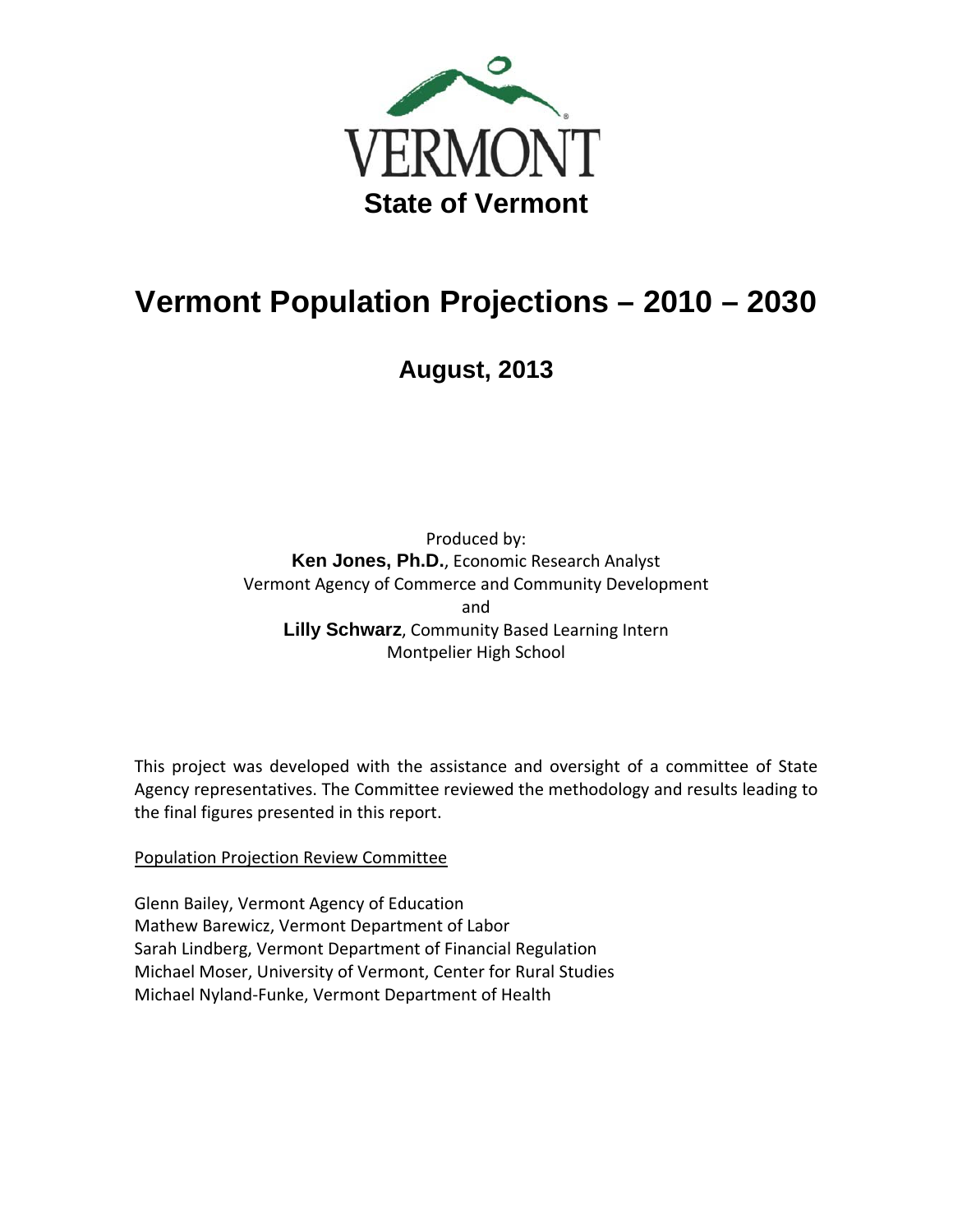VERMONT

**State of Vermont**

# Vermont Population Projections – 2010 – 2030

## August, 2013

Produced by:
**Ken Jones, Ph.D.**, Economic Research Analyst
Vermont Agency of Commerce and Community Development
and
**Lilly Schwarz**, Community Based Learning Intern
Montpelier High School

This project was developed with the assistance and oversight of a committee of State Agency representatives. The Committee reviewed the methodology and results leading to the final figures presented in this report.

Population Projection Review Committee

Glenn Bailey, Vermont Agency of Education
Mathew Barewicz, Vermont Department of Labor
Sarah Lindberg, Vermont Department of Financial Regulation
Michael Moser, University of Vermont, Center for Rural Studies
Michael Nyland-Funke, Vermont Department of Health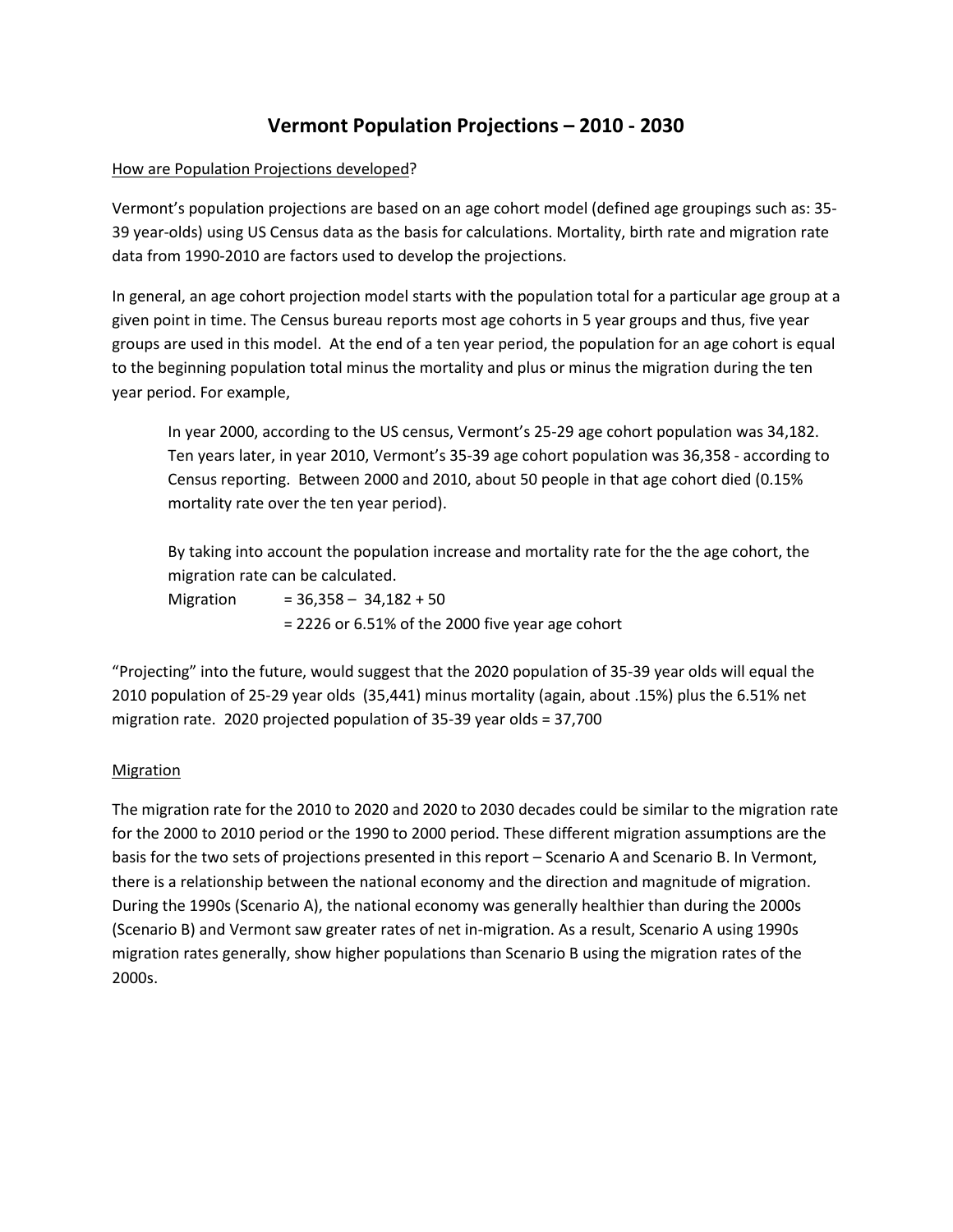# Vermont Population Projections – 2010 - 2030

<u>How are Population Projections developed</u>?

Vermont's population projections are based on an age cohort model (defined age groupings such as: 35-39 year-olds) using US Census data as the basis for calculations. Mortality, birth rate and migration rate data from 1990-2010 are factors used to develop the projections.

In general, an age cohort projection model starts with the population total for a particular age group at a given point in time. The Census bureau reports most age cohorts in 5 year groups and thus, five year groups are used in this model. At the end of a ten year period, the population for an age cohort is equal to the beginning population total minus the mortality and plus or minus the migration during the ten year period. For example,

> In year 2000, according to the US census, Vermont's 25-29 age cohort population was 34,182. Ten years later, in year 2010, Vermont's 35-39 age cohort population was 36,358 - according to Census reporting. Between 2000 and 2010, about 50 people in that age cohort died (0.15% mortality rate over the ten year period).
>
> By taking into account the population increase and mortality rate for the the age cohort, the migration rate can be calculated.
>
> Migration = 36,358 – 34,182 + 50
>
> = 2226 or 6.51% of the 2000 five year age cohort

"Projecting" into the future, would suggest that the 2020 population of 35-39 year olds will equal the 2010 population of 25-29 year olds (35,441) minus mortality (again, about .15%) plus the 6.51% net migration rate. 2020 projected population of 35-39 year olds = 37,700

<u>Migration</u>

The migration rate for the 2010 to 2020 and 2020 to 2030 decades could be similar to the migration rate for the 2000 to 2010 period or the 1990 to 2000 period. These different migration assumptions are the basis for the two sets of projections presented in this report – Scenario A and Scenario B. In Vermont, there is a relationship between the national economy and the direction and magnitude of migration. During the 1990s (Scenario A), the national economy was generally healthier than during the 2000s (Scenario B) and Vermont saw greater rates of net in-migration. As a result, Scenario A using 1990s migration rates generally, show higher populations than Scenario B using the migration rates of the 2000s.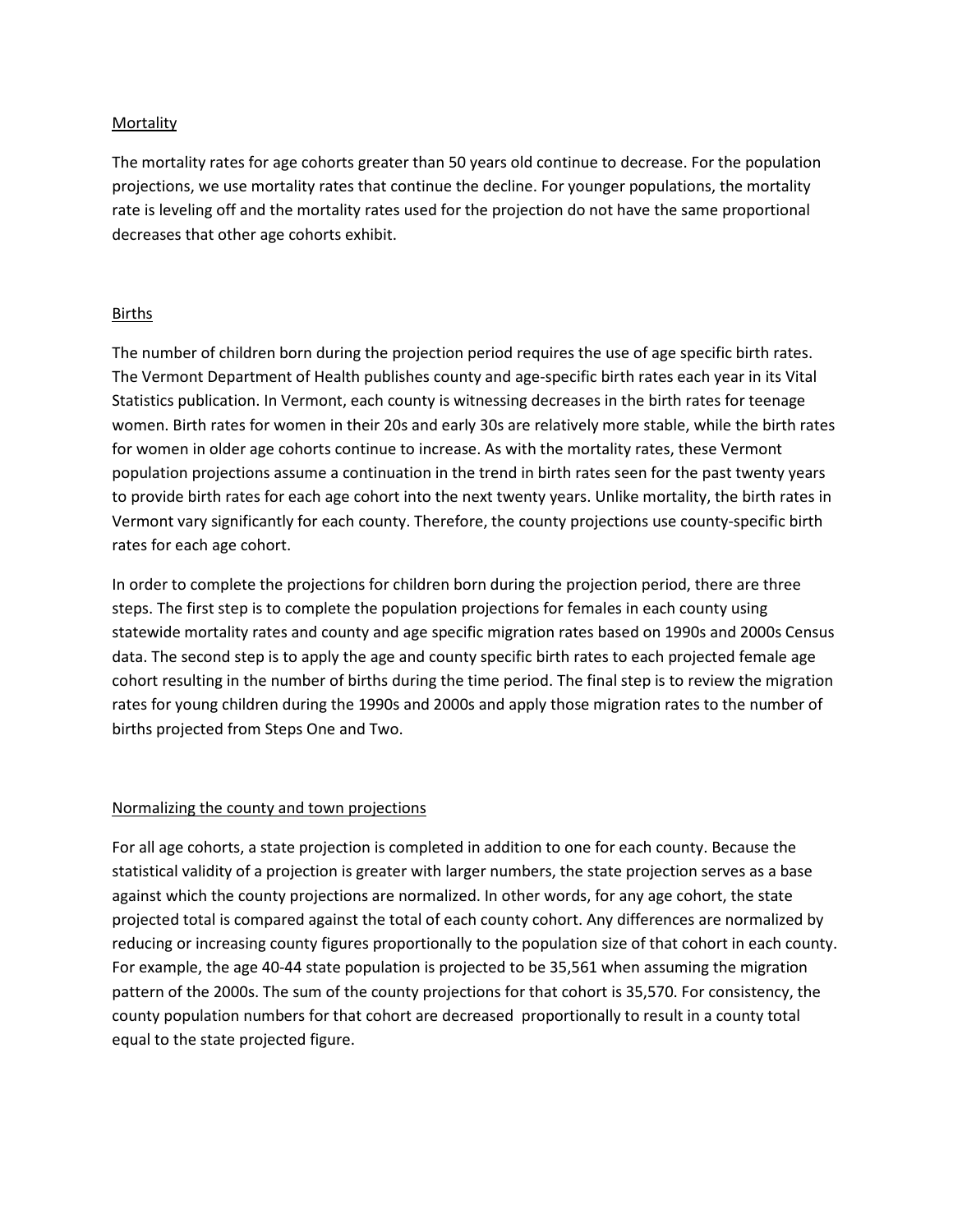## Mortality

The mortality rates for age cohorts greater than 50 years old continue to decrease. For the population projections, we use mortality rates that continue the decline. For younger populations, the mortality rate is leveling off and the mortality rates used for the projection do not have the same proportional decreases that other age cohorts exhibit.

## Births

The number of children born during the projection period requires the use of age specific birth rates. The Vermont Department of Health publishes county and age-specific birth rates each year in its Vital Statistics publication. In Vermont, each county is witnessing decreases in the birth rates for teenage women. Birth rates for women in their 20s and early 30s are relatively more stable, while the birth rates for women in older age cohorts continue to increase. As with the mortality rates, these Vermont population projections assume a continuation in the trend in birth rates seen for the past twenty years to provide birth rates for each age cohort into the next twenty years. Unlike mortality, the birth rates in Vermont vary significantly for each county. Therefore, the county projections use county-specific birth rates for each age cohort.

In order to complete the projections for children born during the projection period, there are three steps. The first step is to complete the population projections for females in each county using statewide mortality rates and county and age specific migration rates based on 1990s and 2000s Census data. The second step is to apply the age and county specific birth rates to each projected female age cohort resulting in the number of births during the time period. The final step is to review the migration rates for young children during the 1990s and 2000s and apply those migration rates to the number of births projected from Steps One and Two.

## Normalizing the county and town projections

For all age cohorts, a state projection is completed in addition to one for each county. Because the statistical validity of a projection is greater with larger numbers, the state projection serves as a base against which the county projections are normalized. In other words, for any age cohort, the state projected total is compared against the total of each county cohort. Any differences are normalized by reducing or increasing county figures proportionally to the population size of that cohort in each county. For example, the age 40-44 state population is projected to be 35,561 when assuming the migration pattern of the 2000s. The sum of the county projections for that cohort is 35,570. For consistency, the county population numbers for that cohort are decreased proportionally to result in a county total equal to the state projected figure.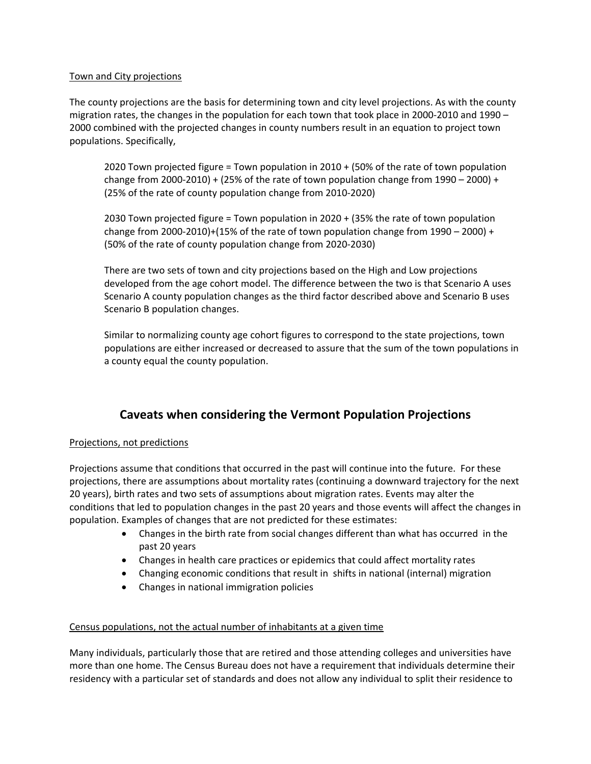Town and City projections

The county projections are the basis for determining town and city level projections. As with the county migration rates, the changes in the population for each town that took place in 2000-2010 and 1990 – 2000 combined with the projected changes in county numbers result in an equation to project town populations. Specifically,

> 2020 Town projected figure = Town population in 2010 + (50% of the rate of town population change from 2000-2010) + (25% of the rate of town population change from 1990 – 2000) + (25% of the rate of county population change from 2010-2020)
>
> 2030 Town projected figure = Town population in 2020 + (35% the rate of town population change from 2000-2010)+(15% of the rate of town population change from 1990 – 2000) + (50% of the rate of county population change from 2020-2030)
>
> There are two sets of town and city projections based on the High and Low projections developed from the age cohort model. The difference between the two is that Scenario A uses Scenario A county population changes as the third factor described above and Scenario B uses Scenario B population changes.
>
> Similar to normalizing county age cohort figures to correspond to the state projections, town populations are either increased or decreased to assure that the sum of the town populations in a county equal the county population.

## Caveats when considering the Vermont Population Projections

Projections, not predictions

Projections assume that conditions that occurred in the past will continue into the future. For these projections, there are assumptions about mortality rates (continuing a downward trajectory for the next 20 years), birth rates and two sets of assumptions about migration rates. Events may alter the conditions that led to population changes in the past 20 years and those events will affect the changes in population. Examples of changes that are not predicted for these estimates:

- Changes in the birth rate from social changes different than what has occurred in the past 20 years
- Changes in health care practices or epidemics that could affect mortality rates
- Changing economic conditions that result in shifts in national (internal) migration
- Changes in national immigration policies

Census populations, not the actual number of inhabitants at a given time

Many individuals, particularly those that are retired and those attending colleges and universities have more than one home. The Census Bureau does not have a requirement that individuals determine their residency with a particular set of standards and does not allow any individual to split their residence to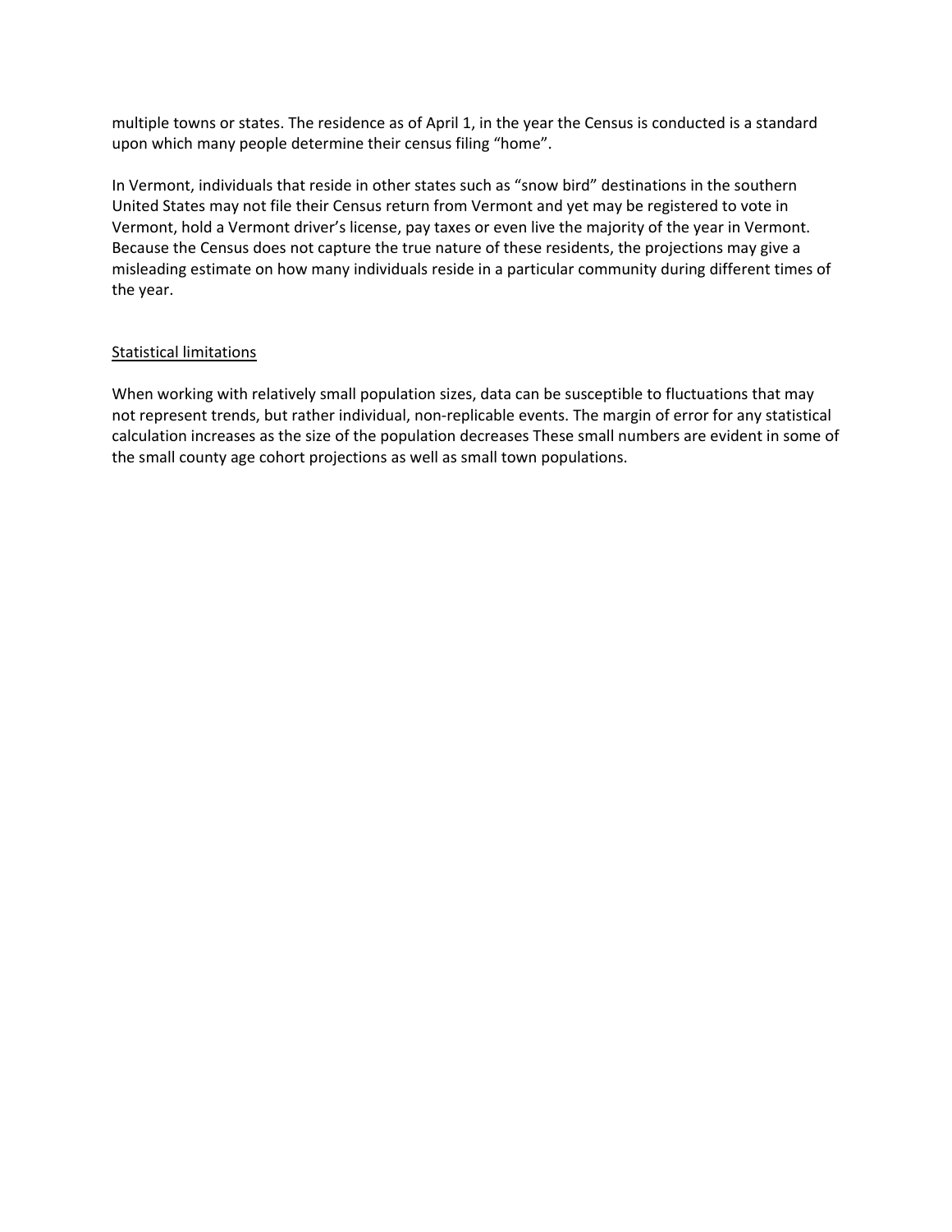multiple towns or states. The residence as of April 1, in the year the Census is conducted is a standard upon which many people determine their census filing "home".

In Vermont, individuals that reside in other states such as "snow bird" destinations in the southern United States may not file their Census return from Vermont and yet may be registered to vote in Vermont, hold a Vermont driver's license, pay taxes or even live the majority of the year in Vermont. Because the Census does not capture the true nature of these residents, the projections may give a misleading estimate on how many individuals reside in a particular community during different times of the year.

### Statistical limitations

When working with relatively small population sizes, data can be susceptible to fluctuations that may not represent trends, but rather individual, non-replicable events. The margin of error for any statistical calculation increases as the size of the population decreases These small numbers are evident in some of the small county age cohort projections as well as small town populations.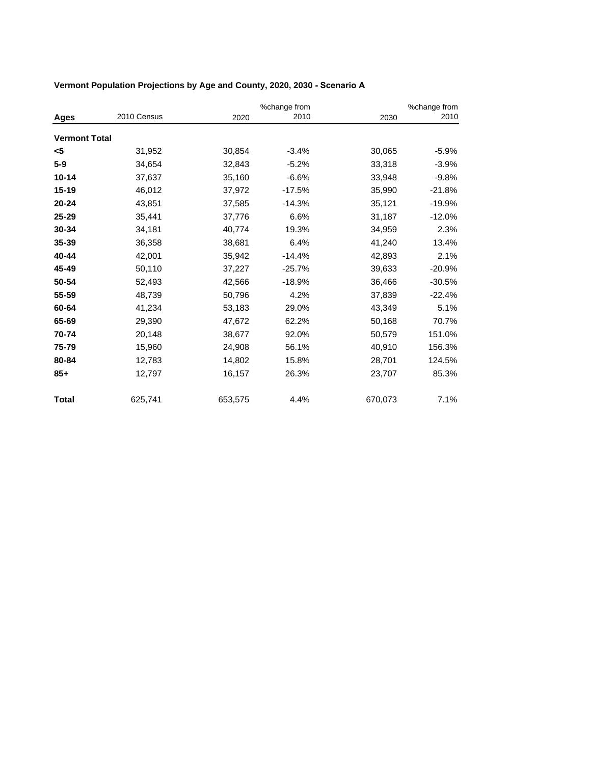**Vermont Population Projections by Age and County, 2020, 2030 - Scenario A**

| Ages | 2010 Census | 2020 | %change from 2010 | 2030 | %change from 2010 |
|---|---|---|---|---|---|
| **Vermont Total** | | | | | |
| **<5** | 31,952 | 30,854 | -3.4% | 30,065 | -5.9% |
| **5-9** | 34,654 | 32,843 | -5.2% | 33,318 | -3.9% |
| **10-14** | 37,637 | 35,160 | -6.6% | 33,948 | -9.8% |
| **15-19** | 46,012 | 37,972 | -17.5% | 35,990 | -21.8% |
| **20-24** | 43,851 | 37,585 | -14.3% | 35,121 | -19.9% |
| **25-29** | 35,441 | 37,776 | 6.6% | 31,187 | -12.0% |
| **30-34** | 34,181 | 40,774 | 19.3% | 34,959 | 2.3% |
| **35-39** | 36,358 | 38,681 | 6.4% | 41,240 | 13.4% |
| **40-44** | 42,001 | 35,942 | -14.4% | 42,893 | 2.1% |
| **45-49** | 50,110 | 37,227 | -25.7% | 39,633 | -20.9% |
| **50-54** | 52,493 | 42,566 | -18.9% | 36,466 | -30.5% |
| **55-59** | 48,739 | 50,796 | 4.2% | 37,839 | -22.4% |
| **60-64** | 41,234 | 53,183 | 29.0% | 43,349 | 5.1% |
| **65-69** | 29,390 | 47,672 | 62.2% | 50,168 | 70.7% |
| **70-74** | 20,148 | 38,677 | 92.0% | 50,579 | 151.0% |
| **75-79** | 15,960 | 24,908 | 56.1% | 40,910 | 156.3% |
| **80-84** | 12,783 | 14,802 | 15.8% | 28,701 | 124.5% |
| **85+** | 12,797 | 16,157 | 26.3% | 23,707 | 85.3% |
| **Total** | 625,741 | 653,575 | 4.4% | 670,073 | 7.1% |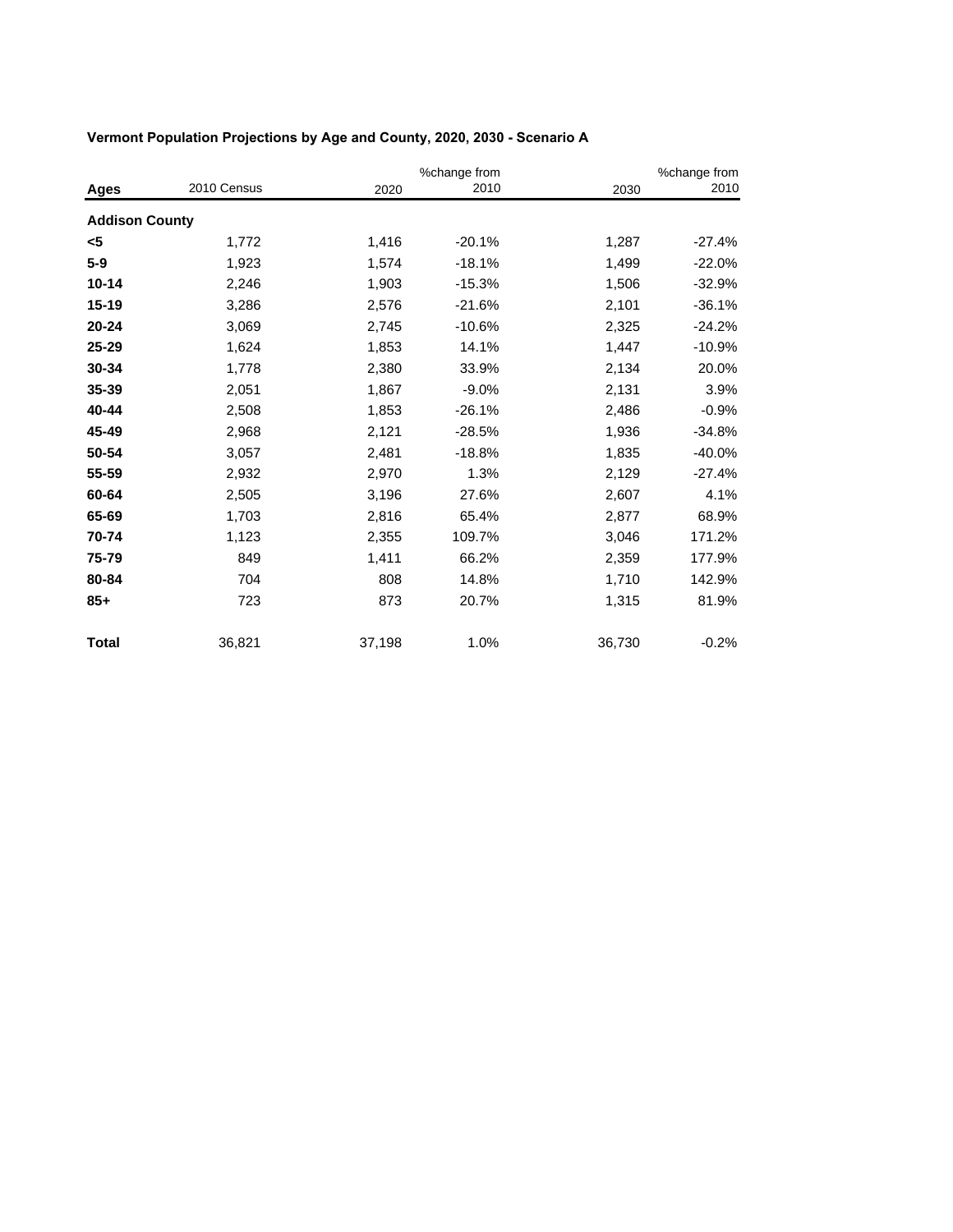**Vermont Population Projections by Age and County, 2020, 2030 - Scenario A**

| Ages | 2010 Census | 2020 | %change from 2010 | 2030 | %change from 2010 |
|---|---|---|---|---|---|
| **Addison County** | | | | | |
| **<5** | 1,772 | 1,416 | -20.1% | 1,287 | -27.4% |
| **5-9** | 1,923 | 1,574 | -18.1% | 1,499 | -22.0% |
| **10-14** | 2,246 | 1,903 | -15.3% | 1,506 | -32.9% |
| **15-19** | 3,286 | 2,576 | -21.6% | 2,101 | -36.1% |
| **20-24** | 3,069 | 2,745 | -10.6% | 2,325 | -24.2% |
| **25-29** | 1,624 | 1,853 | 14.1% | 1,447 | -10.9% |
| **30-34** | 1,778 | 2,380 | 33.9% | 2,134 | 20.0% |
| **35-39** | 2,051 | 1,867 | -9.0% | 2,131 | 3.9% |
| **40-44** | 2,508 | 1,853 | -26.1% | 2,486 | -0.9% |
| **45-49** | 2,968 | 2,121 | -28.5% | 1,936 | -34.8% |
| **50-54** | 3,057 | 2,481 | -18.8% | 1,835 | -40.0% |
| **55-59** | 2,932 | 2,970 | 1.3% | 2,129 | -27.4% |
| **60-64** | 2,505 | 3,196 | 27.6% | 2,607 | 4.1% |
| **65-69** | 1,703 | 2,816 | 65.4% | 2,877 | 68.9% |
| **70-74** | 1,123 | 2,355 | 109.7% | 3,046 | 171.2% |
| **75-79** | 849 | 1,411 | 66.2% | 2,359 | 177.9% |
| **80-84** | 704 | 808 | 14.8% | 1,710 | 142.9% |
| **85+** | 723 | 873 | 20.7% | 1,315 | 81.9% |
| **Total** | 36,821 | 37,198 | 1.0% | 36,730 | -0.2% |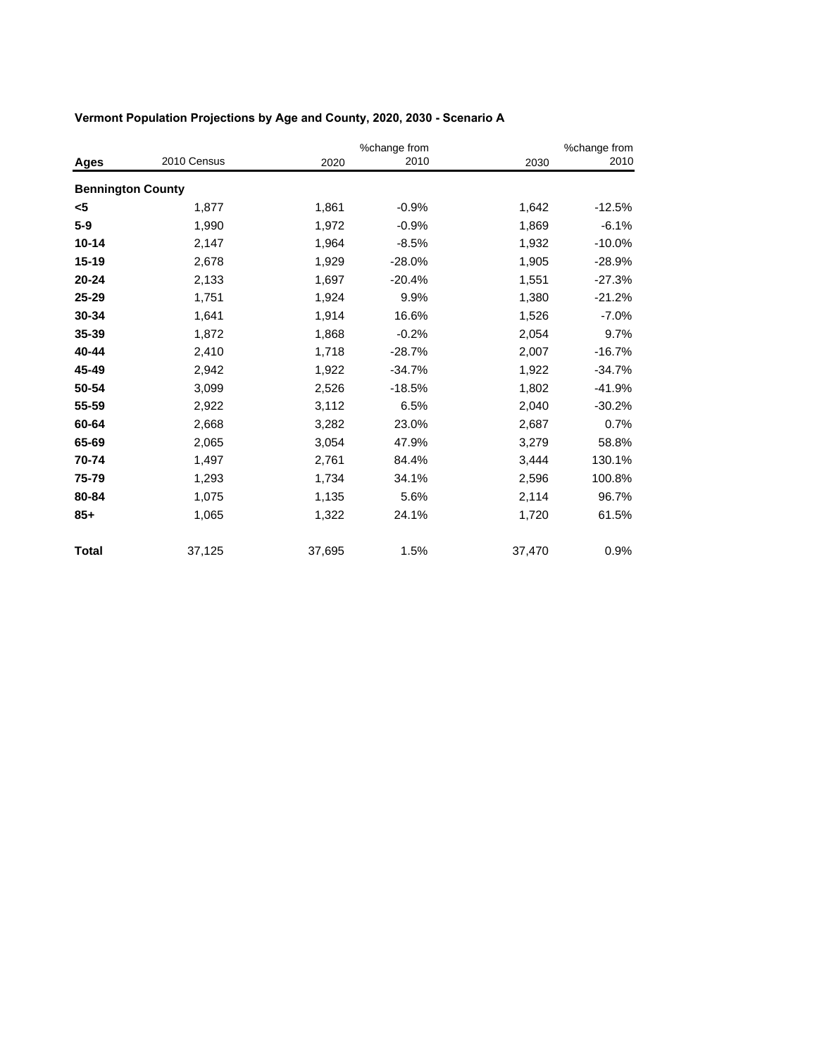**Vermont Population Projections by Age and County, 2020, 2030 - Scenario A**

| Ages | 2010 Census | 2020 | %change from 2010 | 2030 | %change from 2010 |
|---|---|---|---|---|---|
| **Bennington County** | | | | | |
| **<5** | 1,877 | 1,861 | -0.9% | 1,642 | -12.5% |
| **5-9** | 1,990 | 1,972 | -0.9% | 1,869 | -6.1% |
| **10-14** | 2,147 | 1,964 | -8.5% | 1,932 | -10.0% |
| **15-19** | 2,678 | 1,929 | -28.0% | 1,905 | -28.9% |
| **20-24** | 2,133 | 1,697 | -20.4% | 1,551 | -27.3% |
| **25-29** | 1,751 | 1,924 | 9.9% | 1,380 | -21.2% |
| **30-34** | 1,641 | 1,914 | 16.6% | 1,526 | -7.0% |
| **35-39** | 1,872 | 1,868 | -0.2% | 2,054 | 9.7% |
| **40-44** | 2,410 | 1,718 | -28.7% | 2,007 | -16.7% |
| **45-49** | 2,942 | 1,922 | -34.7% | 1,922 | -34.7% |
| **50-54** | 3,099 | 2,526 | -18.5% | 1,802 | -41.9% |
| **55-59** | 2,922 | 3,112 | 6.5% | 2,040 | -30.2% |
| **60-64** | 2,668 | 3,282 | 23.0% | 2,687 | 0.7% |
| **65-69** | 2,065 | 3,054 | 47.9% | 3,279 | 58.8% |
| **70-74** | 1,497 | 2,761 | 84.4% | 3,444 | 130.1% |
| **75-79** | 1,293 | 1,734 | 34.1% | 2,596 | 100.8% |
| **80-84** | 1,075 | 1,135 | 5.6% | 2,114 | 96.7% |
| **85+** | 1,065 | 1,322 | 24.1% | 1,720 | 61.5% |
| **Total** | 37,125 | 37,695 | 1.5% | 37,470 | 0.9% |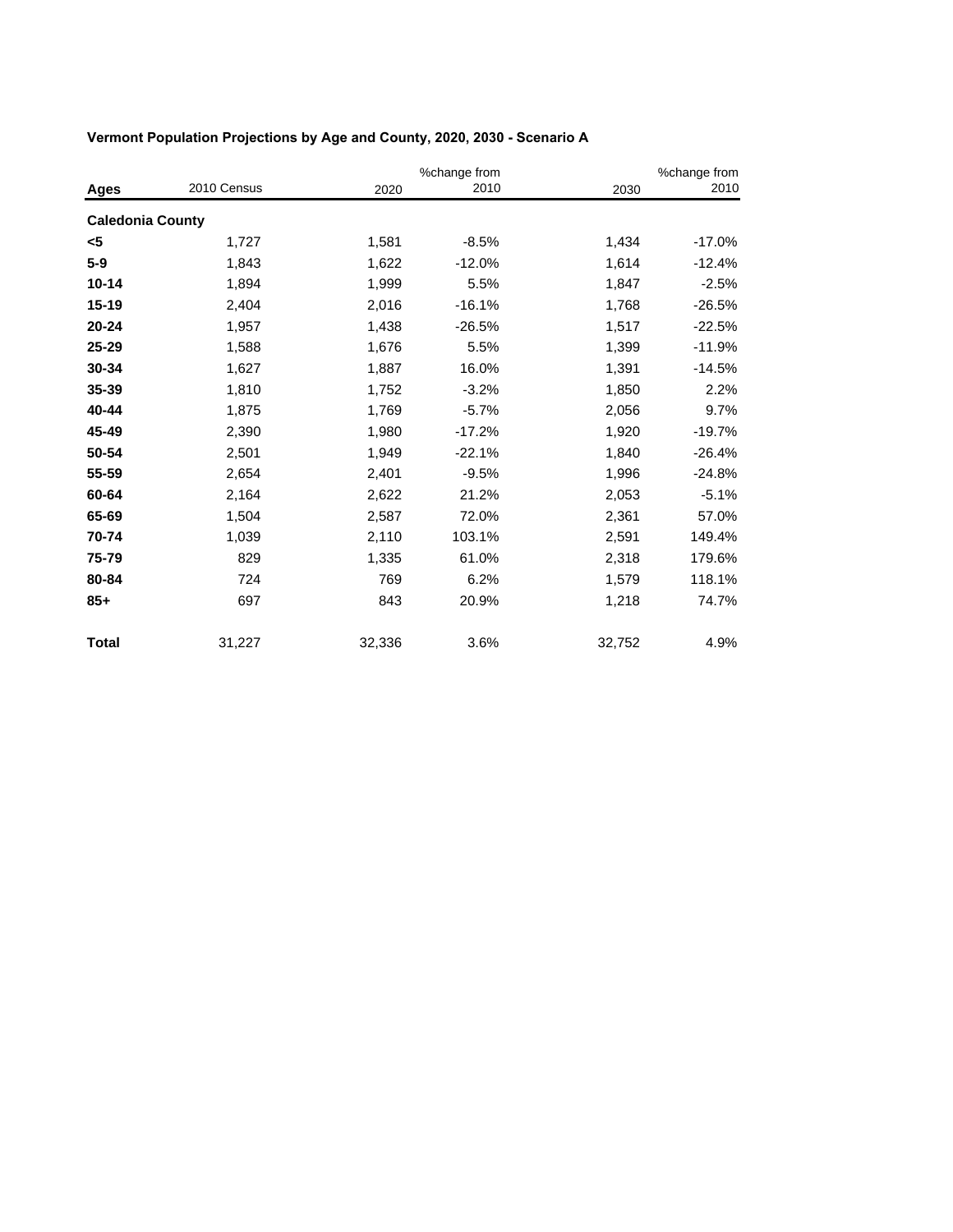**Vermont Population Projections by Age and County, 2020, 2030 - Scenario A**

| Ages | 2010 Census | 2020 | %change from 2010 | 2030 | %change from 2010 |
|---|---|---|---|---|---|
| **Caledonia County** | | | | | |
| **<5** | 1,727 | 1,581 | -8.5% | 1,434 | -17.0% |
| **5-9** | 1,843 | 1,622 | -12.0% | 1,614 | -12.4% |
| **10-14** | 1,894 | 1,999 | 5.5% | 1,847 | -2.5% |
| **15-19** | 2,404 | 2,016 | -16.1% | 1,768 | -26.5% |
| **20-24** | 1,957 | 1,438 | -26.5% | 1,517 | -22.5% |
| **25-29** | 1,588 | 1,676 | 5.5% | 1,399 | -11.9% |
| **30-34** | 1,627 | 1,887 | 16.0% | 1,391 | -14.5% |
| **35-39** | 1,810 | 1,752 | -3.2% | 1,850 | 2.2% |
| **40-44** | 1,875 | 1,769 | -5.7% | 2,056 | 9.7% |
| **45-49** | 2,390 | 1,980 | -17.2% | 1,920 | -19.7% |
| **50-54** | 2,501 | 1,949 | -22.1% | 1,840 | -26.4% |
| **55-59** | 2,654 | 2,401 | -9.5% | 1,996 | -24.8% |
| **60-64** | 2,164 | 2,622 | 21.2% | 2,053 | -5.1% |
| **65-69** | 1,504 | 2,587 | 72.0% | 2,361 | 57.0% |
| **70-74** | 1,039 | 2,110 | 103.1% | 2,591 | 149.4% |
| **75-79** | 829 | 1,335 | 61.0% | 2,318 | 179.6% |
| **80-84** | 724 | 769 | 6.2% | 1,579 | 118.1% |
| **85+** | 697 | 843 | 20.9% | 1,218 | 74.7% |
| **Total** | 31,227 | 32,336 | 3.6% | 32,752 | 4.9% |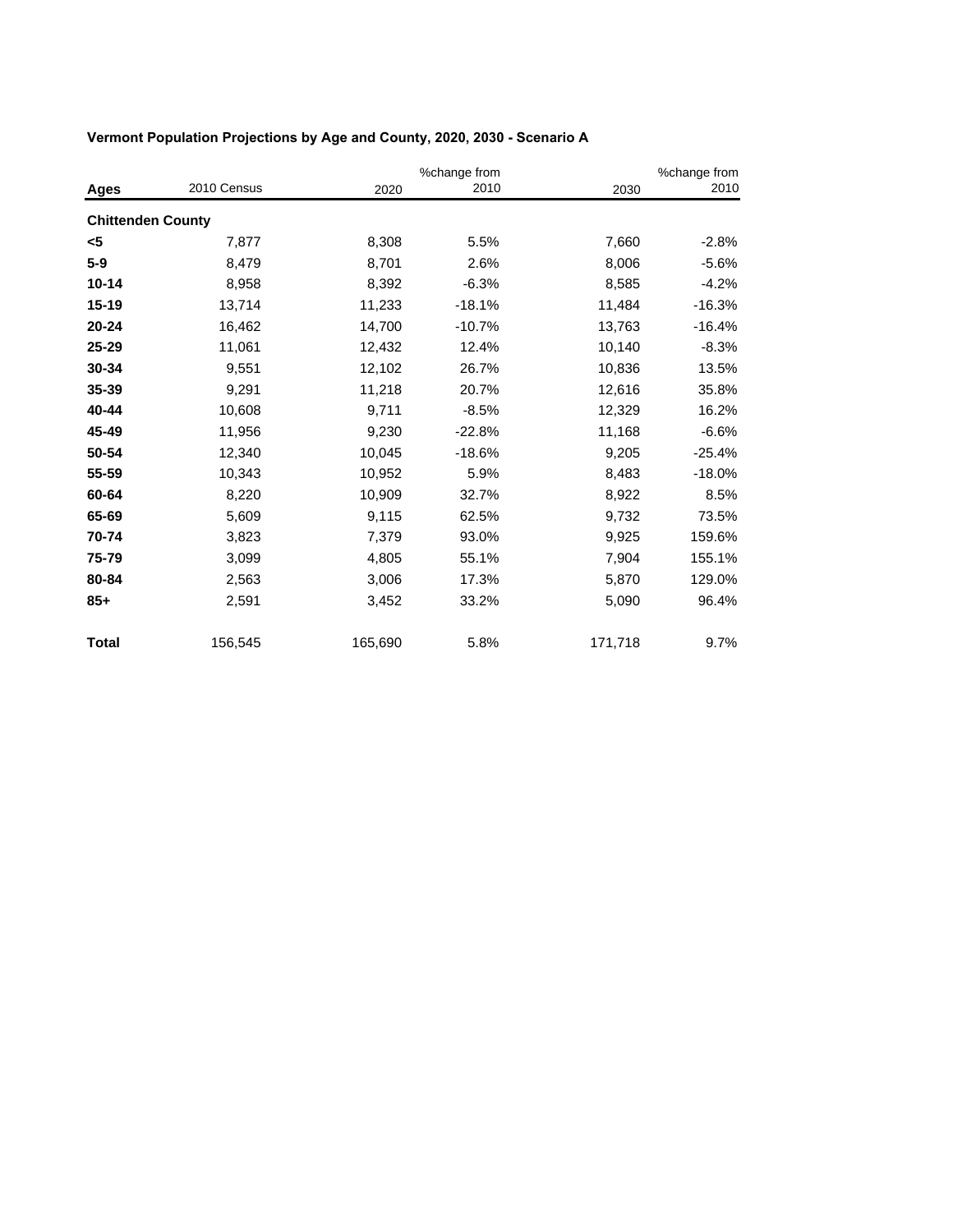**Vermont Population Projections by Age and County, 2020, 2030 - Scenario A**

| Ages | 2010 Census | 2020 | %change from 2010 | 2030 | %change from 2010 |
|---|---|---|---|---|---|
| **Chittenden County** | | | | | |
| **<5** | 7,877 | 8,308 | 5.5% | 7,660 | -2.8% |
| **5-9** | 8,479 | 8,701 | 2.6% | 8,006 | -5.6% |
| **10-14** | 8,958 | 8,392 | -6.3% | 8,585 | -4.2% |
| **15-19** | 13,714 | 11,233 | -18.1% | 11,484 | -16.3% |
| **20-24** | 16,462 | 14,700 | -10.7% | 13,763 | -16.4% |
| **25-29** | 11,061 | 12,432 | 12.4% | 10,140 | -8.3% |
| **30-34** | 9,551 | 12,102 | 26.7% | 10,836 | 13.5% |
| **35-39** | 9,291 | 11,218 | 20.7% | 12,616 | 35.8% |
| **40-44** | 10,608 | 9,711 | -8.5% | 12,329 | 16.2% |
| **45-49** | 11,956 | 9,230 | -22.8% | 11,168 | -6.6% |
| **50-54** | 12,340 | 10,045 | -18.6% | 9,205 | -25.4% |
| **55-59** | 10,343 | 10,952 | 5.9% | 8,483 | -18.0% |
| **60-64** | 8,220 | 10,909 | 32.7% | 8,922 | 8.5% |
| **65-69** | 5,609 | 9,115 | 62.5% | 9,732 | 73.5% |
| **70-74** | 3,823 | 7,379 | 93.0% | 9,925 | 159.6% |
| **75-79** | 3,099 | 4,805 | 55.1% | 7,904 | 155.1% |
| **80-84** | 2,563 | 3,006 | 17.3% | 5,870 | 129.0% |
| **85+** | 2,591 | 3,452 | 33.2% | 5,090 | 96.4% |
| **Total** | 156,545 | 165,690 | 5.8% | 171,718 | 9.7% |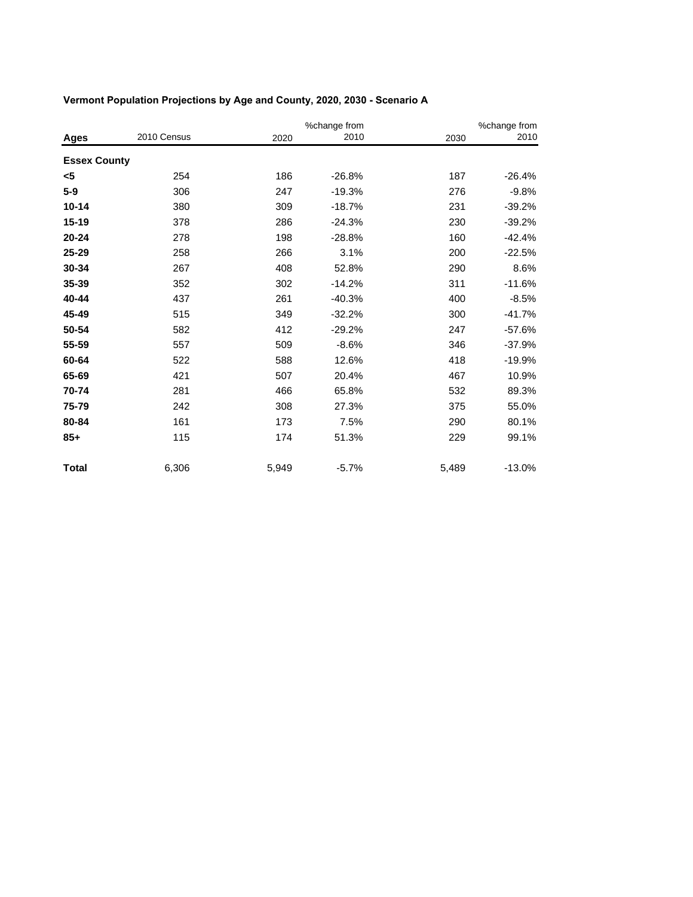**Vermont Population Projections by Age and County, 2020, 2030 - Scenario A**

| Ages | 2010 Census | 2020 | %change from 2010 | 2030 | %change from 2010 |
|---|---|---|---|---|---|
| **Essex County** | | | | | |
| **<5** | 254 | 186 | -26.8% | 187 | -26.4% |
| **5-9** | 306 | 247 | -19.3% | 276 | -9.8% |
| **10-14** | 380 | 309 | -18.7% | 231 | -39.2% |
| **15-19** | 378 | 286 | -24.3% | 230 | -39.2% |
| **20-24** | 278 | 198 | -28.8% | 160 | -42.4% |
| **25-29** | 258 | 266 | 3.1% | 200 | -22.5% |
| **30-34** | 267 | 408 | 52.8% | 290 | 8.6% |
| **35-39** | 352 | 302 | -14.2% | 311 | -11.6% |
| **40-44** | 437 | 261 | -40.3% | 400 | -8.5% |
| **45-49** | 515 | 349 | -32.2% | 300 | -41.7% |
| **50-54** | 582 | 412 | -29.2% | 247 | -57.6% |
| **55-59** | 557 | 509 | -8.6% | 346 | -37.9% |
| **60-64** | 522 | 588 | 12.6% | 418 | -19.9% |
| **65-69** | 421 | 507 | 20.4% | 467 | 10.9% |
| **70-74** | 281 | 466 | 65.8% | 532 | 89.3% |
| **75-79** | 242 | 308 | 27.3% | 375 | 55.0% |
| **80-84** | 161 | 173 | 7.5% | 290 | 80.1% |
| **85+** | 115 | 174 | 51.3% | 229 | 99.1% |
| **Total** | 6,306 | 5,949 | -5.7% | 5,489 | -13.0% |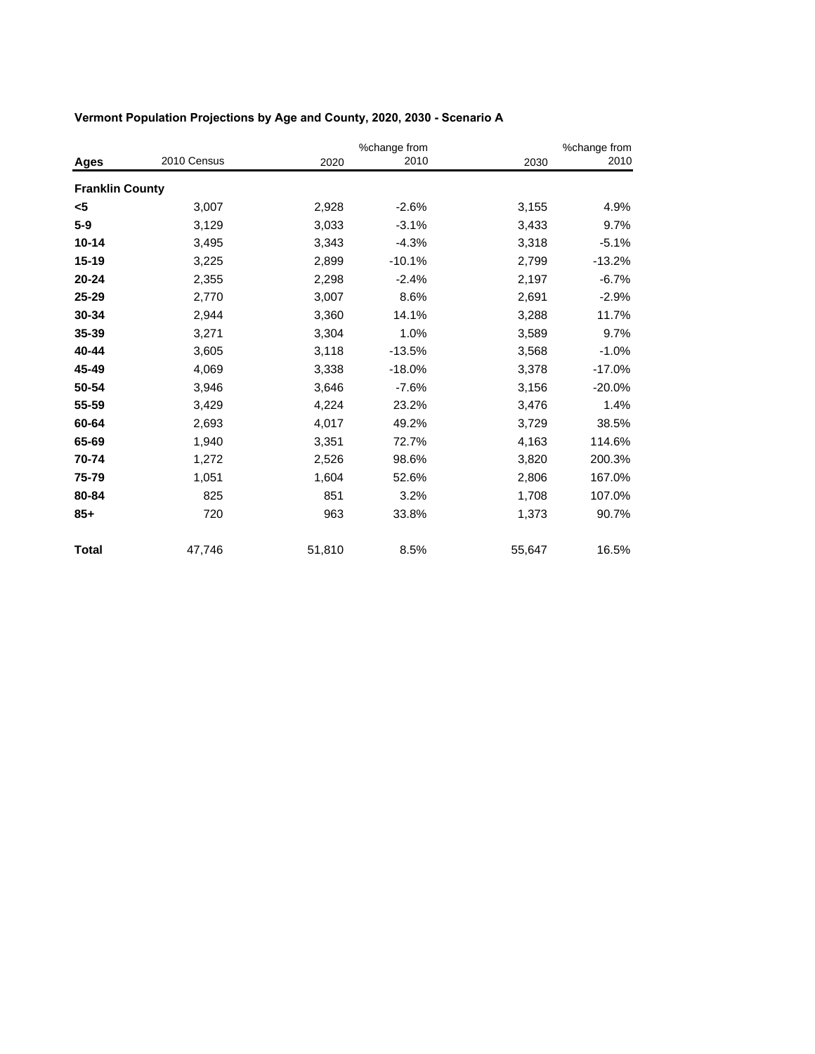**Vermont Population Projections by Age and County, 2020, 2030 - Scenario A**

| Ages | 2010 Census | 2020 | %change from 2010 | 2030 | %change from 2010 |
|---|---|---|---|---|---|
| **Franklin County** | | | | | |
| **<5** | 3,007 | 2,928 | -2.6% | 3,155 | 4.9% |
| **5-9** | 3,129 | 3,033 | -3.1% | 3,433 | 9.7% |
| **10-14** | 3,495 | 3,343 | -4.3% | 3,318 | -5.1% |
| **15-19** | 3,225 | 2,899 | -10.1% | 2,799 | -13.2% |
| **20-24** | 2,355 | 2,298 | -2.4% | 2,197 | -6.7% |
| **25-29** | 2,770 | 3,007 | 8.6% | 2,691 | -2.9% |
| **30-34** | 2,944 | 3,360 | 14.1% | 3,288 | 11.7% |
| **35-39** | 3,271 | 3,304 | 1.0% | 3,589 | 9.7% |
| **40-44** | 3,605 | 3,118 | -13.5% | 3,568 | -1.0% |
| **45-49** | 4,069 | 3,338 | -18.0% | 3,378 | -17.0% |
| **50-54** | 3,946 | 3,646 | -7.6% | 3,156 | -20.0% |
| **55-59** | 3,429 | 4,224 | 23.2% | 3,476 | 1.4% |
| **60-64** | 2,693 | 4,017 | 49.2% | 3,729 | 38.5% |
| **65-69** | 1,940 | 3,351 | 72.7% | 4,163 | 114.6% |
| **70-74** | 1,272 | 2,526 | 98.6% | 3,820 | 200.3% |
| **75-79** | 1,051 | 1,604 | 52.6% | 2,806 | 167.0% |
| **80-84** | 825 | 851 | 3.2% | 1,708 | 107.0% |
| **85+** | 720 | 963 | 33.8% | 1,373 | 90.7% |
| **Total** | 47,746 | 51,810 | 8.5% | 55,647 | 16.5% |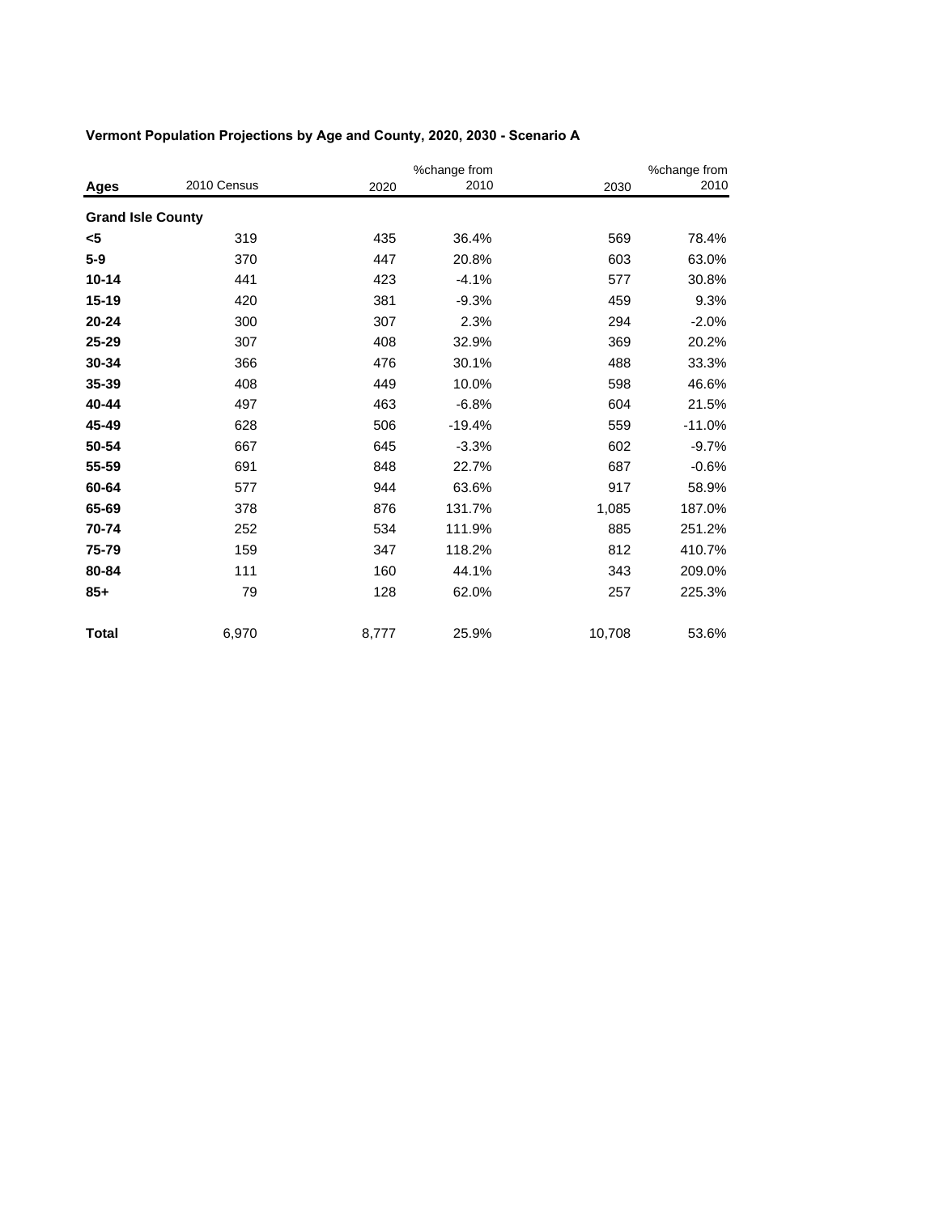**Vermont Population Projections by Age and County, 2020, 2030 - Scenario A**

| Ages | 2010 Census | 2020 | %change from 2010 | 2030 | %change from 2010 |
|---|---|---|---|---|---|
| **Grand Isle County** | | | | | |
| **<5** | 319 | 435 | 36.4% | 569 | 78.4% |
| **5-9** | 370 | 447 | 20.8% | 603 | 63.0% |
| **10-14** | 441 | 423 | -4.1% | 577 | 30.8% |
| **15-19** | 420 | 381 | -9.3% | 459 | 9.3% |
| **20-24** | 300 | 307 | 2.3% | 294 | -2.0% |
| **25-29** | 307 | 408 | 32.9% | 369 | 20.2% |
| **30-34** | 366 | 476 | 30.1% | 488 | 33.3% |
| **35-39** | 408 | 449 | 10.0% | 598 | 46.6% |
| **40-44** | 497 | 463 | -6.8% | 604 | 21.5% |
| **45-49** | 628 | 506 | -19.4% | 559 | -11.0% |
| **50-54** | 667 | 645 | -3.3% | 602 | -9.7% |
| **55-59** | 691 | 848 | 22.7% | 687 | -0.6% |
| **60-64** | 577 | 944 | 63.6% | 917 | 58.9% |
| **65-69** | 378 | 876 | 131.7% | 1,085 | 187.0% |
| **70-74** | 252 | 534 | 111.9% | 885 | 251.2% |
| **75-79** | 159 | 347 | 118.2% | 812 | 410.7% |
| **80-84** | 111 | 160 | 44.1% | 343 | 209.0% |
| **85+** | 79 | 128 | 62.0% | 257 | 225.3% |
| **Total** | 6,970 | 8,777 | 25.9% | 10,708 | 53.6% |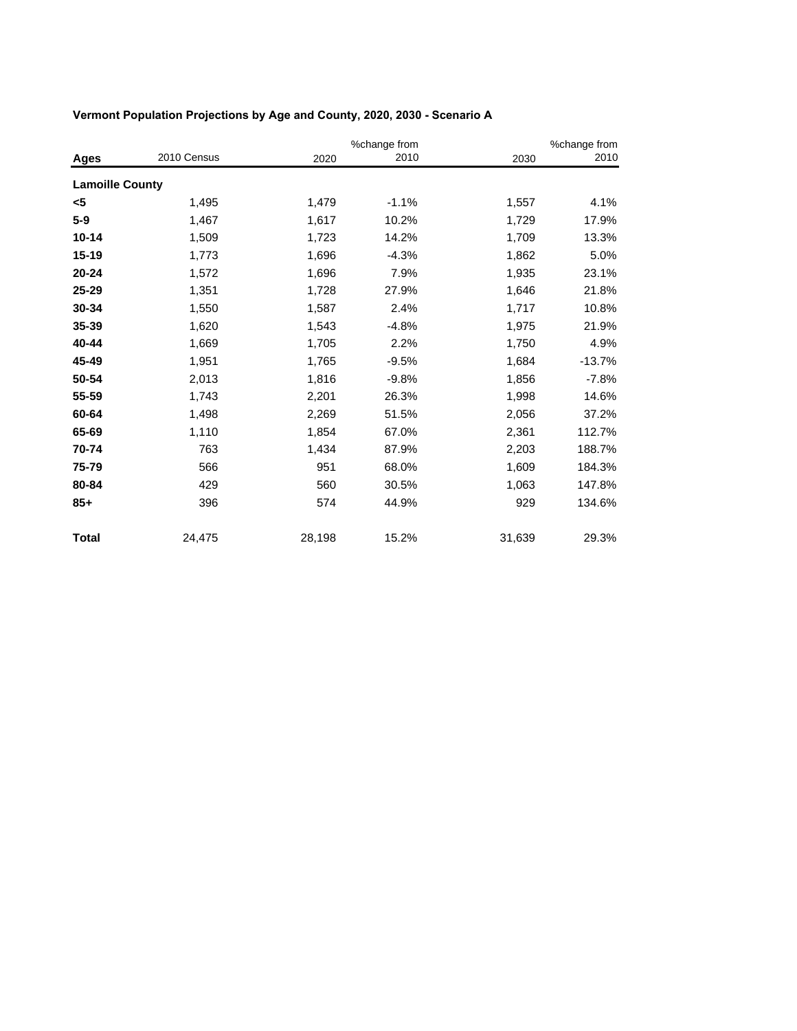**Vermont Population Projections by Age and County, 2020, 2030 - Scenario A**

| Ages | 2010 Census | 2020 | %change from 2010 | 2030 | %change from 2010 |
|---|---|---|---|---|---|
| **Lamoille County** | | | | | |
| **<5** | 1,495 | 1,479 | -1.1% | 1,557 | 4.1% |
| **5-9** | 1,467 | 1,617 | 10.2% | 1,729 | 17.9% |
| **10-14** | 1,509 | 1,723 | 14.2% | 1,709 | 13.3% |
| **15-19** | 1,773 | 1,696 | -4.3% | 1,862 | 5.0% |
| **20-24** | 1,572 | 1,696 | 7.9% | 1,935 | 23.1% |
| **25-29** | 1,351 | 1,728 | 27.9% | 1,646 | 21.8% |
| **30-34** | 1,550 | 1,587 | 2.4% | 1,717 | 10.8% |
| **35-39** | 1,620 | 1,543 | -4.8% | 1,975 | 21.9% |
| **40-44** | 1,669 | 1,705 | 2.2% | 1,750 | 4.9% |
| **45-49** | 1,951 | 1,765 | -9.5% | 1,684 | -13.7% |
| **50-54** | 2,013 | 1,816 | -9.8% | 1,856 | -7.8% |
| **55-59** | 1,743 | 2,201 | 26.3% | 1,998 | 14.6% |
| **60-64** | 1,498 | 2,269 | 51.5% | 2,056 | 37.2% |
| **65-69** | 1,110 | 1,854 | 67.0% | 2,361 | 112.7% |
| **70-74** | 763 | 1,434 | 87.9% | 2,203 | 188.7% |
| **75-79** | 566 | 951 | 68.0% | 1,609 | 184.3% |
| **80-84** | 429 | 560 | 30.5% | 1,063 | 147.8% |
| **85+** | 396 | 574 | 44.9% | 929 | 134.6% |
| **Total** | 24,475 | 28,198 | 15.2% | 31,639 | 29.3% |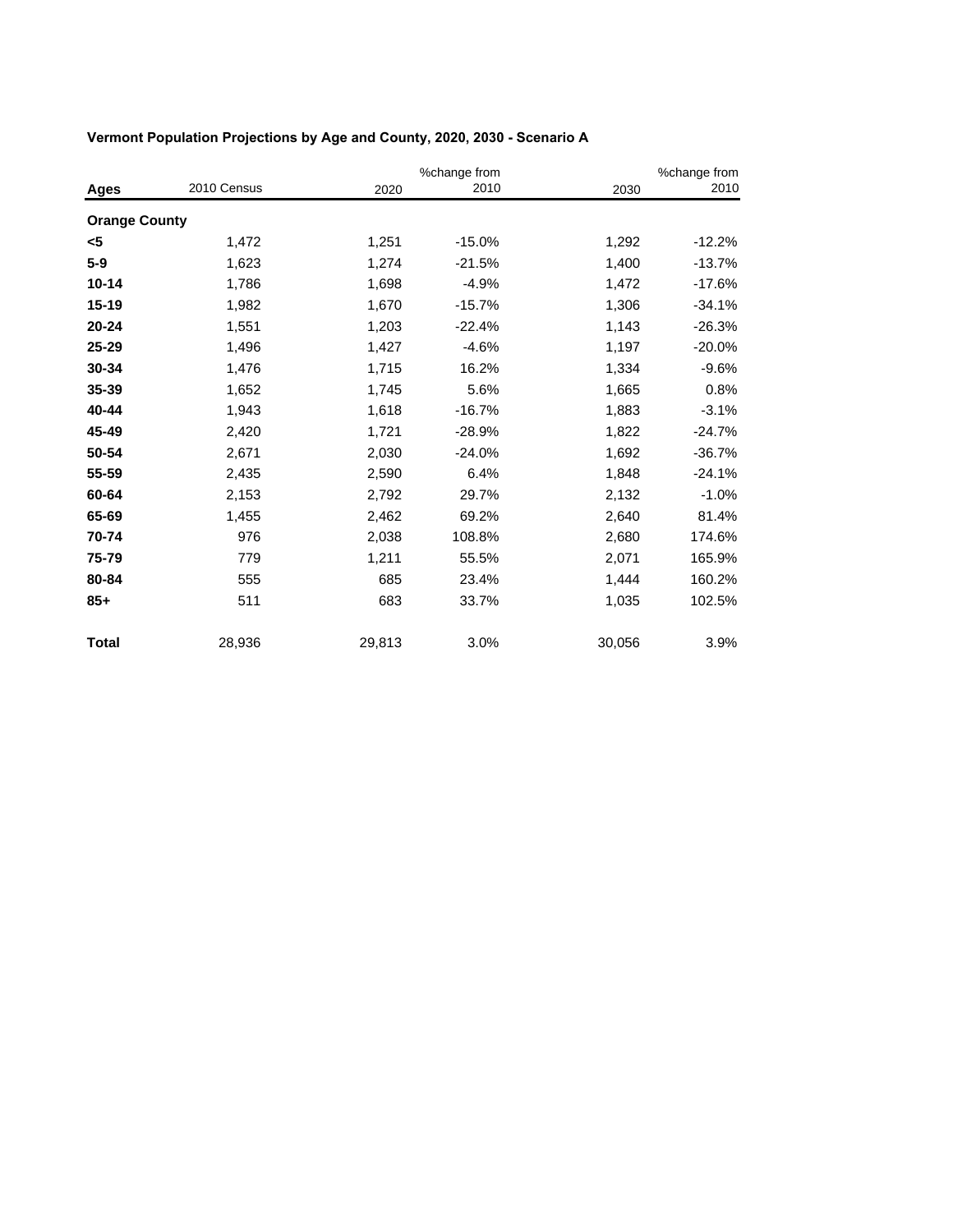**Vermont Population Projections by Age and County, 2020, 2030 - Scenario A**

| Ages | 2010 Census | 2020 | %change from 2010 | 2030 | %change from 2010 |
|---|---|---|---|---|---|
| **Orange County** | | | | | |
| **<5** | 1,472 | 1,251 | -15.0% | 1,292 | -12.2% |
| **5-9** | 1,623 | 1,274 | -21.5% | 1,400 | -13.7% |
| **10-14** | 1,786 | 1,698 | -4.9% | 1,472 | -17.6% |
| **15-19** | 1,982 | 1,670 | -15.7% | 1,306 | -34.1% |
| **20-24** | 1,551 | 1,203 | -22.4% | 1,143 | -26.3% |
| **25-29** | 1,496 | 1,427 | -4.6% | 1,197 | -20.0% |
| **30-34** | 1,476 | 1,715 | 16.2% | 1,334 | -9.6% |
| **35-39** | 1,652 | 1,745 | 5.6% | 1,665 | 0.8% |
| **40-44** | 1,943 | 1,618 | -16.7% | 1,883 | -3.1% |
| **45-49** | 2,420 | 1,721 | -28.9% | 1,822 | -24.7% |
| **50-54** | 2,671 | 2,030 | -24.0% | 1,692 | -36.7% |
| **55-59** | 2,435 | 2,590 | 6.4% | 1,848 | -24.1% |
| **60-64** | 2,153 | 2,792 | 29.7% | 2,132 | -1.0% |
| **65-69** | 1,455 | 2,462 | 69.2% | 2,640 | 81.4% |
| **70-74** | 976 | 2,038 | 108.8% | 2,680 | 174.6% |
| **75-79** | 779 | 1,211 | 55.5% | 2,071 | 165.9% |
| **80-84** | 555 | 685 | 23.4% | 1,444 | 160.2% |
| **85+** | 511 | 683 | 33.7% | 1,035 | 102.5% |
| **Total** | 28,936 | 29,813 | 3.0% | 30,056 | 3.9% |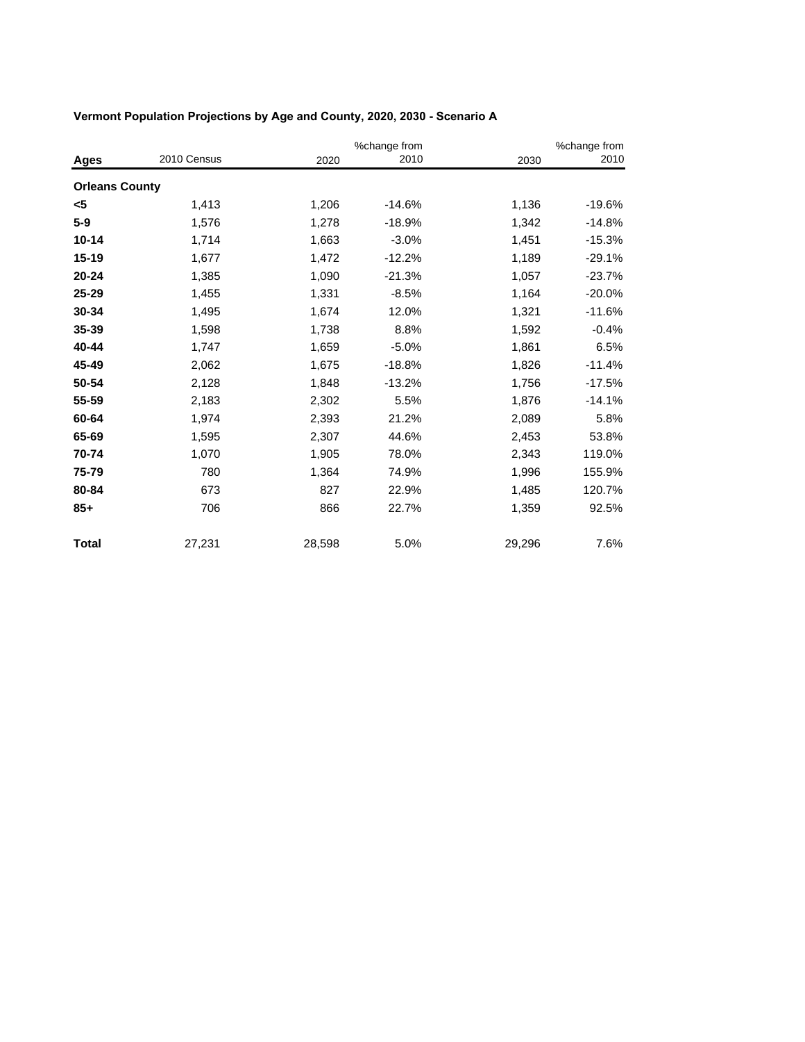**Vermont Population Projections by Age and County, 2020, 2030 - Scenario A**

| Ages | 2010 Census | 2020 | %change from 2010 | 2030 | %change from 2010 |
|---|---|---|---|---|---|
| **Orleans County** | | | | | |
| **<5** | 1,413 | 1,206 | -14.6% | 1,136 | -19.6% |
| **5-9** | 1,576 | 1,278 | -18.9% | 1,342 | -14.8% |
| **10-14** | 1,714 | 1,663 | -3.0% | 1,451 | -15.3% |
| **15-19** | 1,677 | 1,472 | -12.2% | 1,189 | -29.1% |
| **20-24** | 1,385 | 1,090 | -21.3% | 1,057 | -23.7% |
| **25-29** | 1,455 | 1,331 | -8.5% | 1,164 | -20.0% |
| **30-34** | 1,495 | 1,674 | 12.0% | 1,321 | -11.6% |
| **35-39** | 1,598 | 1,738 | 8.8% | 1,592 | -0.4% |
| **40-44** | 1,747 | 1,659 | -5.0% | 1,861 | 6.5% |
| **45-49** | 2,062 | 1,675 | -18.8% | 1,826 | -11.4% |
| **50-54** | 2,128 | 1,848 | -13.2% | 1,756 | -17.5% |
| **55-59** | 2,183 | 2,302 | 5.5% | 1,876 | -14.1% |
| **60-64** | 1,974 | 2,393 | 21.2% | 2,089 | 5.8% |
| **65-69** | 1,595 | 2,307 | 44.6% | 2,453 | 53.8% |
| **70-74** | 1,070 | 1,905 | 78.0% | 2,343 | 119.0% |
| **75-79** | 780 | 1,364 | 74.9% | 1,996 | 155.9% |
| **80-84** | 673 | 827 | 22.9% | 1,485 | 120.7% |
| **85+** | 706 | 866 | 22.7% | 1,359 | 92.5% |
| **Total** | 27,231 | 28,598 | 5.0% | 29,296 | 7.6% |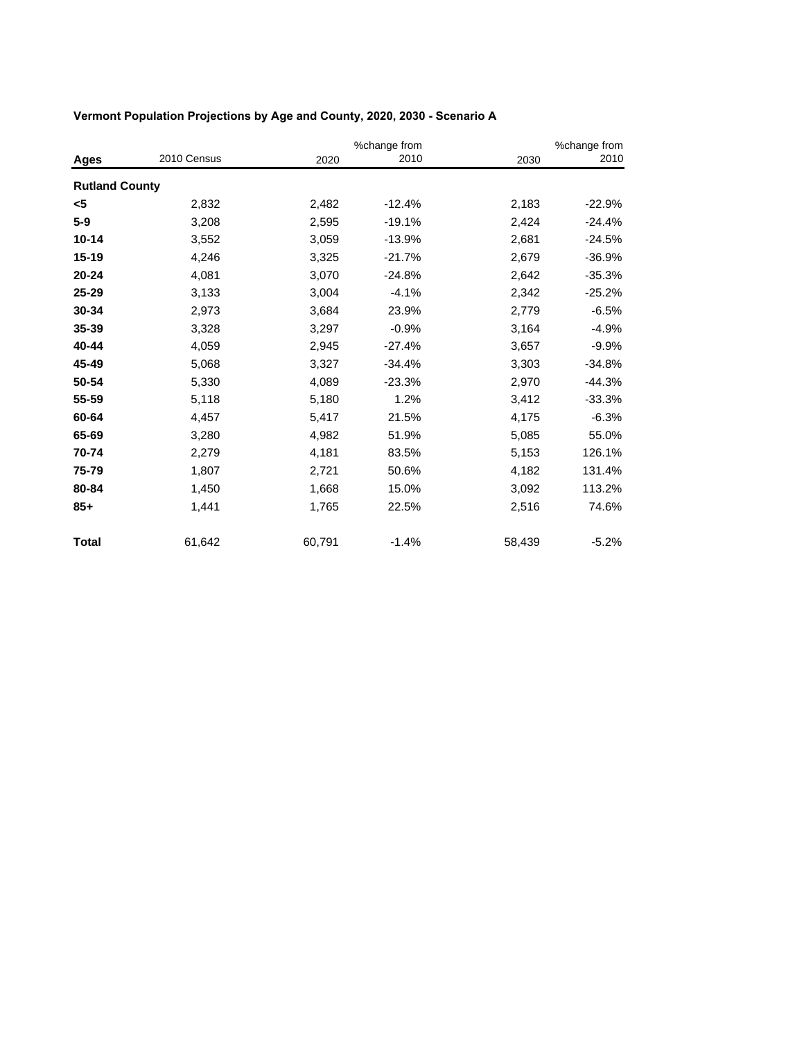**Vermont Population Projections by Age and County, 2020, 2030 - Scenario A**

| Ages | 2010 Census | 2020 | %change from 2010 | 2030 | %change from 2010 |
|---|---|---|---|---|---|
| **Rutland County** | | | | | |
| **<5** | 2,832 | 2,482 | -12.4% | 2,183 | -22.9% |
| **5-9** | 3,208 | 2,595 | -19.1% | 2,424 | -24.4% |
| **10-14** | 3,552 | 3,059 | -13.9% | 2,681 | -24.5% |
| **15-19** | 4,246 | 3,325 | -21.7% | 2,679 | -36.9% |
| **20-24** | 4,081 | 3,070 | -24.8% | 2,642 | -35.3% |
| **25-29** | 3,133 | 3,004 | -4.1% | 2,342 | -25.2% |
| **30-34** | 2,973 | 3,684 | 23.9% | 2,779 | -6.5% |
| **35-39** | 3,328 | 3,297 | -0.9% | 3,164 | -4.9% |
| **40-44** | 4,059 | 2,945 | -27.4% | 3,657 | -9.9% |
| **45-49** | 5,068 | 3,327 | -34.4% | 3,303 | -34.8% |
| **50-54** | 5,330 | 4,089 | -23.3% | 2,970 | -44.3% |
| **55-59** | 5,118 | 5,180 | 1.2% | 3,412 | -33.3% |
| **60-64** | 4,457 | 5,417 | 21.5% | 4,175 | -6.3% |
| **65-69** | 3,280 | 4,982 | 51.9% | 5,085 | 55.0% |
| **70-74** | 2,279 | 4,181 | 83.5% | 5,153 | 126.1% |
| **75-79** | 1,807 | 2,721 | 50.6% | 4,182 | 131.4% |
| **80-84** | 1,450 | 1,668 | 15.0% | 3,092 | 113.2% |
| **85+** | 1,441 | 1,765 | 22.5% | 2,516 | 74.6% |
| **Total** | 61,642 | 60,791 | -1.4% | 58,439 | -5.2% |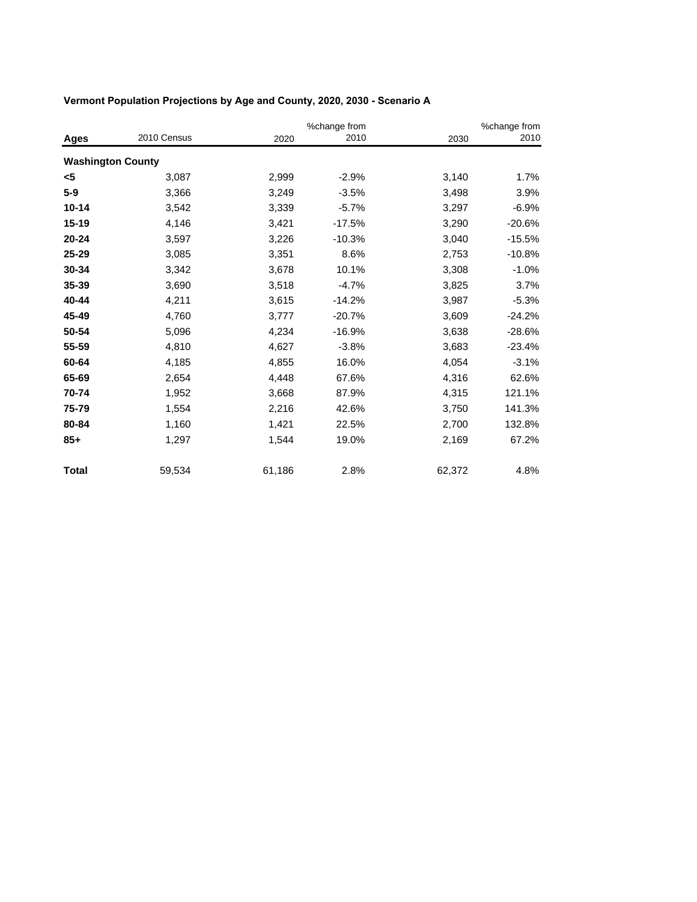**Vermont Population Projections by Age and County, 2020, 2030 - Scenario A**

| Ages | 2010 Census | 2020 | %change from 2010 | 2030 | %change from 2010 |
|---|---|---|---|---|---|
| **Washington County** | | | | | |
| **<5** | 3,087 | 2,999 | -2.9% | 3,140 | 1.7% |
| **5-9** | 3,366 | 3,249 | -3.5% | 3,498 | 3.9% |
| **10-14** | 3,542 | 3,339 | -5.7% | 3,297 | -6.9% |
| **15-19** | 4,146 | 3,421 | -17.5% | 3,290 | -20.6% |
| **20-24** | 3,597 | 3,226 | -10.3% | 3,040 | -15.5% |
| **25-29** | 3,085 | 3,351 | 8.6% | 2,753 | -10.8% |
| **30-34** | 3,342 | 3,678 | 10.1% | 3,308 | -1.0% |
| **35-39** | 3,690 | 3,518 | -4.7% | 3,825 | 3.7% |
| **40-44** | 4,211 | 3,615 | -14.2% | 3,987 | -5.3% |
| **45-49** | 4,760 | 3,777 | -20.7% | 3,609 | -24.2% |
| **50-54** | 5,096 | 4,234 | -16.9% | 3,638 | -28.6% |
| **55-59** | 4,810 | 4,627 | -3.8% | 3,683 | -23.4% |
| **60-64** | 4,185 | 4,855 | 16.0% | 4,054 | -3.1% |
| **65-69** | 2,654 | 4,448 | 67.6% | 4,316 | 62.6% |
| **70-74** | 1,952 | 3,668 | 87.9% | 4,315 | 121.1% |
| **75-79** | 1,554 | 2,216 | 42.6% | 3,750 | 141.3% |
| **80-84** | 1,160 | 1,421 | 22.5% | 2,700 | 132.8% |
| **85+** | 1,297 | 1,544 | 19.0% | 2,169 | 67.2% |
| **Total** | 59,534 | 61,186 | 2.8% | 62,372 | 4.8% |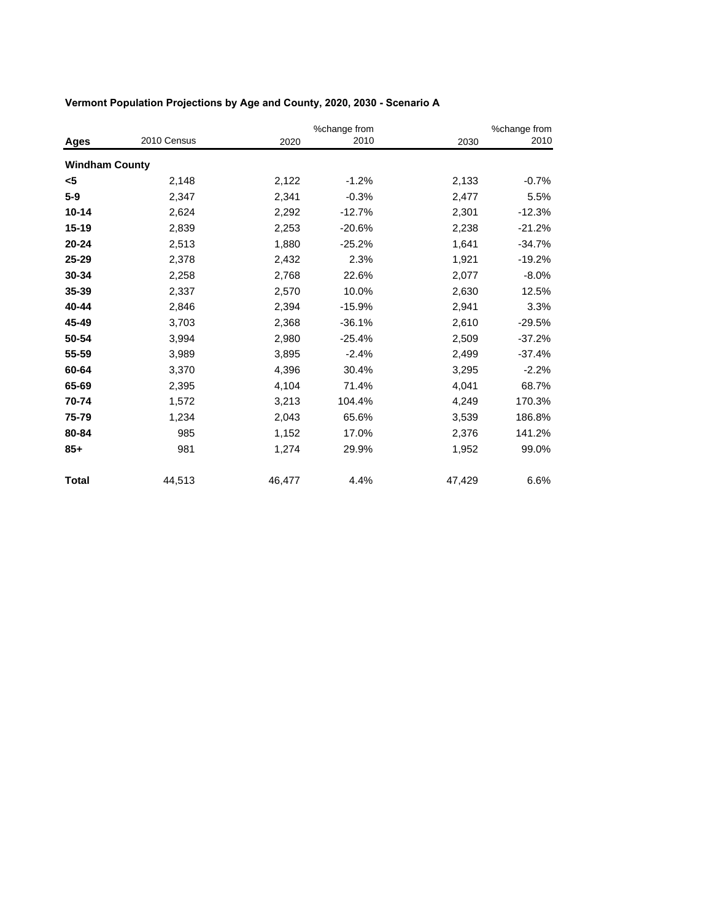**Vermont Population Projections by Age and County, 2020, 2030 - Scenario A**

| Ages | 2010 Census | 2020 | %change from 2010 | 2030 | %change from 2010 |
|---|---|---|---|---|---|
| **Windham County** | | | | | |
| **<5** | 2,148 | 2,122 | -1.2% | 2,133 | -0.7% |
| **5-9** | 2,347 | 2,341 | -0.3% | 2,477 | 5.5% |
| **10-14** | 2,624 | 2,292 | -12.7% | 2,301 | -12.3% |
| **15-19** | 2,839 | 2,253 | -20.6% | 2,238 | -21.2% |
| **20-24** | 2,513 | 1,880 | -25.2% | 1,641 | -34.7% |
| **25-29** | 2,378 | 2,432 | 2.3% | 1,921 | -19.2% |
| **30-34** | 2,258 | 2,768 | 22.6% | 2,077 | -8.0% |
| **35-39** | 2,337 | 2,570 | 10.0% | 2,630 | 12.5% |
| **40-44** | 2,846 | 2,394 | -15.9% | 2,941 | 3.3% |
| **45-49** | 3,703 | 2,368 | -36.1% | 2,610 | -29.5% |
| **50-54** | 3,994 | 2,980 | -25.4% | 2,509 | -37.2% |
| **55-59** | 3,989 | 3,895 | -2.4% | 2,499 | -37.4% |
| **60-64** | 3,370 | 4,396 | 30.4% | 3,295 | -2.2% |
| **65-69** | 2,395 | 4,104 | 71.4% | 4,041 | 68.7% |
| **70-74** | 1,572 | 3,213 | 104.4% | 4,249 | 170.3% |
| **75-79** | 1,234 | 2,043 | 65.6% | 3,539 | 186.8% |
| **80-84** | 985 | 1,152 | 17.0% | 2,376 | 141.2% |
| **85+** | 981 | 1,274 | 29.9% | 1,952 | 99.0% |
| **Total** | 44,513 | 46,477 | 4.4% | 47,429 | 6.6% |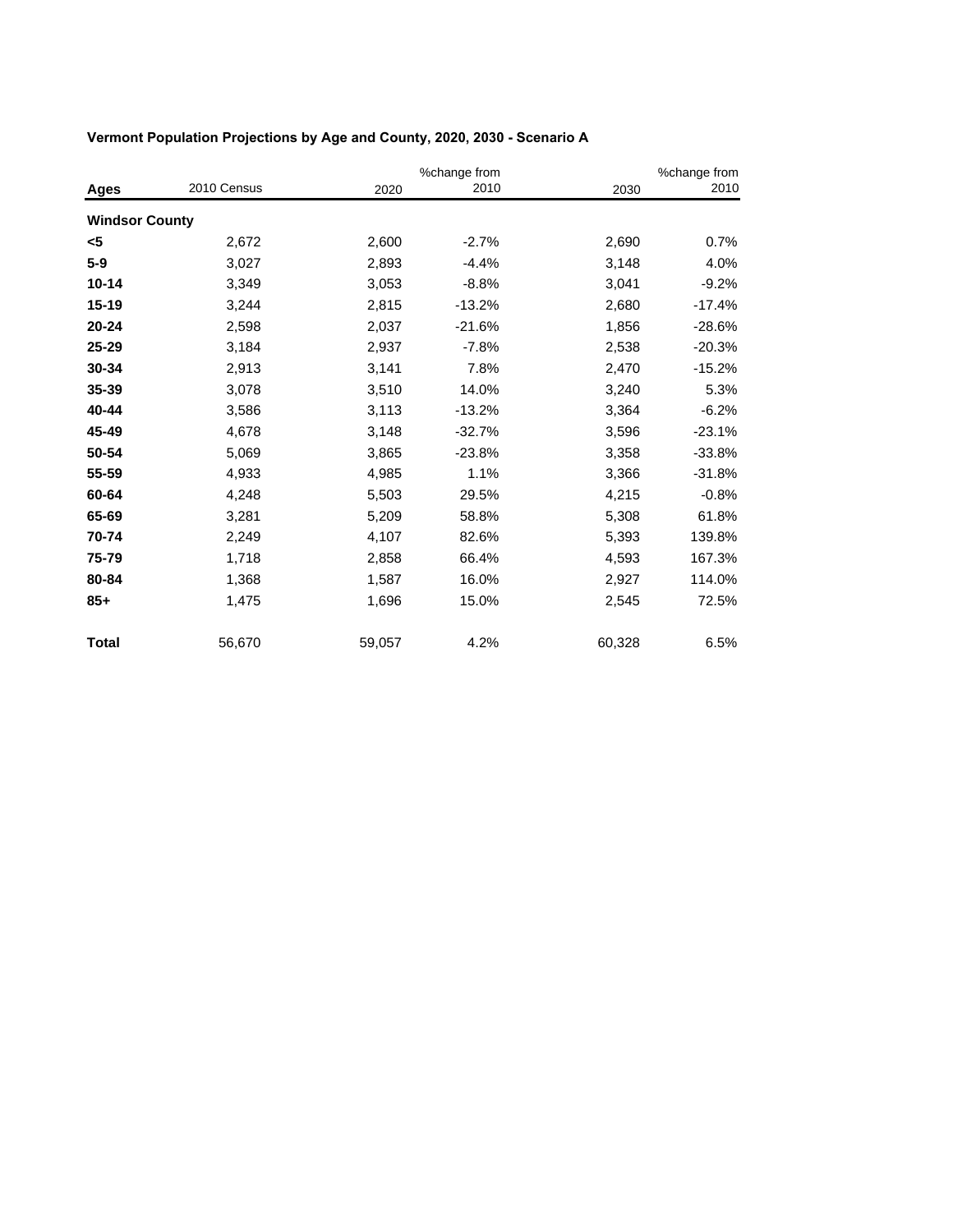**Vermont Population Projections by Age and County, 2020, 2030 - Scenario A**

| Ages | 2010 Census | 2020 | %change from 2010 | 2030 | %change from 2010 |
|---|---|---|---|---|---|
| **Windsor County** | | | | | |
| **<5** | 2,672 | 2,600 | -2.7% | 2,690 | 0.7% |
| **5-9** | 3,027 | 2,893 | -4.4% | 3,148 | 4.0% |
| **10-14** | 3,349 | 3,053 | -8.8% | 3,041 | -9.2% |
| **15-19** | 3,244 | 2,815 | -13.2% | 2,680 | -17.4% |
| **20-24** | 2,598 | 2,037 | -21.6% | 1,856 | -28.6% |
| **25-29** | 3,184 | 2,937 | -7.8% | 2,538 | -20.3% |
| **30-34** | 2,913 | 3,141 | 7.8% | 2,470 | -15.2% |
| **35-39** | 3,078 | 3,510 | 14.0% | 3,240 | 5.3% |
| **40-44** | 3,586 | 3,113 | -13.2% | 3,364 | -6.2% |
| **45-49** | 4,678 | 3,148 | -32.7% | 3,596 | -23.1% |
| **50-54** | 5,069 | 3,865 | -23.8% | 3,358 | -33.8% |
| **55-59** | 4,933 | 4,985 | 1.1% | 3,366 | -31.8% |
| **60-64** | 4,248 | 5,503 | 29.5% | 4,215 | -0.8% |
| **65-69** | 3,281 | 5,209 | 58.8% | 5,308 | 61.8% |
| **70-74** | 2,249 | 4,107 | 82.6% | 5,393 | 139.8% |
| **75-79** | 1,718 | 2,858 | 66.4% | 4,593 | 167.3% |
| **80-84** | 1,368 | 1,587 | 16.0% | 2,927 | 114.0% |
| **85+** | 1,475 | 1,696 | 15.0% | 2,545 | 72.5% |
| **Total** | 56,670 | 59,057 | 4.2% | 60,328 | 6.5% |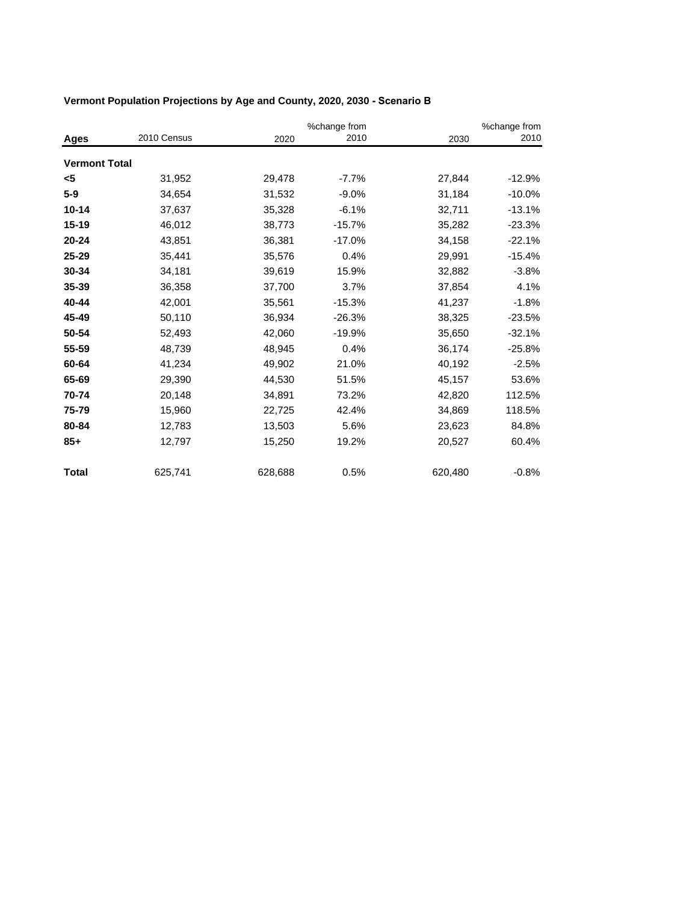**Vermont Population Projections by Age and County, 2020, 2030 - Scenario B**

| Ages | 2010 Census | 2020 | %change from 2010 | 2030 | %change from 2010 |
|---|---|---|---|---|---|
| **Vermont Total** | | | | | |
| **<5** | 31,952 | 29,478 | -7.7% | 27,844 | -12.9% |
| **5-9** | 34,654 | 31,532 | -9.0% | 31,184 | -10.0% |
| **10-14** | 37,637 | 35,328 | -6.1% | 32,711 | -13.1% |
| **15-19** | 46,012 | 38,773 | -15.7% | 35,282 | -23.3% |
| **20-24** | 43,851 | 36,381 | -17.0% | 34,158 | -22.1% |
| **25-29** | 35,441 | 35,576 | 0.4% | 29,991 | -15.4% |
| **30-34** | 34,181 | 39,619 | 15.9% | 32,882 | -3.8% |
| **35-39** | 36,358 | 37,700 | 3.7% | 37,854 | 4.1% |
| **40-44** | 42,001 | 35,561 | -15.3% | 41,237 | -1.8% |
| **45-49** | 50,110 | 36,934 | -26.3% | 38,325 | -23.5% |
| **50-54** | 52,493 | 42,060 | -19.9% | 35,650 | -32.1% |
| **55-59** | 48,739 | 48,945 | 0.4% | 36,174 | -25.8% |
| **60-64** | 41,234 | 49,902 | 21.0% | 40,192 | -2.5% |
| **65-69** | 29,390 | 44,530 | 51.5% | 45,157 | 53.6% |
| **70-74** | 20,148 | 34,891 | 73.2% | 42,820 | 112.5% |
| **75-79** | 15,960 | 22,725 | 42.4% | 34,869 | 118.5% |
| **80-84** | 12,783 | 13,503 | 5.6% | 23,623 | 84.8% |
| **85+** | 12,797 | 15,250 | 19.2% | 20,527 | 60.4% |
| **Total** | 625,741 | 628,688 | 0.5% | 620,480 | -0.8% |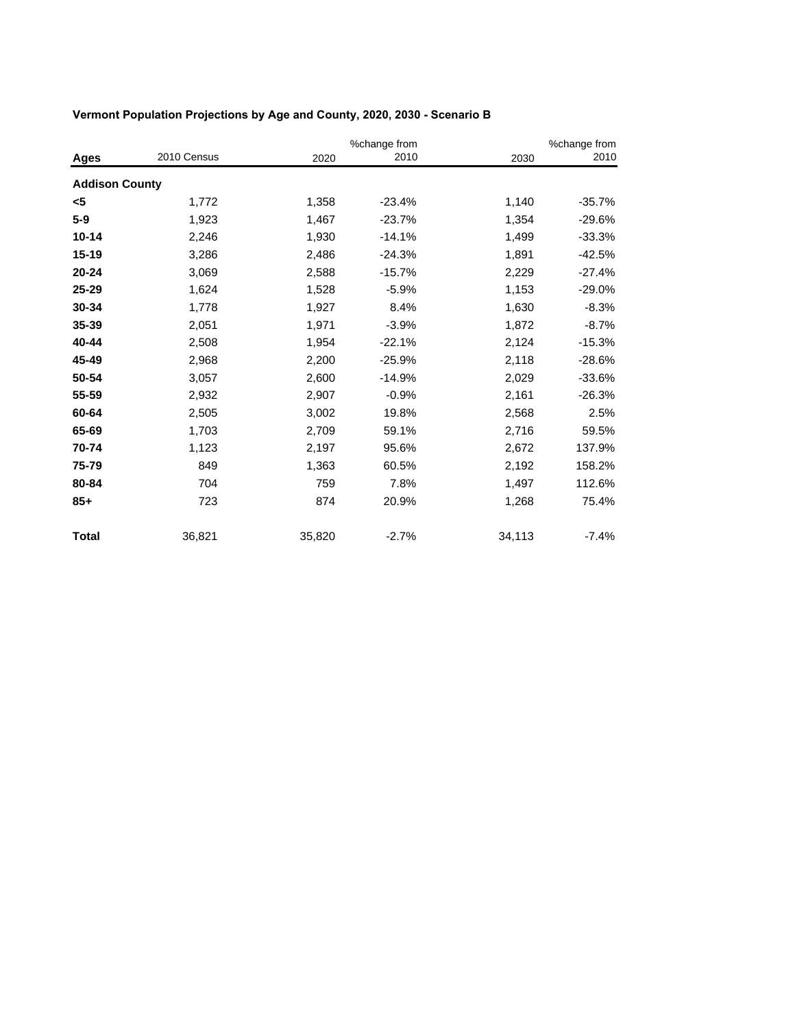**Vermont Population Projections by Age and County, 2020, 2030 - Scenario B**

| Ages | 2010 Census | 2020 | %change from 2010 | 2030 | %change from 2010 |
|---|---|---|---|---|---|
| **Addison County** | | | | | |
| **<5** | 1,772 | 1,358 | -23.4% | 1,140 | -35.7% |
| **5-9** | 1,923 | 1,467 | -23.7% | 1,354 | -29.6% |
| **10-14** | 2,246 | 1,930 | -14.1% | 1,499 | -33.3% |
| **15-19** | 3,286 | 2,486 | -24.3% | 1,891 | -42.5% |
| **20-24** | 3,069 | 2,588 | -15.7% | 2,229 | -27.4% |
| **25-29** | 1,624 | 1,528 | -5.9% | 1,153 | -29.0% |
| **30-34** | 1,778 | 1,927 | 8.4% | 1,630 | -8.3% |
| **35-39** | 2,051 | 1,971 | -3.9% | 1,872 | -8.7% |
| **40-44** | 2,508 | 1,954 | -22.1% | 2,124 | -15.3% |
| **45-49** | 2,968 | 2,200 | -25.9% | 2,118 | -28.6% |
| **50-54** | 3,057 | 2,600 | -14.9% | 2,029 | -33.6% |
| **55-59** | 2,932 | 2,907 | -0.9% | 2,161 | -26.3% |
| **60-64** | 2,505 | 3,002 | 19.8% | 2,568 | 2.5% |
| **65-69** | 1,703 | 2,709 | 59.1% | 2,716 | 59.5% |
| **70-74** | 1,123 | 2,197 | 95.6% | 2,672 | 137.9% |
| **75-79** | 849 | 1,363 | 60.5% | 2,192 | 158.2% |
| **80-84** | 704 | 759 | 7.8% | 1,497 | 112.6% |
| **85+** | 723 | 874 | 20.9% | 1,268 | 75.4% |
| **Total** | 36,821 | 35,820 | -2.7% | 34,113 | -7.4% |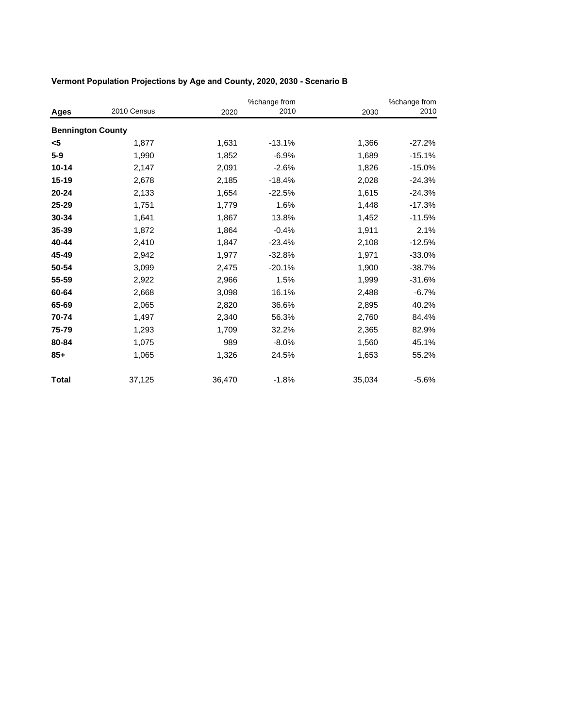**Vermont Population Projections by Age and County, 2020, 2030 - Scenario B**

| Ages | 2010 Census | 2020 | %change from 2010 | 2030 | %change from 2010 |
|---|---|---|---|---|---|
| **Bennington County** | | | | | |
| **<5** | 1,877 | 1,631 | -13.1% | 1,366 | -27.2% |
| **5-9** | 1,990 | 1,852 | -6.9% | 1,689 | -15.1% |
| **10-14** | 2,147 | 2,091 | -2.6% | 1,826 | -15.0% |
| **15-19** | 2,678 | 2,185 | -18.4% | 2,028 | -24.3% |
| **20-24** | 2,133 | 1,654 | -22.5% | 1,615 | -24.3% |
| **25-29** | 1,751 | 1,779 | 1.6% | 1,448 | -17.3% |
| **30-34** | 1,641 | 1,867 | 13.8% | 1,452 | -11.5% |
| **35-39** | 1,872 | 1,864 | -0.4% | 1,911 | 2.1% |
| **40-44** | 2,410 | 1,847 | -23.4% | 2,108 | -12.5% |
| **45-49** | 2,942 | 1,977 | -32.8% | 1,971 | -33.0% |
| **50-54** | 3,099 | 2,475 | -20.1% | 1,900 | -38.7% |
| **55-59** | 2,922 | 2,966 | 1.5% | 1,999 | -31.6% |
| **60-64** | 2,668 | 3,098 | 16.1% | 2,488 | -6.7% |
| **65-69** | 2,065 | 2,820 | 36.6% | 2,895 | 40.2% |
| **70-74** | 1,497 | 2,340 | 56.3% | 2,760 | 84.4% |
| **75-79** | 1,293 | 1,709 | 32.2% | 2,365 | 82.9% |
| **80-84** | 1,075 | 989 | -8.0% | 1,560 | 45.1% |
| **85+** | 1,065 | 1,326 | 24.5% | 1,653 | 55.2% |
| **Total** | 37,125 | 36,470 | -1.8% | 35,034 | -5.6% |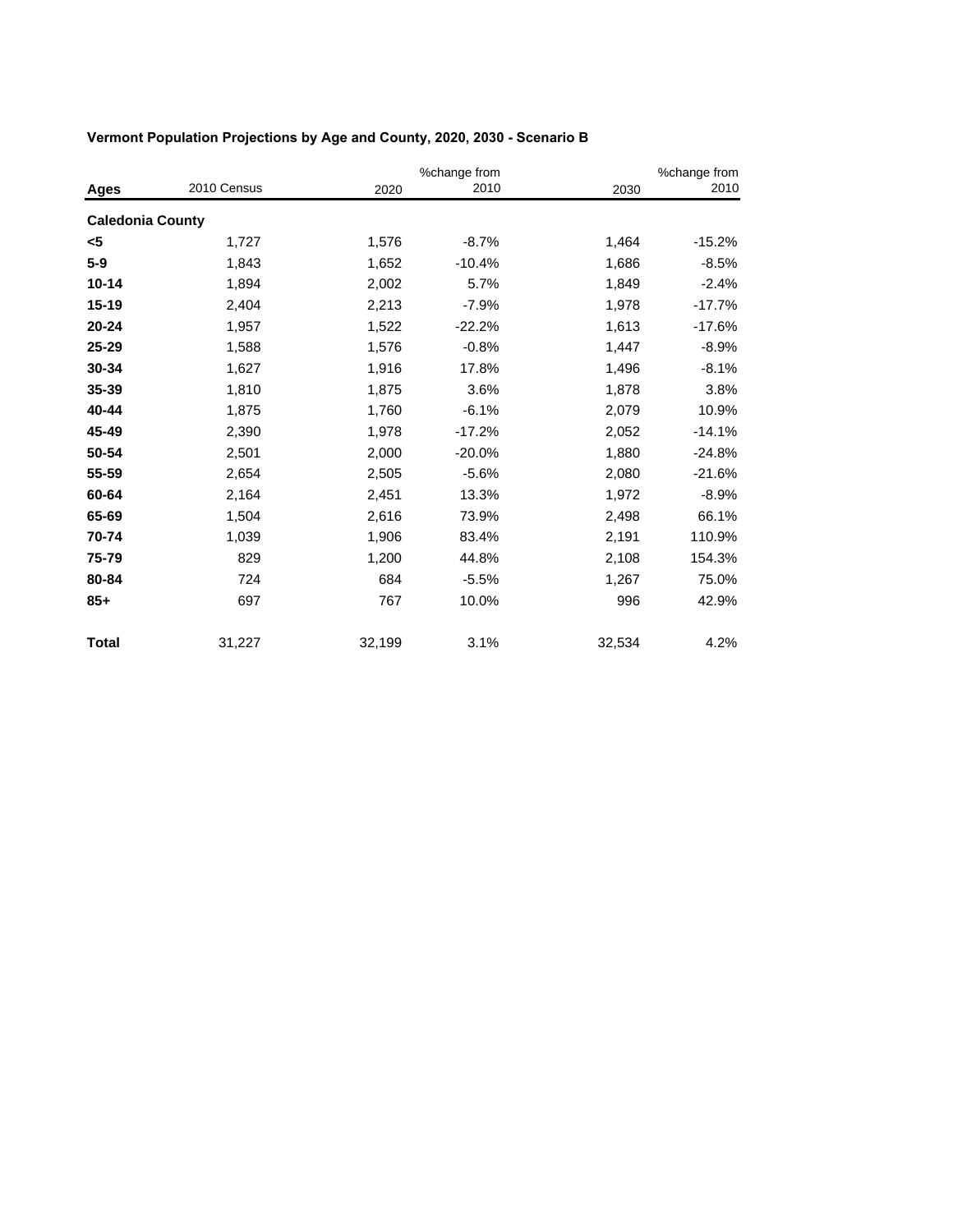**Vermont Population Projections by Age and County, 2020, 2030 - Scenario B**

| Ages | 2010 Census | 2020 | %change from 2010 | 2030 | %change from 2010 |
|---|---|---|---|---|---|
| **Caledonia County** | | | | | |
| **<5** | 1,727 | 1,576 | -8.7% | 1,464 | -15.2% |
| **5-9** | 1,843 | 1,652 | -10.4% | 1,686 | -8.5% |
| **10-14** | 1,894 | 2,002 | 5.7% | 1,849 | -2.4% |
| **15-19** | 2,404 | 2,213 | -7.9% | 1,978 | -17.7% |
| **20-24** | 1,957 | 1,522 | -22.2% | 1,613 | -17.6% |
| **25-29** | 1,588 | 1,576 | -0.8% | 1,447 | -8.9% |
| **30-34** | 1,627 | 1,916 | 17.8% | 1,496 | -8.1% |
| **35-39** | 1,810 | 1,875 | 3.6% | 1,878 | 3.8% |
| **40-44** | 1,875 | 1,760 | -6.1% | 2,079 | 10.9% |
| **45-49** | 2,390 | 1,978 | -17.2% | 2,052 | -14.1% |
| **50-54** | 2,501 | 2,000 | -20.0% | 1,880 | -24.8% |
| **55-59** | 2,654 | 2,505 | -5.6% | 2,080 | -21.6% |
| **60-64** | 2,164 | 2,451 | 13.3% | 1,972 | -8.9% |
| **65-69** | 1,504 | 2,616 | 73.9% | 2,498 | 66.1% |
| **70-74** | 1,039 | 1,906 | 83.4% | 2,191 | 110.9% |
| **75-79** | 829 | 1,200 | 44.8% | 2,108 | 154.3% |
| **80-84** | 724 | 684 | -5.5% | 1,267 | 75.0% |
| **85+** | 697 | 767 | 10.0% | 996 | 42.9% |
| **Total** | 31,227 | 32,199 | 3.1% | 32,534 | 4.2% |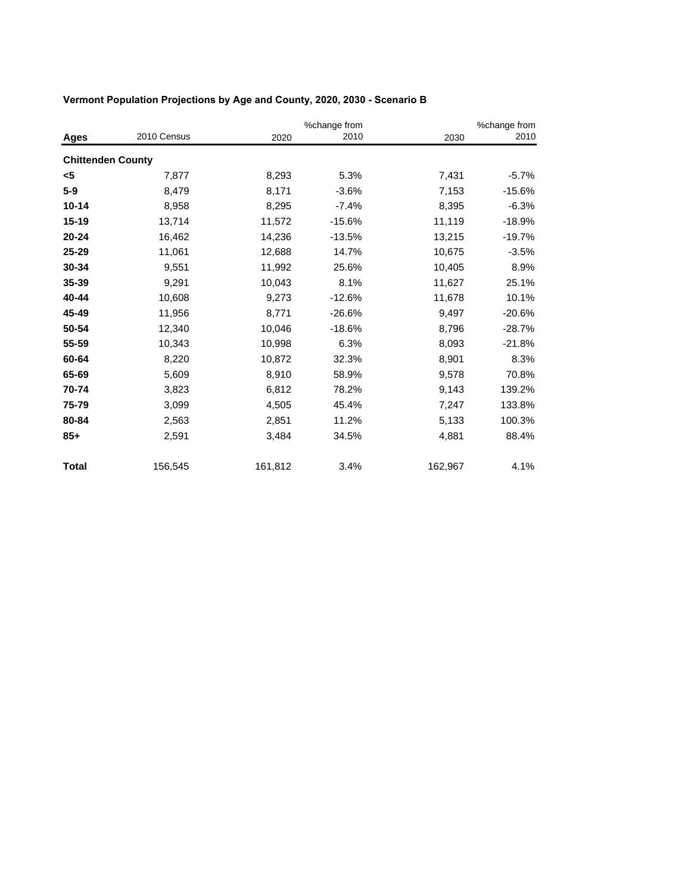**Vermont Population Projections by Age and County, 2020, 2030 - Scenario B**

| Ages | 2010 Census | 2020 | %change from 2010 | 2030 | %change from 2010 |
|---|---|---|---|---|---|
| **Chittenden County** | | | | | |
| **<5** | 7,877 | 8,293 | 5.3% | 7,431 | -5.7% |
| **5-9** | 8,479 | 8,171 | -3.6% | 7,153 | -15.6% |
| **10-14** | 8,958 | 8,295 | -7.4% | 8,395 | -6.3% |
| **15-19** | 13,714 | 11,572 | -15.6% | 11,119 | -18.9% |
| **20-24** | 16,462 | 14,236 | -13.5% | 13,215 | -19.7% |
| **25-29** | 11,061 | 12,688 | 14.7% | 10,675 | -3.5% |
| **30-34** | 9,551 | 11,992 | 25.6% | 10,405 | 8.9% |
| **35-39** | 9,291 | 10,043 | 8.1% | 11,627 | 25.1% |
| **40-44** | 10,608 | 9,273 | -12.6% | 11,678 | 10.1% |
| **45-49** | 11,956 | 8,771 | -26.6% | 9,497 | -20.6% |
| **50-54** | 12,340 | 10,046 | -18.6% | 8,796 | -28.7% |
| **55-59** | 10,343 | 10,998 | 6.3% | 8,093 | -21.8% |
| **60-64** | 8,220 | 10,872 | 32.3% | 8,901 | 8.3% |
| **65-69** | 5,609 | 8,910 | 58.9% | 9,578 | 70.8% |
| **70-74** | 3,823 | 6,812 | 78.2% | 9,143 | 139.2% |
| **75-79** | 3,099 | 4,505 | 45.4% | 7,247 | 133.8% |
| **80-84** | 2,563 | 2,851 | 11.2% | 5,133 | 100.3% |
| **85+** | 2,591 | 3,484 | 34.5% | 4,881 | 88.4% |
| **Total** | 156,545 | 161,812 | 3.4% | 162,967 | 4.1% |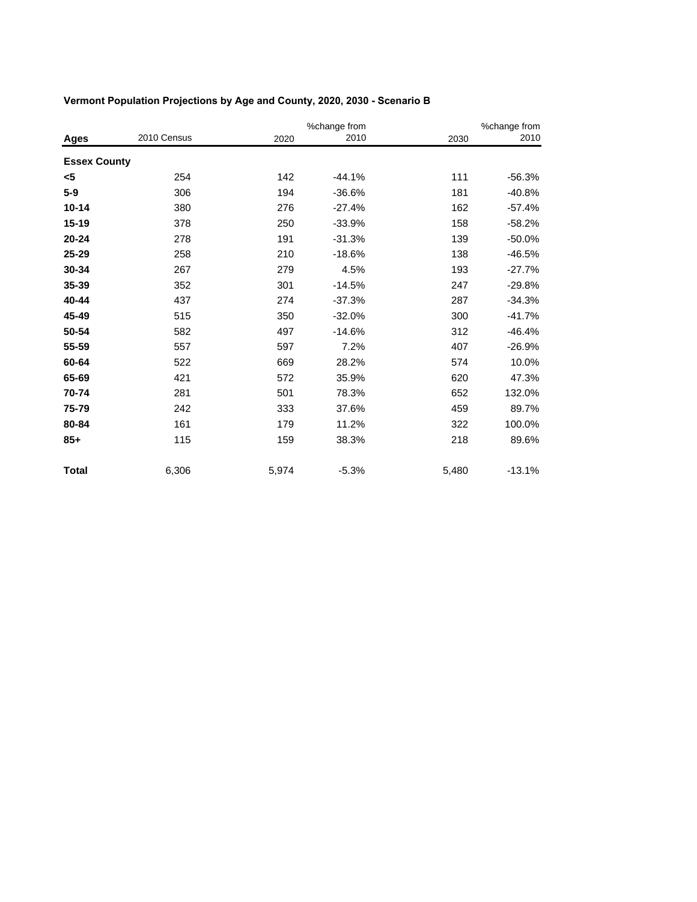**Vermont Population Projections by Age and County, 2020, 2030 - Scenario B**

| Ages | 2010 Census | 2020 | %change from 2010 | 2030 | %change from 2010 |
|---|---|---|---|---|---|
| **Essex County** | | | | | |
| **<5** | 254 | 142 | -44.1% | 111 | -56.3% |
| **5-9** | 306 | 194 | -36.6% | 181 | -40.8% |
| **10-14** | 380 | 276 | -27.4% | 162 | -57.4% |
| **15-19** | 378 | 250 | -33.9% | 158 | -58.2% |
| **20-24** | 278 | 191 | -31.3% | 139 | -50.0% |
| **25-29** | 258 | 210 | -18.6% | 138 | -46.5% |
| **30-34** | 267 | 279 | 4.5% | 193 | -27.7% |
| **35-39** | 352 | 301 | -14.5% | 247 | -29.8% |
| **40-44** | 437 | 274 | -37.3% | 287 | -34.3% |
| **45-49** | 515 | 350 | -32.0% | 300 | -41.7% |
| **50-54** | 582 | 497 | -14.6% | 312 | -46.4% |
| **55-59** | 557 | 597 | 7.2% | 407 | -26.9% |
| **60-64** | 522 | 669 | 28.2% | 574 | 10.0% |
| **65-69** | 421 | 572 | 35.9% | 620 | 47.3% |
| **70-74** | 281 | 501 | 78.3% | 652 | 132.0% |
| **75-79** | 242 | 333 | 37.6% | 459 | 89.7% |
| **80-84** | 161 | 179 | 11.2% | 322 | 100.0% |
| **85+** | 115 | 159 | 38.3% | 218 | 89.6% |
| **Total** | 6,306 | 5,974 | -5.3% | 5,480 | -13.1% |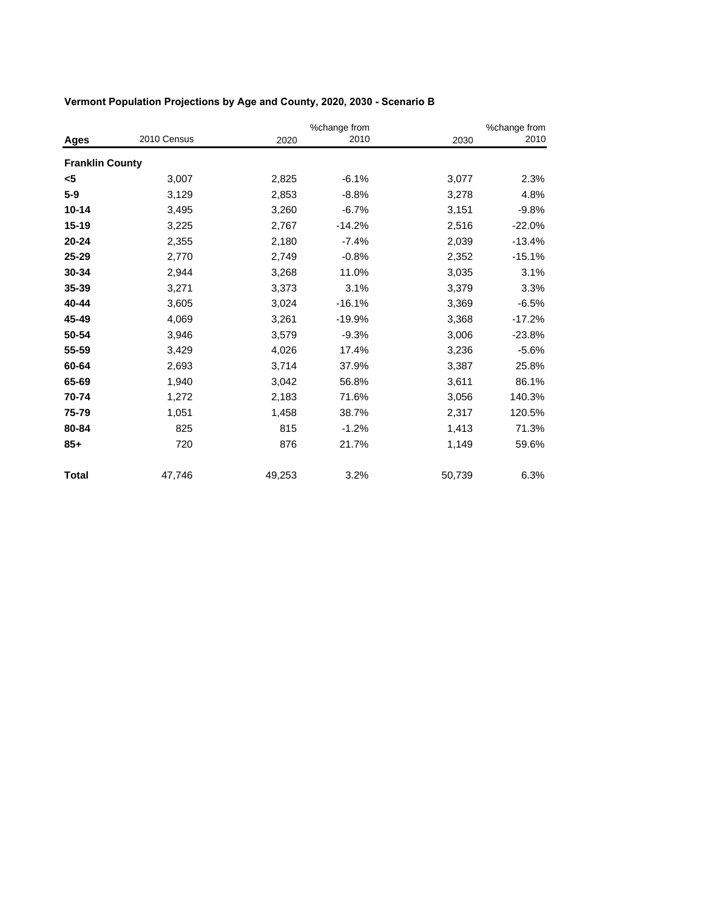**Vermont Population Projections by Age and County, 2020, 2030 - Scenario B**

| Ages | 2010 Census | 2020 | %change from 2010 | 2030 | %change from 2010 |
|---|---|---|---|---|---|
| **Franklin County** | | | | | |
| **<5** | 3,007 | 2,825 | -6.1% | 3,077 | 2.3% |
| **5-9** | 3,129 | 2,853 | -8.8% | 3,278 | 4.8% |
| **10-14** | 3,495 | 3,260 | -6.7% | 3,151 | -9.8% |
| **15-19** | 3,225 | 2,767 | -14.2% | 2,516 | -22.0% |
| **20-24** | 2,355 | 2,180 | -7.4% | 2,039 | -13.4% |
| **25-29** | 2,770 | 2,749 | -0.8% | 2,352 | -15.1% |
| **30-34** | 2,944 | 3,268 | 11.0% | 3,035 | 3.1% |
| **35-39** | 3,271 | 3,373 | 3.1% | 3,379 | 3.3% |
| **40-44** | 3,605 | 3,024 | -16.1% | 3,369 | -6.5% |
| **45-49** | 4,069 | 3,261 | -19.9% | 3,368 | -17.2% |
| **50-54** | 3,946 | 3,579 | -9.3% | 3,006 | -23.8% |
| **55-59** | 3,429 | 4,026 | 17.4% | 3,236 | -5.6% |
| **60-64** | 2,693 | 3,714 | 37.9% | 3,387 | 25.8% |
| **65-69** | 1,940 | 3,042 | 56.8% | 3,611 | 86.1% |
| **70-74** | 1,272 | 2,183 | 71.6% | 3,056 | 140.3% |
| **75-79** | 1,051 | 1,458 | 38.7% | 2,317 | 120.5% |
| **80-84** | 825 | 815 | -1.2% | 1,413 | 71.3% |
| **85+** | 720 | 876 | 21.7% | 1,149 | 59.6% |
| **Total** | 47,746 | 49,253 | 3.2% | 50,739 | 6.3% |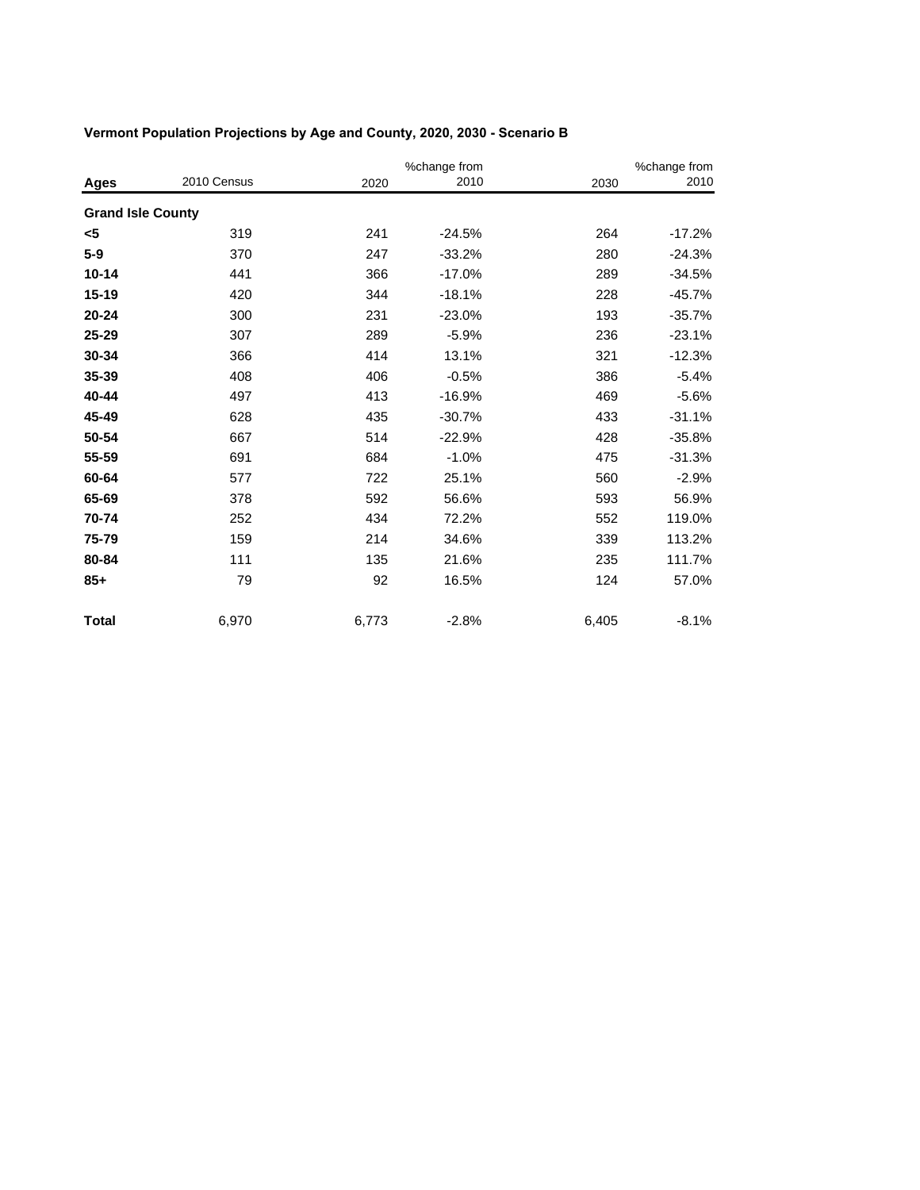**Vermont Population Projections by Age and County, 2020, 2030 - Scenario B**

| Ages | 2010 Census | 2020 | %change from 2010 | 2030 | %change from 2010 |
|---|---|---|---|---|---|
| **Grand Isle County** | | | | | |
| **<5** | 319 | 241 | -24.5% | 264 | -17.2% |
| **5-9** | 370 | 247 | -33.2% | 280 | -24.3% |
| **10-14** | 441 | 366 | -17.0% | 289 | -34.5% |
| **15-19** | 420 | 344 | -18.1% | 228 | -45.7% |
| **20-24** | 300 | 231 | -23.0% | 193 | -35.7% |
| **25-29** | 307 | 289 | -5.9% | 236 | -23.1% |
| **30-34** | 366 | 414 | 13.1% | 321 | -12.3% |
| **35-39** | 408 | 406 | -0.5% | 386 | -5.4% |
| **40-44** | 497 | 413 | -16.9% | 469 | -5.6% |
| **45-49** | 628 | 435 | -30.7% | 433 | -31.1% |
| **50-54** | 667 | 514 | -22.9% | 428 | -35.8% |
| **55-59** | 691 | 684 | -1.0% | 475 | -31.3% |
| **60-64** | 577 | 722 | 25.1% | 560 | -2.9% |
| **65-69** | 378 | 592 | 56.6% | 593 | 56.9% |
| **70-74** | 252 | 434 | 72.2% | 552 | 119.0% |
| **75-79** | 159 | 214 | 34.6% | 339 | 113.2% |
| **80-84** | 111 | 135 | 21.6% | 235 | 111.7% |
| **85+** | 79 | 92 | 16.5% | 124 | 57.0% |
| **Total** | 6,970 | 6,773 | -2.8% | 6,405 | -8.1% |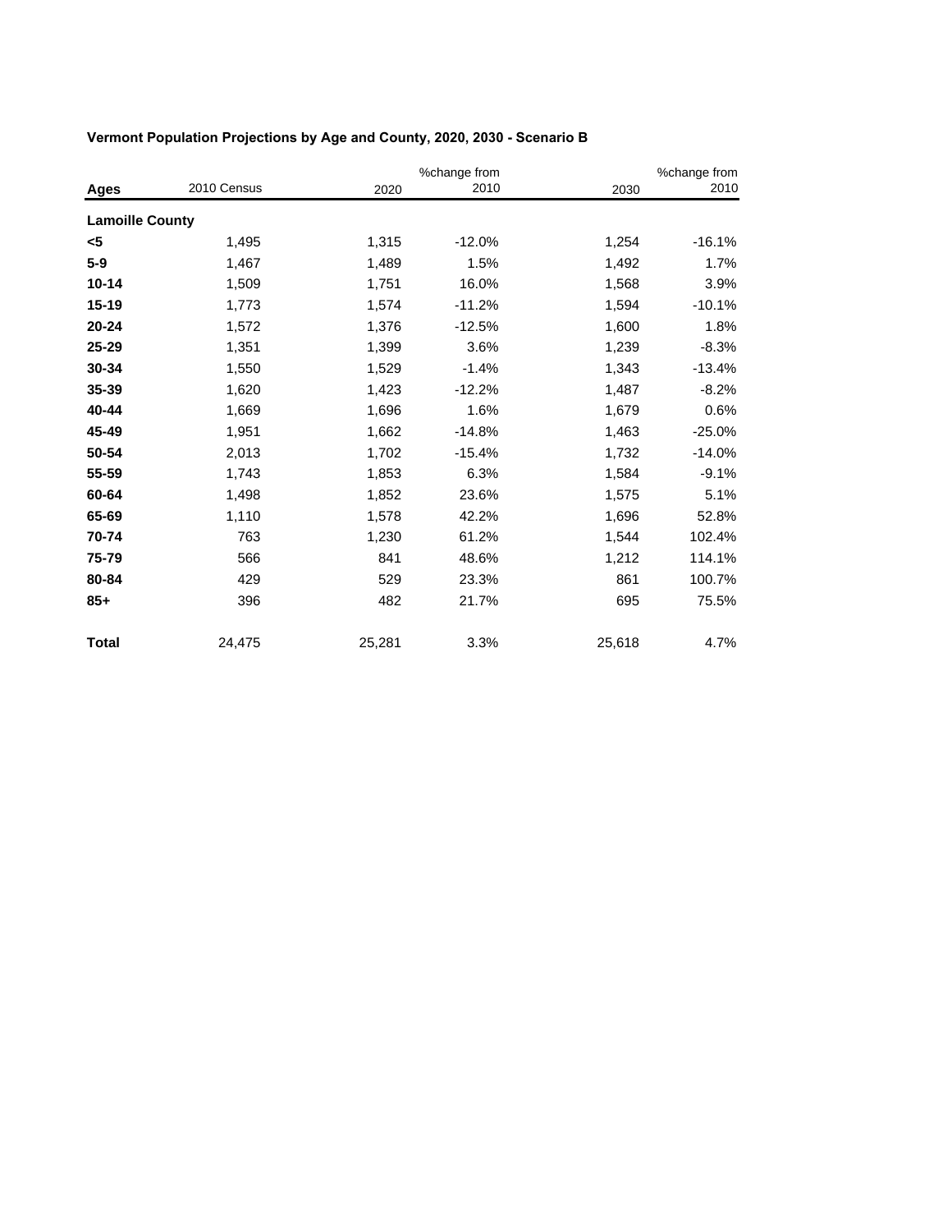**Vermont Population Projections by Age and County, 2020, 2030 - Scenario B**

| Ages | 2010 Census | 2020 | %change from 2010 | 2030 | %change from 2010 |
|---|---|---|---|---|---|
| **Lamoille County** | | | | | |
| **<5** | 1,495 | 1,315 | -12.0% | 1,254 | -16.1% |
| **5-9** | 1,467 | 1,489 | 1.5% | 1,492 | 1.7% |
| **10-14** | 1,509 | 1,751 | 16.0% | 1,568 | 3.9% |
| **15-19** | 1,773 | 1,574 | -11.2% | 1,594 | -10.1% |
| **20-24** | 1,572 | 1,376 | -12.5% | 1,600 | 1.8% |
| **25-29** | 1,351 | 1,399 | 3.6% | 1,239 | -8.3% |
| **30-34** | 1,550 | 1,529 | -1.4% | 1,343 | -13.4% |
| **35-39** | 1,620 | 1,423 | -12.2% | 1,487 | -8.2% |
| **40-44** | 1,669 | 1,696 | 1.6% | 1,679 | 0.6% |
| **45-49** | 1,951 | 1,662 | -14.8% | 1,463 | -25.0% |
| **50-54** | 2,013 | 1,702 | -15.4% | 1,732 | -14.0% |
| **55-59** | 1,743 | 1,853 | 6.3% | 1,584 | -9.1% |
| **60-64** | 1,498 | 1,852 | 23.6% | 1,575 | 5.1% |
| **65-69** | 1,110 | 1,578 | 42.2% | 1,696 | 52.8% |
| **70-74** | 763 | 1,230 | 61.2% | 1,544 | 102.4% |
| **75-79** | 566 | 841 | 48.6% | 1,212 | 114.1% |
| **80-84** | 429 | 529 | 23.3% | 861 | 100.7% |
| **85+** | 396 | 482 | 21.7% | 695 | 75.5% |
| **Total** | 24,475 | 25,281 | 3.3% | 25,618 | 4.7% |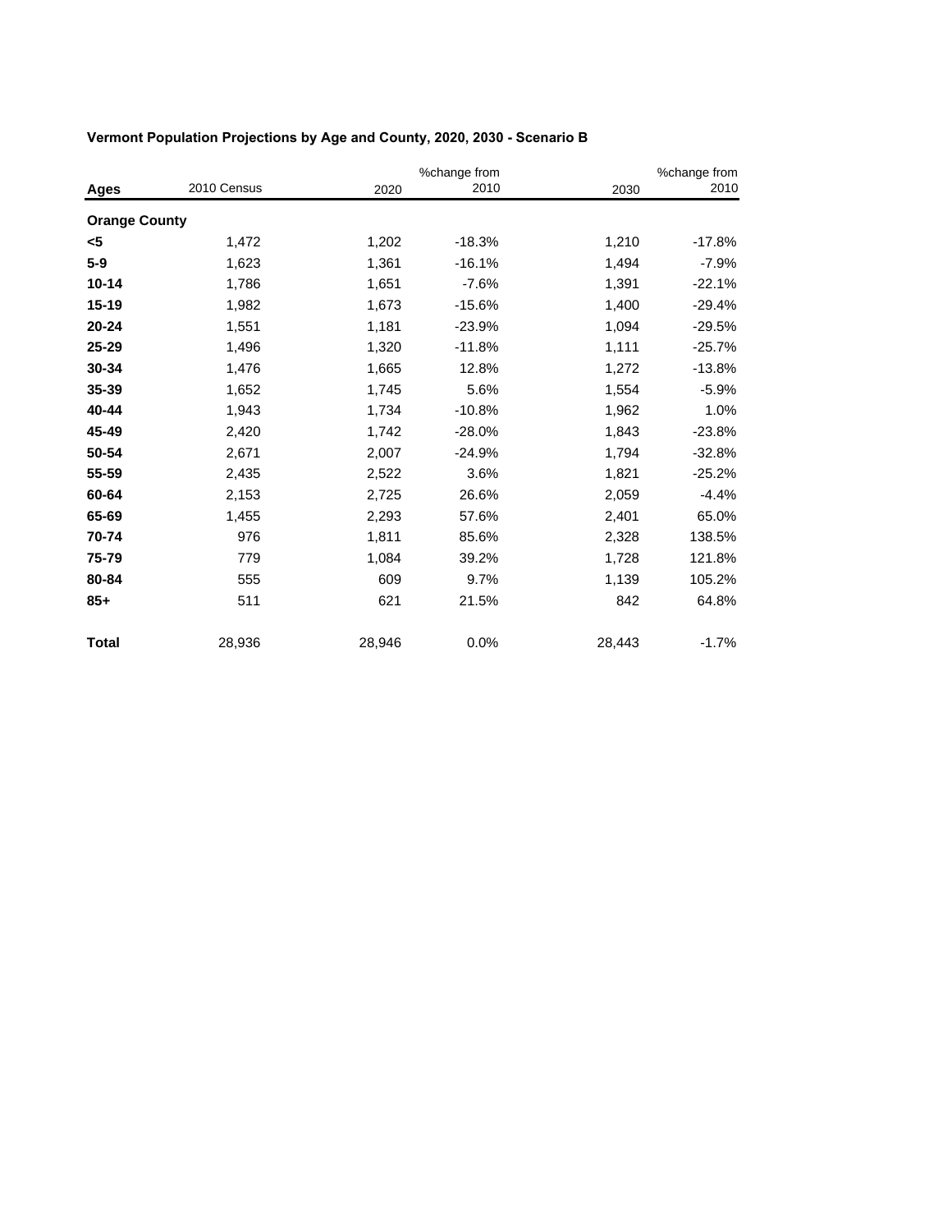**Vermont Population Projections by Age and County, 2020, 2030 - Scenario B**

| Ages | 2010 Census | 2020 | %change from 2010 | 2030 | %change from 2010 |
|---|---|---|---|---|---|
| **Orange County** | | | | | |
| **<5** | 1,472 | 1,202 | -18.3% | 1,210 | -17.8% |
| **5-9** | 1,623 | 1,361 | -16.1% | 1,494 | -7.9% |
| **10-14** | 1,786 | 1,651 | -7.6% | 1,391 | -22.1% |
| **15-19** | 1,982 | 1,673 | -15.6% | 1,400 | -29.4% |
| **20-24** | 1,551 | 1,181 | -23.9% | 1,094 | -29.5% |
| **25-29** | 1,496 | 1,320 | -11.8% | 1,111 | -25.7% |
| **30-34** | 1,476 | 1,665 | 12.8% | 1,272 | -13.8% |
| **35-39** | 1,652 | 1,745 | 5.6% | 1,554 | -5.9% |
| **40-44** | 1,943 | 1,734 | -10.8% | 1,962 | 1.0% |
| **45-49** | 2,420 | 1,742 | -28.0% | 1,843 | -23.8% |
| **50-54** | 2,671 | 2,007 | -24.9% | 1,794 | -32.8% |
| **55-59** | 2,435 | 2,522 | 3.6% | 1,821 | -25.2% |
| **60-64** | 2,153 | 2,725 | 26.6% | 2,059 | -4.4% |
| **65-69** | 1,455 | 2,293 | 57.6% | 2,401 | 65.0% |
| **70-74** | 976 | 1,811 | 85.6% | 2,328 | 138.5% |
| **75-79** | 779 | 1,084 | 39.2% | 1,728 | 121.8% |
| **80-84** | 555 | 609 | 9.7% | 1,139 | 105.2% |
| **85+** | 511 | 621 | 21.5% | 842 | 64.8% |
| **Total** | 28,936 | 28,946 | 0.0% | 28,443 | -1.7% |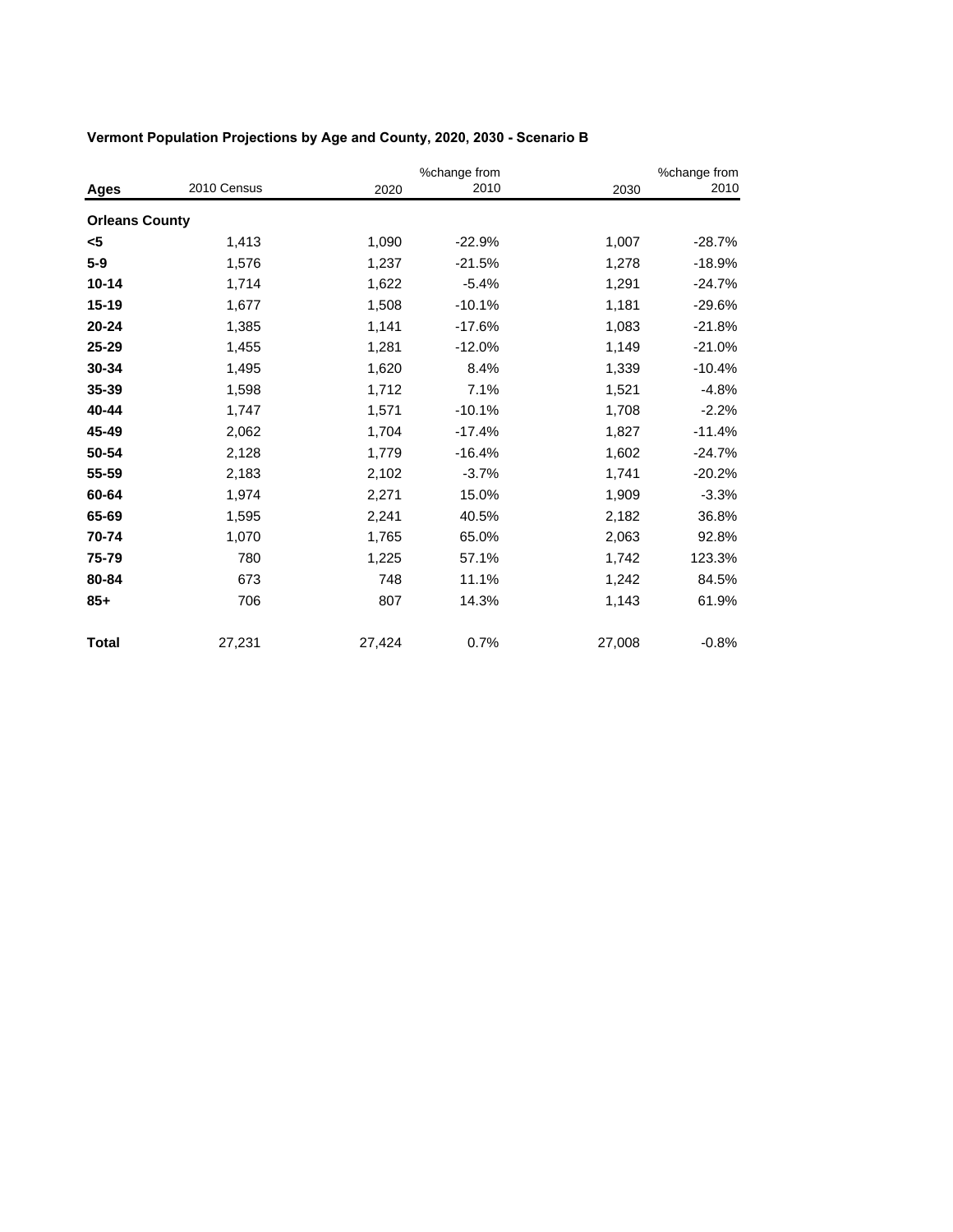**Vermont Population Projections by Age and County, 2020, 2030 - Scenario B**

| Ages | 2010 Census | 2020 | %change from 2010 | 2030 | %change from 2010 |
|---|---|---|---|---|---|
| **Orleans County** | | | | | |
| **<5** | 1,413 | 1,090 | -22.9% | 1,007 | -28.7% |
| **5-9** | 1,576 | 1,237 | -21.5% | 1,278 | -18.9% |
| **10-14** | 1,714 | 1,622 | -5.4% | 1,291 | -24.7% |
| **15-19** | 1,677 | 1,508 | -10.1% | 1,181 | -29.6% |
| **20-24** | 1,385 | 1,141 | -17.6% | 1,083 | -21.8% |
| **25-29** | 1,455 | 1,281 | -12.0% | 1,149 | -21.0% |
| **30-34** | 1,495 | 1,620 | 8.4% | 1,339 | -10.4% |
| **35-39** | 1,598 | 1,712 | 7.1% | 1,521 | -4.8% |
| **40-44** | 1,747 | 1,571 | -10.1% | 1,708 | -2.2% |
| **45-49** | 2,062 | 1,704 | -17.4% | 1,827 | -11.4% |
| **50-54** | 2,128 | 1,779 | -16.4% | 1,602 | -24.7% |
| **55-59** | 2,183 | 2,102 | -3.7% | 1,741 | -20.2% |
| **60-64** | 1,974 | 2,271 | 15.0% | 1,909 | -3.3% |
| **65-69** | 1,595 | 2,241 | 40.5% | 2,182 | 36.8% |
| **70-74** | 1,070 | 1,765 | 65.0% | 2,063 | 92.8% |
| **75-79** | 780 | 1,225 | 57.1% | 1,742 | 123.3% |
| **80-84** | 673 | 748 | 11.1% | 1,242 | 84.5% |
| **85+** | 706 | 807 | 14.3% | 1,143 | 61.9% |
| **Total** | 27,231 | 27,424 | 0.7% | 27,008 | -0.8% |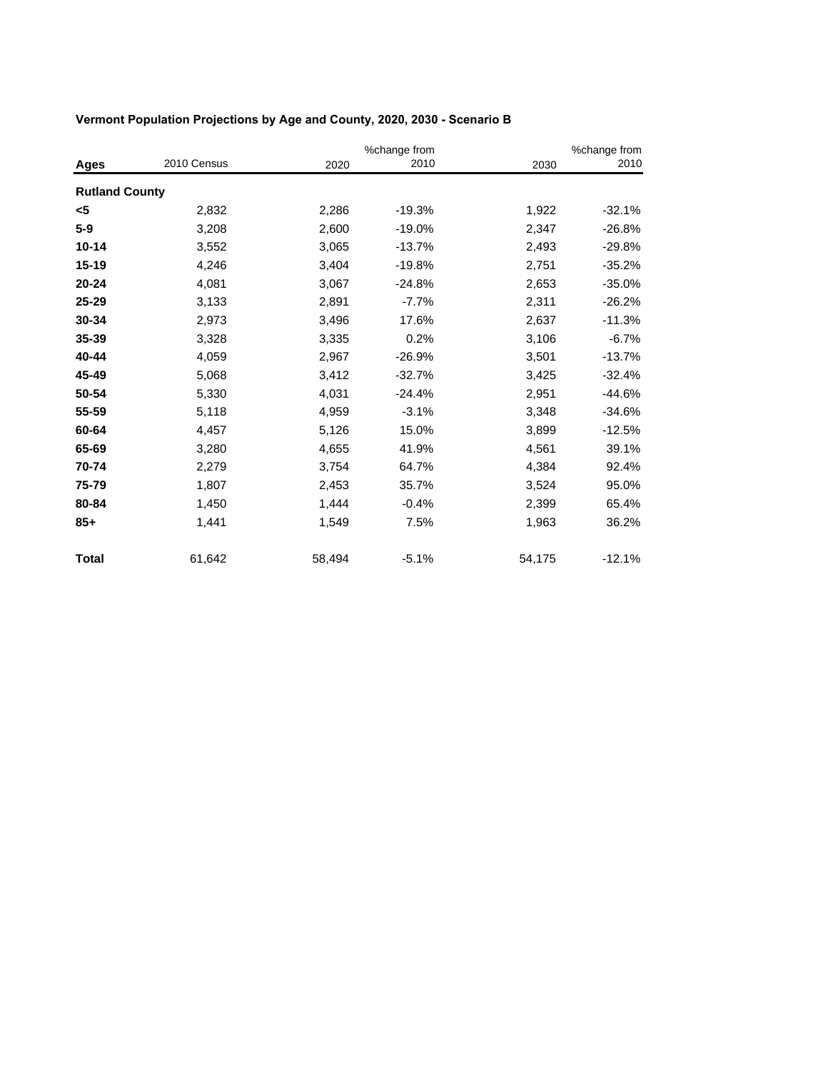**Vermont Population Projections by Age and County, 2020, 2030 - Scenario B**

| Ages | 2010 Census | 2020 | %change from 2010 | 2030 | %change from 2010 |
|---|---|---|---|---|---|
| **Rutland County** | | | | | |
| **<5** | 2,832 | 2,286 | -19.3% | 1,922 | -32.1% |
| **5-9** | 3,208 | 2,600 | -19.0% | 2,347 | -26.8% |
| **10-14** | 3,552 | 3,065 | -13.7% | 2,493 | -29.8% |
| **15-19** | 4,246 | 3,404 | -19.8% | 2,751 | -35.2% |
| **20-24** | 4,081 | 3,067 | -24.8% | 2,653 | -35.0% |
| **25-29** | 3,133 | 2,891 | -7.7% | 2,311 | -26.2% |
| **30-34** | 2,973 | 3,496 | 17.6% | 2,637 | -11.3% |
| **35-39** | 3,328 | 3,335 | 0.2% | 3,106 | -6.7% |
| **40-44** | 4,059 | 2,967 | -26.9% | 3,501 | -13.7% |
| **45-49** | 5,068 | 3,412 | -32.7% | 3,425 | -32.4% |
| **50-54** | 5,330 | 4,031 | -24.4% | 2,951 | -44.6% |
| **55-59** | 5,118 | 4,959 | -3.1% | 3,348 | -34.6% |
| **60-64** | 4,457 | 5,126 | 15.0% | 3,899 | -12.5% |
| **65-69** | 3,280 | 4,655 | 41.9% | 4,561 | 39.1% |
| **70-74** | 2,279 | 3,754 | 64.7% | 4,384 | 92.4% |
| **75-79** | 1,807 | 2,453 | 35.7% | 3,524 | 95.0% |
| **80-84** | 1,450 | 1,444 | -0.4% | 2,399 | 65.4% |
| **85+** | 1,441 | 1,549 | 7.5% | 1,963 | 36.2% |
| **Total** | 61,642 | 58,494 | -5.1% | 54,175 | -12.1% |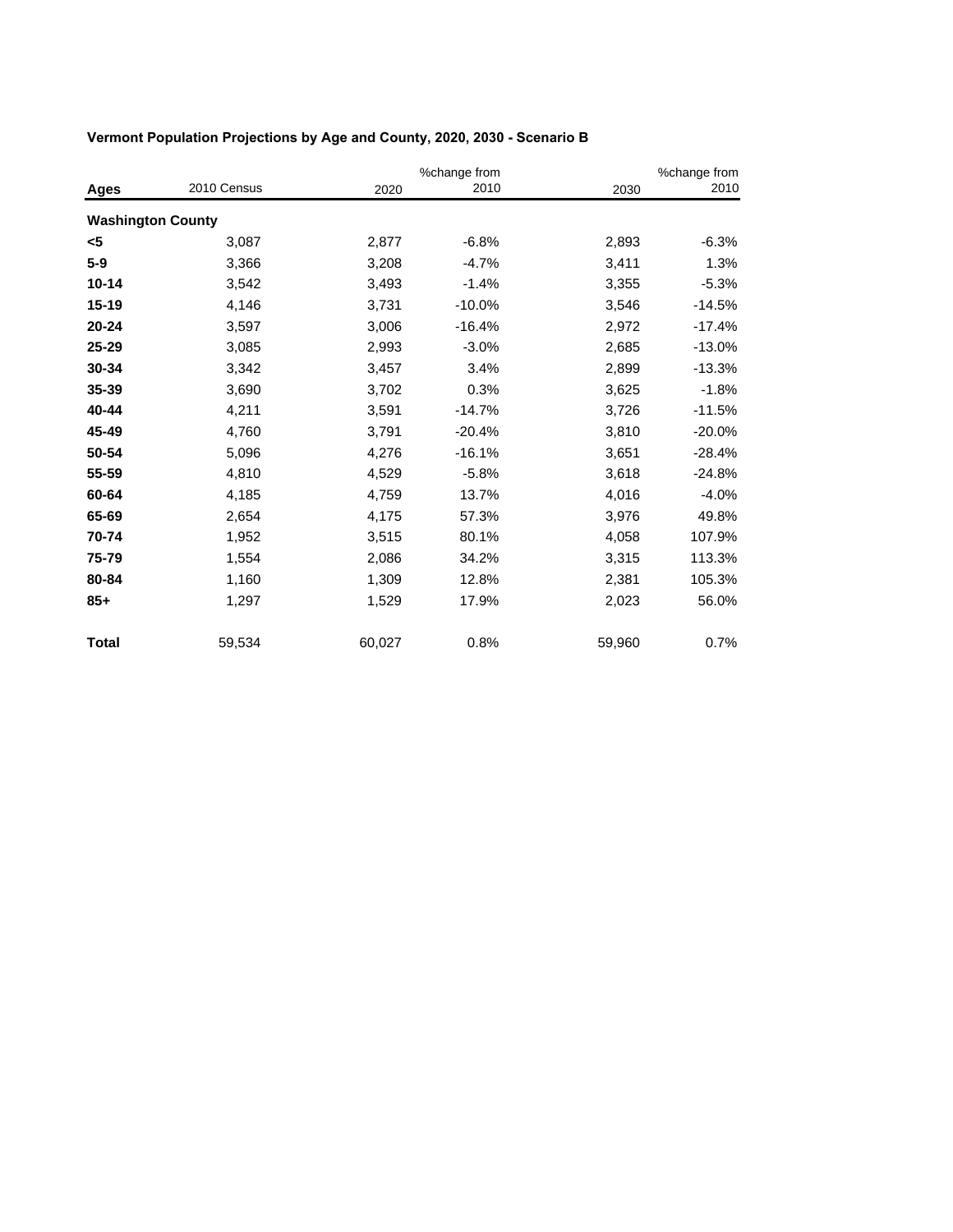**Vermont Population Projections by Age and County, 2020, 2030 - Scenario B**

| Ages | 2010 Census | 2020 | %change from 2010 | 2030 | %change from 2010 |
|---|---|---|---|---|---|
| **Washington County** | | | | | |
| **<5** | 3,087 | 2,877 | -6.8% | 2,893 | -6.3% |
| **5-9** | 3,366 | 3,208 | -4.7% | 3,411 | 1.3% |
| **10-14** | 3,542 | 3,493 | -1.4% | 3,355 | -5.3% |
| **15-19** | 4,146 | 3,731 | -10.0% | 3,546 | -14.5% |
| **20-24** | 3,597 | 3,006 | -16.4% | 2,972 | -17.4% |
| **25-29** | 3,085 | 2,993 | -3.0% | 2,685 | -13.0% |
| **30-34** | 3,342 | 3,457 | 3.4% | 2,899 | -13.3% |
| **35-39** | 3,690 | 3,702 | 0.3% | 3,625 | -1.8% |
| **40-44** | 4,211 | 3,591 | -14.7% | 3,726 | -11.5% |
| **45-49** | 4,760 | 3,791 | -20.4% | 3,810 | -20.0% |
| **50-54** | 5,096 | 4,276 | -16.1% | 3,651 | -28.4% |
| **55-59** | 4,810 | 4,529 | -5.8% | 3,618 | -24.8% |
| **60-64** | 4,185 | 4,759 | 13.7% | 4,016 | -4.0% |
| **65-69** | 2,654 | 4,175 | 57.3% | 3,976 | 49.8% |
| **70-74** | 1,952 | 3,515 | 80.1% | 4,058 | 107.9% |
| **75-79** | 1,554 | 2,086 | 34.2% | 3,315 | 113.3% |
| **80-84** | 1,160 | 1,309 | 12.8% | 2,381 | 105.3% |
| **85+** | 1,297 | 1,529 | 17.9% | 2,023 | 56.0% |
| **Total** | 59,534 | 60,027 | 0.8% | 59,960 | 0.7% |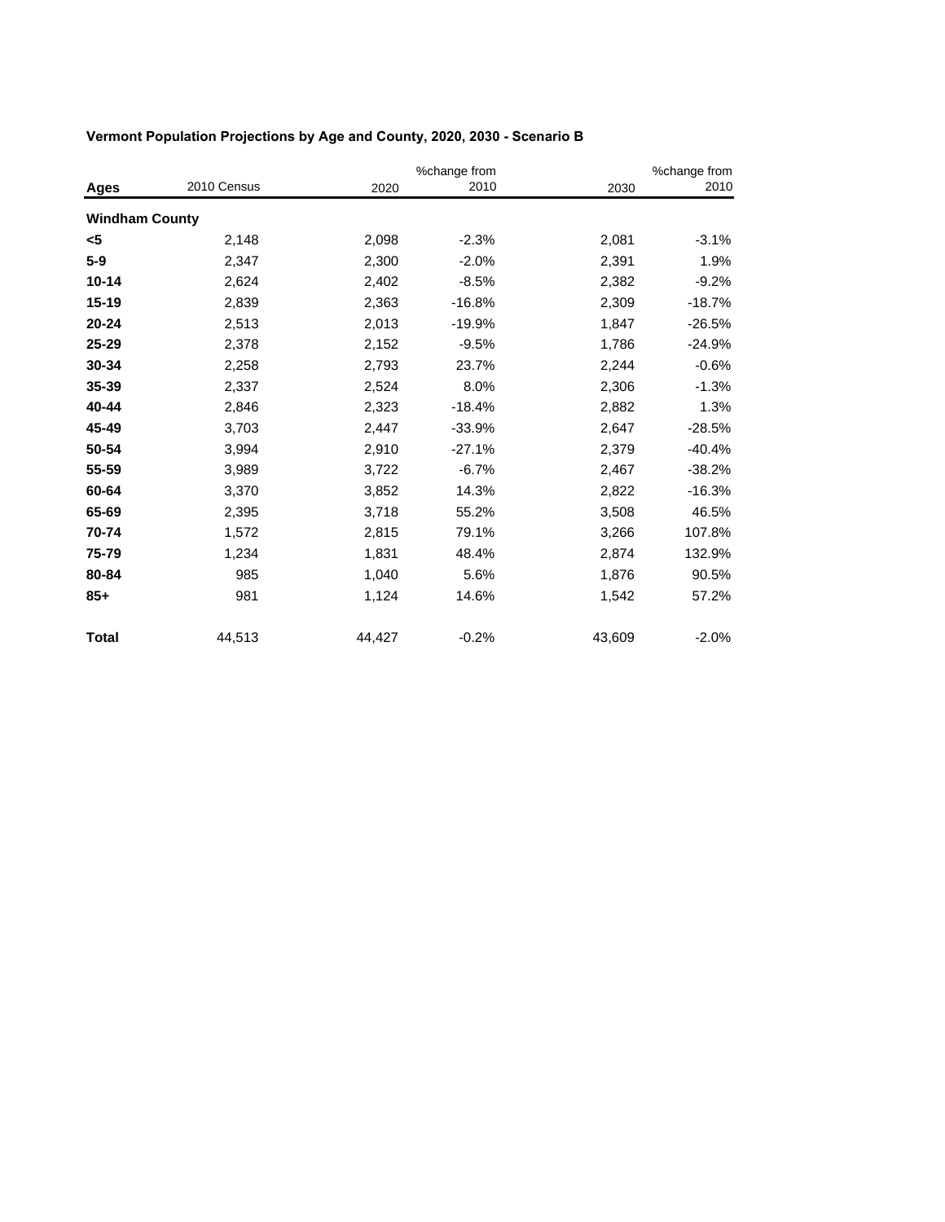**Vermont Population Projections by Age and County, 2020, 2030 - Scenario B**

| Ages | 2010 Census | 2020 | %change from 2010 | 2030 | %change from 2010 |
|---|---|---|---|---|---|
| **Windham County** | | | | | |
| **<5** | 2,148 | 2,098 | -2.3% | 2,081 | -3.1% |
| **5-9** | 2,347 | 2,300 | -2.0% | 2,391 | 1.9% |
| **10-14** | 2,624 | 2,402 | -8.5% | 2,382 | -9.2% |
| **15-19** | 2,839 | 2,363 | -16.8% | 2,309 | -18.7% |
| **20-24** | 2,513 | 2,013 | -19.9% | 1,847 | -26.5% |
| **25-29** | 2,378 | 2,152 | -9.5% | 1,786 | -24.9% |
| **30-34** | 2,258 | 2,793 | 23.7% | 2,244 | -0.6% |
| **35-39** | 2,337 | 2,524 | 8.0% | 2,306 | -1.3% |
| **40-44** | 2,846 | 2,323 | -18.4% | 2,882 | 1.3% |
| **45-49** | 3,703 | 2,447 | -33.9% | 2,647 | -28.5% |
| **50-54** | 3,994 | 2,910 | -27.1% | 2,379 | -40.4% |
| **55-59** | 3,989 | 3,722 | -6.7% | 2,467 | -38.2% |
| **60-64** | 3,370 | 3,852 | 14.3% | 2,822 | -16.3% |
| **65-69** | 2,395 | 3,718 | 55.2% | 3,508 | 46.5% |
| **70-74** | 1,572 | 2,815 | 79.1% | 3,266 | 107.8% |
| **75-79** | 1,234 | 1,831 | 48.4% | 2,874 | 132.9% |
| **80-84** | 985 | 1,040 | 5.6% | 1,876 | 90.5% |
| **85+** | 981 | 1,124 | 14.6% | 1,542 | 57.2% |
| **Total** | 44,513 | 44,427 | -0.2% | 43,609 | -2.0% |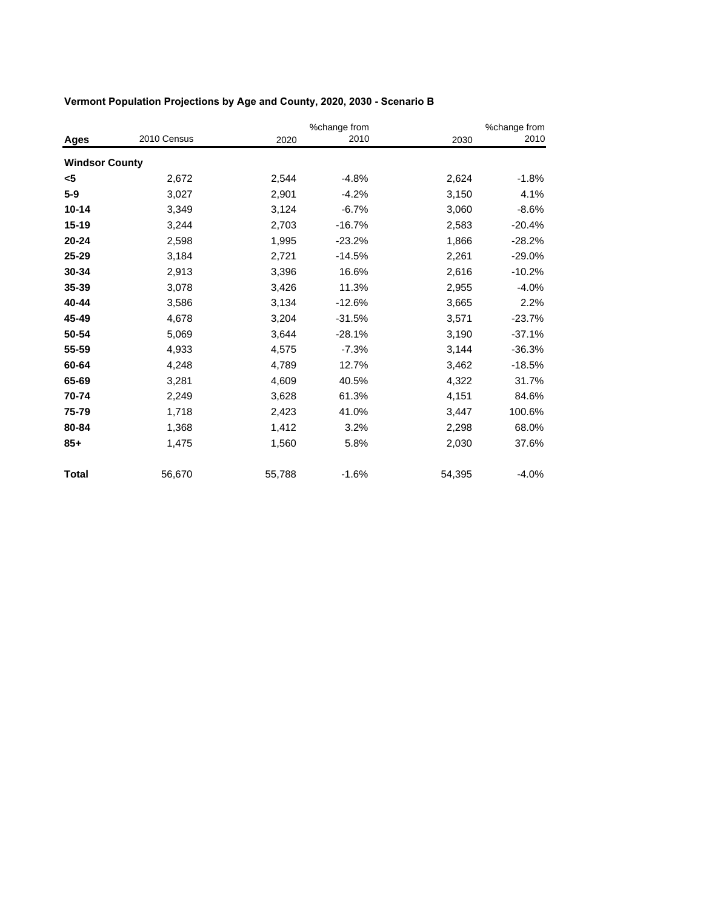**Vermont Population Projections by Age and County, 2020, 2030 - Scenario B**

| Ages | 2010 Census | 2020 | %change from 2010 | 2030 | %change from 2010 |
|---|---|---|---|---|---|
| **Windsor County** | | | | | |
| **<5** | 2,672 | 2,544 | -4.8% | 2,624 | -1.8% |
| **5-9** | 3,027 | 2,901 | -4.2% | 3,150 | 4.1% |
| **10-14** | 3,349 | 3,124 | -6.7% | 3,060 | -8.6% |
| **15-19** | 3,244 | 2,703 | -16.7% | 2,583 | -20.4% |
| **20-24** | 2,598 | 1,995 | -23.2% | 1,866 | -28.2% |
| **25-29** | 3,184 | 2,721 | -14.5% | 2,261 | -29.0% |
| **30-34** | 2,913 | 3,396 | 16.6% | 2,616 | -10.2% |
| **35-39** | 3,078 | 3,426 | 11.3% | 2,955 | -4.0% |
| **40-44** | 3,586 | 3,134 | -12.6% | 3,665 | 2.2% |
| **45-49** | 4,678 | 3,204 | -31.5% | 3,571 | -23.7% |
| **50-54** | 5,069 | 3,644 | -28.1% | 3,190 | -37.1% |
| **55-59** | 4,933 | 4,575 | -7.3% | 3,144 | -36.3% |
| **60-64** | 4,248 | 4,789 | 12.7% | 3,462 | -18.5% |
| **65-69** | 3,281 | 4,609 | 40.5% | 4,322 | 31.7% |
| **70-74** | 2,249 | 3,628 | 61.3% | 4,151 | 84.6% |
| **75-79** | 1,718 | 2,423 | 41.0% | 3,447 | 100.6% |
| **80-84** | 1,368 | 1,412 | 3.2% | 2,298 | 68.0% |
| **85+** | 1,475 | 1,560 | 5.8% | 2,030 | 37.6% |
| **Total** | 56,670 | 55,788 | -1.6% | 54,395 | -4.0% |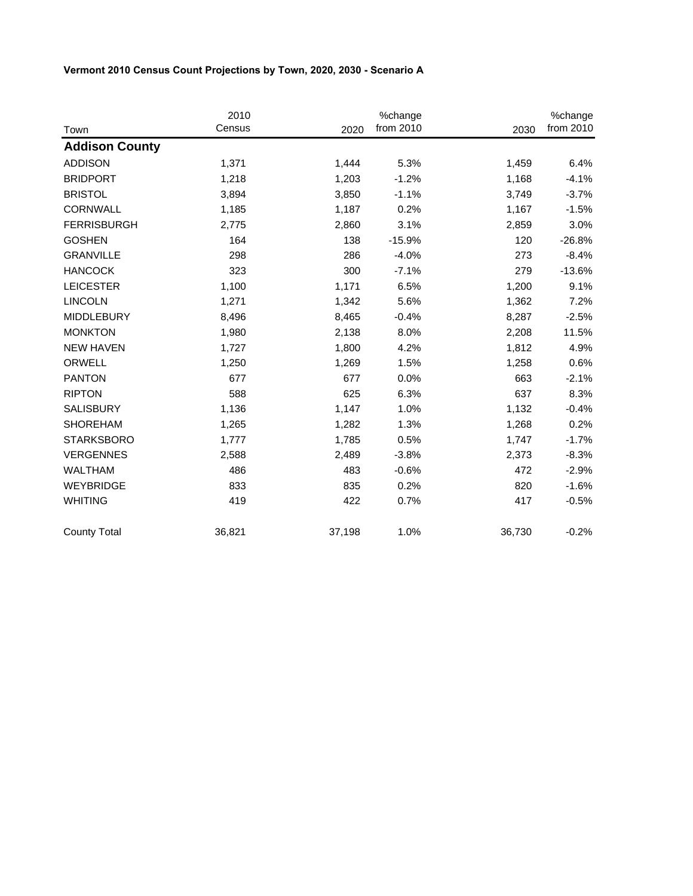**Vermont 2010 Census Count Projections by Town, 2020, 2030 - Scenario A**

| Town | 2010 Census | 2020 | %change from 2010 | 2030 | %change from 2010 |
|---|---|---|---|---|---|
| **Addison County** | | | | | |
| ADDISON | 1,371 | 1,444 | 5.3% | 1,459 | 6.4% |
| BRIDPORT | 1,218 | 1,203 | -1.2% | 1,168 | -4.1% |
| BRISTOL | 3,894 | 3,850 | -1.1% | 3,749 | -3.7% |
| CORNWALL | 1,185 | 1,187 | 0.2% | 1,167 | -1.5% |
| FERRISBURGH | 2,775 | 2,860 | 3.1% | 2,859 | 3.0% |
| GOSHEN | 164 | 138 | -15.9% | 120 | -26.8% |
| GRANVILLE | 298 | 286 | -4.0% | 273 | -8.4% |
| HANCOCK | 323 | 300 | -7.1% | 279 | -13.6% |
| LEICESTER | 1,100 | 1,171 | 6.5% | 1,200 | 9.1% |
| LINCOLN | 1,271 | 1,342 | 5.6% | 1,362 | 7.2% |
| MIDDLEBURY | 8,496 | 8,465 | -0.4% | 8,287 | -2.5% |
| MONKTON | 1,980 | 2,138 | 8.0% | 2,208 | 11.5% |
| NEW HAVEN | 1,727 | 1,800 | 4.2% | 1,812 | 4.9% |
| ORWELL | 1,250 | 1,269 | 1.5% | 1,258 | 0.6% |
| PANTON | 677 | 677 | 0.0% | 663 | -2.1% |
| RIPTON | 588 | 625 | 6.3% | 637 | 8.3% |
| SALISBURY | 1,136 | 1,147 | 1.0% | 1,132 | -0.4% |
| SHOREHAM | 1,265 | 1,282 | 1.3% | 1,268 | 0.2% |
| STARKSBORO | 1,777 | 1,785 | 0.5% | 1,747 | -1.7% |
| VERGENNES | 2,588 | 2,489 | -3.8% | 2,373 | -8.3% |
| WALTHAM | 486 | 483 | -0.6% | 472 | -2.9% |
| WEYBRIDGE | 833 | 835 | 0.2% | 820 | -1.6% |
| WHITING | 419 | 422 | 0.7% | 417 | -0.5% |
| County Total | 36,821 | 37,198 | 1.0% | 36,730 | -0.2% |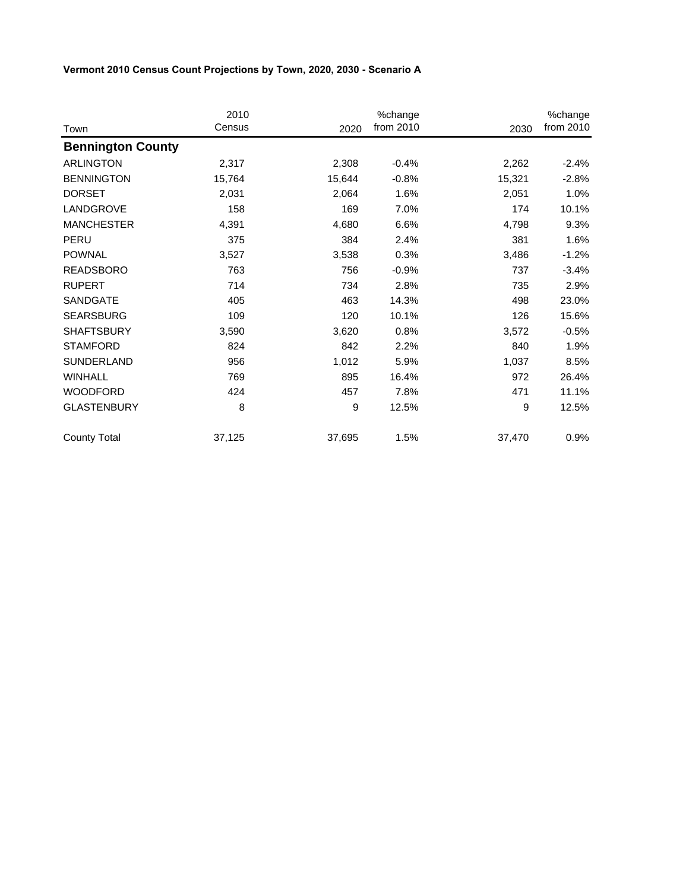**Vermont 2010 Census Count Projections by Town, 2020, 2030 - Scenario A**

| Town | 2010 Census | 2020 | %change from 2010 | 2030 | %change from 2010 |
|---|---|---|---|---|---|
| **Bennington County** | | | | | |
| ARLINGTON | 2,317 | 2,308 | -0.4% | 2,262 | -2.4% |
| BENNINGTON | 15,764 | 15,644 | -0.8% | 15,321 | -2.8% |
| DORSET | 2,031 | 2,064 | 1.6% | 2,051 | 1.0% |
| LANDGROVE | 158 | 169 | 7.0% | 174 | 10.1% |
| MANCHESTER | 4,391 | 4,680 | 6.6% | 4,798 | 9.3% |
| PERU | 375 | 384 | 2.4% | 381 | 1.6% |
| POWNAL | 3,527 | 3,538 | 0.3% | 3,486 | -1.2% |
| READSBORO | 763 | 756 | -0.9% | 737 | -3.4% |
| RUPERT | 714 | 734 | 2.8% | 735 | 2.9% |
| SANDGATE | 405 | 463 | 14.3% | 498 | 23.0% |
| SEARSBURG | 109 | 120 | 10.1% | 126 | 15.6% |
| SHAFTSBURY | 3,590 | 3,620 | 0.8% | 3,572 | -0.5% |
| STAMFORD | 824 | 842 | 2.2% | 840 | 1.9% |
| SUNDERLAND | 956 | 1,012 | 5.9% | 1,037 | 8.5% |
| WINHALL | 769 | 895 | 16.4% | 972 | 26.4% |
| WOODFORD | 424 | 457 | 7.8% | 471 | 11.1% |
| GLASTENBURY | 8 | 9 | 12.5% | 9 | 12.5% |
| County Total | 37,125 | 37,695 | 1.5% | 37,470 | 0.9% |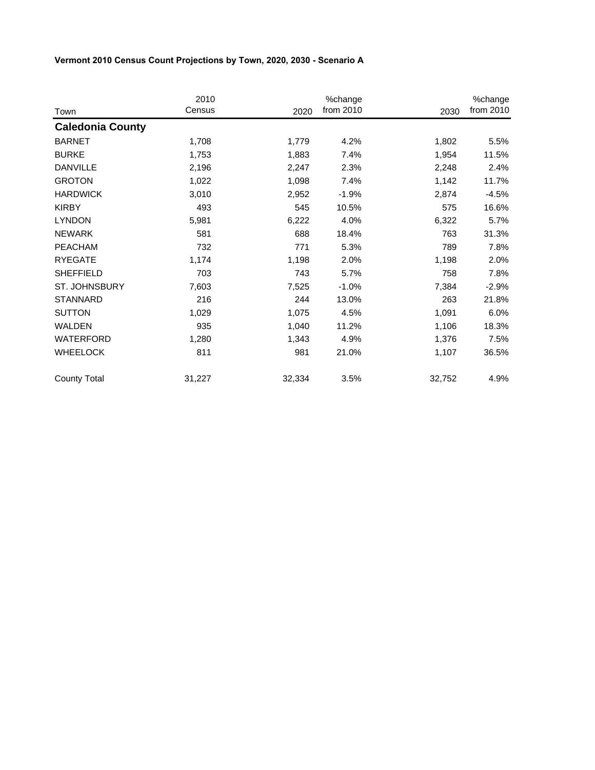**Vermont 2010 Census Count Projections by Town, 2020, 2030 - Scenario A**

| Town | 2010 Census | 2020 | %change from 2010 | 2030 | %change from 2010 |
|---|---|---|---|---|---|
| **Caledonia County** | | | | | |
| BARNET | 1,708 | 1,779 | 4.2% | 1,802 | 5.5% |
| BURKE | 1,753 | 1,883 | 7.4% | 1,954 | 11.5% |
| DANVILLE | 2,196 | 2,247 | 2.3% | 2,248 | 2.4% |
| GROTON | 1,022 | 1,098 | 7.4% | 1,142 | 11.7% |
| HARDWICK | 3,010 | 2,952 | -1.9% | 2,874 | -4.5% |
| KIRBY | 493 | 545 | 10.5% | 575 | 16.6% |
| LYNDON | 5,981 | 6,222 | 4.0% | 6,322 | 5.7% |
| NEWARK | 581 | 688 | 18.4% | 763 | 31.3% |
| PEACHAM | 732 | 771 | 5.3% | 789 | 7.8% |
| RYEGATE | 1,174 | 1,198 | 2.0% | 1,198 | 2.0% |
| SHEFFIELD | 703 | 743 | 5.7% | 758 | 7.8% |
| ST. JOHNSBURY | 7,603 | 7,525 | -1.0% | 7,384 | -2.9% |
| STANNARD | 216 | 244 | 13.0% | 263 | 21.8% |
| SUTTON | 1,029 | 1,075 | 4.5% | 1,091 | 6.0% |
| WALDEN | 935 | 1,040 | 11.2% | 1,106 | 18.3% |
| WATERFORD | 1,280 | 1,343 | 4.9% | 1,376 | 7.5% |
| WHEELOCK | 811 | 981 | 21.0% | 1,107 | 36.5% |
| County Total | 31,227 | 32,334 | 3.5% | 32,752 | 4.9% |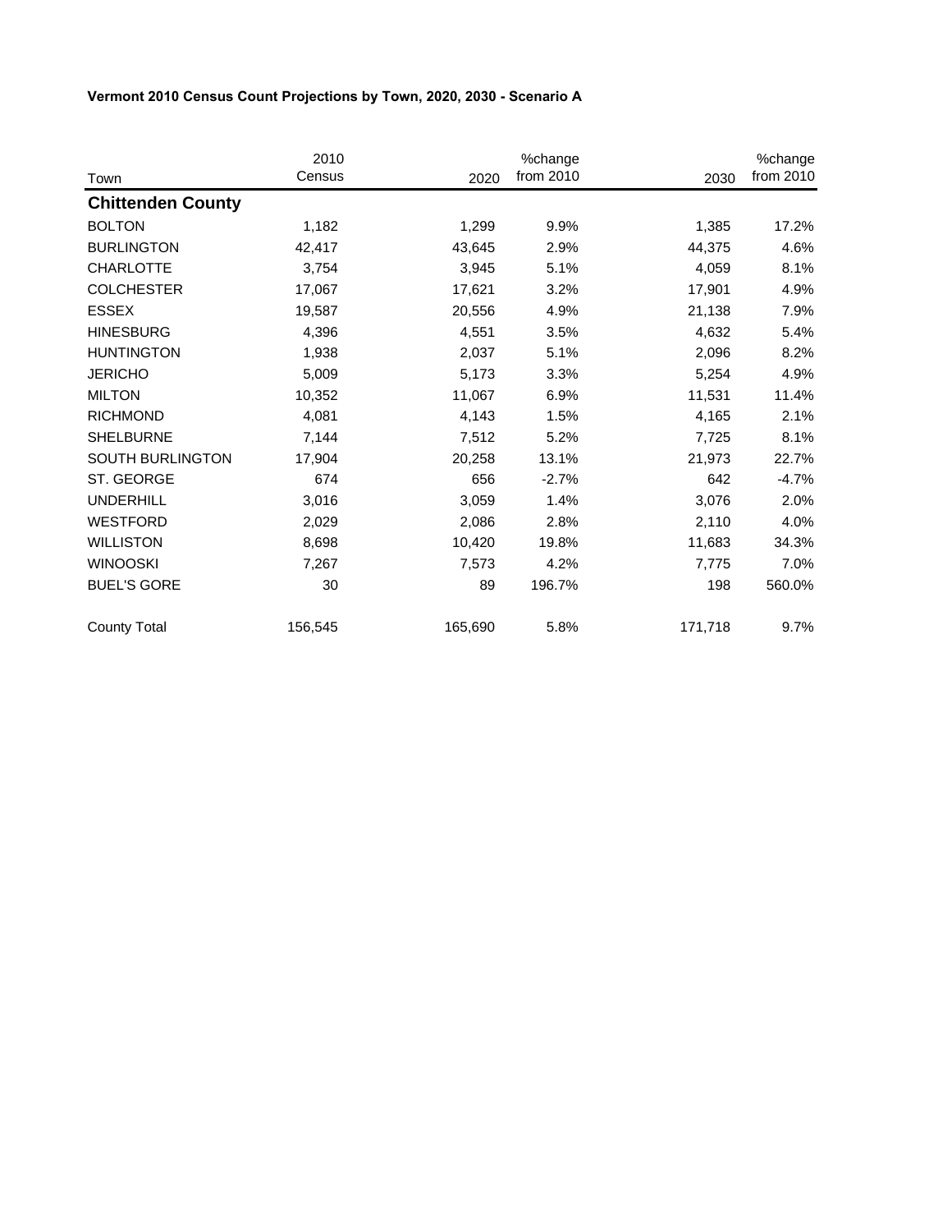**Vermont 2010 Census Count Projections by Town, 2020, 2030 - Scenario A**

| Town | 2010 Census | 2020 | %change from 2010 | 2030 | %change from 2010 |
|---|---|---|---|---|---|
| **Chittenden County** | | | | | |
| BOLTON | 1,182 | 1,299 | 9.9% | 1,385 | 17.2% |
| BURLINGTON | 42,417 | 43,645 | 2.9% | 44,375 | 4.6% |
| CHARLOTTE | 3,754 | 3,945 | 5.1% | 4,059 | 8.1% |
| COLCHESTER | 17,067 | 17,621 | 3.2% | 17,901 | 4.9% |
| ESSEX | 19,587 | 20,556 | 4.9% | 21,138 | 7.9% |
| HINESBURG | 4,396 | 4,551 | 3.5% | 4,632 | 5.4% |
| HUNTINGTON | 1,938 | 2,037 | 5.1% | 2,096 | 8.2% |
| JERICHO | 5,009 | 5,173 | 3.3% | 5,254 | 4.9% |
| MILTON | 10,352 | 11,067 | 6.9% | 11,531 | 11.4% |
| RICHMOND | 4,081 | 4,143 | 1.5% | 4,165 | 2.1% |
| SHELBURNE | 7,144 | 7,512 | 5.2% | 7,725 | 8.1% |
| SOUTH BURLINGTON | 17,904 | 20,258 | 13.1% | 21,973 | 22.7% |
| ST. GEORGE | 674 | 656 | -2.7% | 642 | -4.7% |
| UNDERHILL | 3,016 | 3,059 | 1.4% | 3,076 | 2.0% |
| WESTFORD | 2,029 | 2,086 | 2.8% | 2,110 | 4.0% |
| WILLISTON | 8,698 | 10,420 | 19.8% | 11,683 | 34.3% |
| WINOOSKI | 7,267 | 7,573 | 4.2% | 7,775 | 7.0% |
| BUEL'S GORE | 30 | 89 | 196.7% | 198 | 560.0% |
| County Total | 156,545 | 165,690 | 5.8% | 171,718 | 9.7% |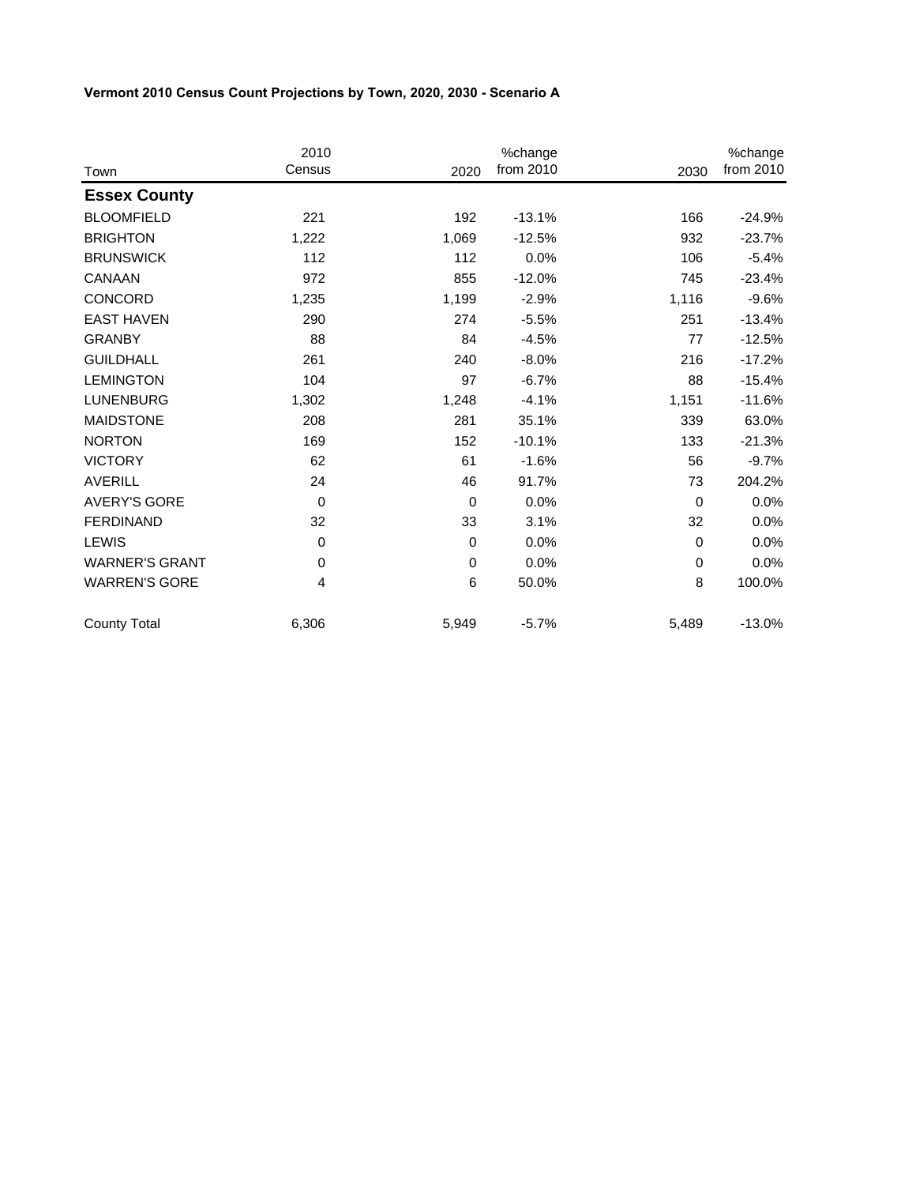**Vermont 2010 Census Count Projections by Town, 2020, 2030 - Scenario A**

| Town | 2010 Census | 2020 | %change from 2010 | 2030 | %change from 2010 |
|---|---|---|---|---|---|
| **Essex County** | | | | | |
| BLOOMFIELD | 221 | 192 | -13.1% | 166 | -24.9% |
| BRIGHTON | 1,222 | 1,069 | -12.5% | 932 | -23.7% |
| BRUNSWICK | 112 | 112 | 0.0% | 106 | -5.4% |
| CANAAN | 972 | 855 | -12.0% | 745 | -23.4% |
| CONCORD | 1,235 | 1,199 | -2.9% | 1,116 | -9.6% |
| EAST HAVEN | 290 | 274 | -5.5% | 251 | -13.4% |
| GRANBY | 88 | 84 | -4.5% | 77 | -12.5% |
| GUILDHALL | 261 | 240 | -8.0% | 216 | -17.2% |
| LEMINGTON | 104 | 97 | -6.7% | 88 | -15.4% |
| LUNENBURG | 1,302 | 1,248 | -4.1% | 1,151 | -11.6% |
| MAIDSTONE | 208 | 281 | 35.1% | 339 | 63.0% |
| NORTON | 169 | 152 | -10.1% | 133 | -21.3% |
| VICTORY | 62 | 61 | -1.6% | 56 | -9.7% |
| AVERILL | 24 | 46 | 91.7% | 73 | 204.2% |
| AVERY'S GORE | 0 | 0 | 0.0% | 0 | 0.0% |
| FERDINAND | 32 | 33 | 3.1% | 32 | 0.0% |
| LEWIS | 0 | 0 | 0.0% | 0 | 0.0% |
| WARNER'S GRANT | 0 | 0 | 0.0% | 0 | 0.0% |
| WARREN'S GORE | 4 | 6 | 50.0% | 8 | 100.0% |
| County Total | 6,306 | 5,949 | -5.7% | 5,489 | -13.0% |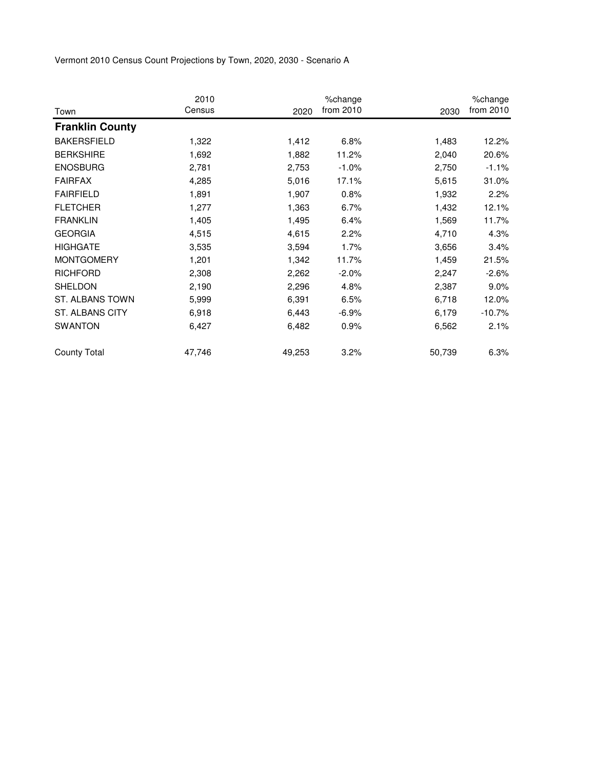Vermont 2010 Census Count Projections by Town, 2020, 2030 - Scenario A

| Town | 2010 Census | 2020 | %change from 2010 | 2030 | %change from 2010 |
|---|---|---|---|---|---|
| **Franklin County** | | | | | |
| BAKERSFIELD | 1,322 | 1,412 | 6.8% | 1,483 | 12.2% |
| BERKSHIRE | 1,692 | 1,882 | 11.2% | 2,040 | 20.6% |
| ENOSBURG | 2,781 | 2,753 | -1.0% | 2,750 | -1.1% |
| FAIRFAX | 4,285 | 5,016 | 17.1% | 5,615 | 31.0% |
| FAIRFIELD | 1,891 | 1,907 | 0.8% | 1,932 | 2.2% |
| FLETCHER | 1,277 | 1,363 | 6.7% | 1,432 | 12.1% |
| FRANKLIN | 1,405 | 1,495 | 6.4% | 1,569 | 11.7% |
| GEORGIA | 4,515 | 4,615 | 2.2% | 4,710 | 4.3% |
| HIGHGATE | 3,535 | 3,594 | 1.7% | 3,656 | 3.4% |
| MONTGOMERY | 1,201 | 1,342 | 11.7% | 1,459 | 21.5% |
| RICHFORD | 2,308 | 2,262 | -2.0% | 2,247 | -2.6% |
| SHELDON | 2,190 | 2,296 | 4.8% | 2,387 | 9.0% |
| ST. ALBANS TOWN | 5,999 | 6,391 | 6.5% | 6,718 | 12.0% |
| ST. ALBANS CITY | 6,918 | 6,443 | -6.9% | 6,179 | -10.7% |
| SWANTON | 6,427 | 6,482 | 0.9% | 6,562 | 2.1% |
| County Total | 47,746 | 49,253 | 3.2% | 50,739 | 6.3% |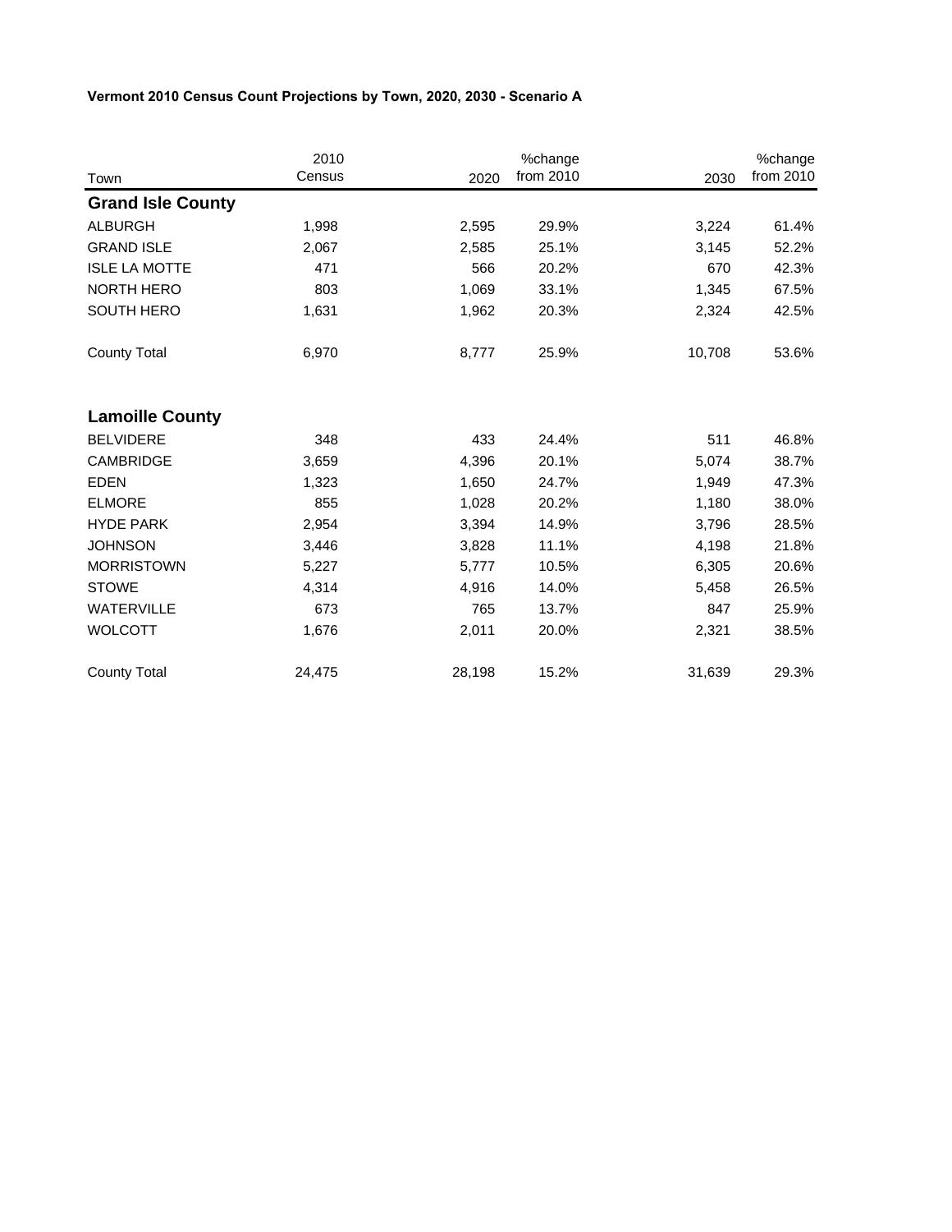**Vermont 2010 Census Count Projections by Town, 2020, 2030 - Scenario A**

| Town | 2010 Census | 2020 | %change from 2010 | 2030 | %change from 2010 |
|---|---|---|---|---|---|
| **Grand Isle County** | | | | | |
| ALBURGH | 1,998 | 2,595 | 29.9% | 3,224 | 61.4% |
| GRAND ISLE | 2,067 | 2,585 | 25.1% | 3,145 | 52.2% |
| ISLE LA MOTTE | 471 | 566 | 20.2% | 670 | 42.3% |
| NORTH HERO | 803 | 1,069 | 33.1% | 1,345 | 67.5% |
| SOUTH HERO | 1,631 | 1,962 | 20.3% | 2,324 | 42.5% |
| County Total | 6,970 | 8,777 | 25.9% | 10,708 | 53.6% |
| **Lamoille County** | | | | | |
| BELVIDERE | 348 | 433 | 24.4% | 511 | 46.8% |
| CAMBRIDGE | 3,659 | 4,396 | 20.1% | 5,074 | 38.7% |
| EDEN | 1,323 | 1,650 | 24.7% | 1,949 | 47.3% |
| ELMORE | 855 | 1,028 | 20.2% | 1,180 | 38.0% |
| HYDE PARK | 2,954 | 3,394 | 14.9% | 3,796 | 28.5% |
| JOHNSON | 3,446 | 3,828 | 11.1% | 4,198 | 21.8% |
| MORRISTOWN | 5,227 | 5,777 | 10.5% | 6,305 | 20.6% |
| STOWE | 4,314 | 4,916 | 14.0% | 5,458 | 26.5% |
| WATERVILLE | 673 | 765 | 13.7% | 847 | 25.9% |
| WOLCOTT | 1,676 | 2,011 | 20.0% | 2,321 | 38.5% |
| County Total | 24,475 | 28,198 | 15.2% | 31,639 | 29.3% |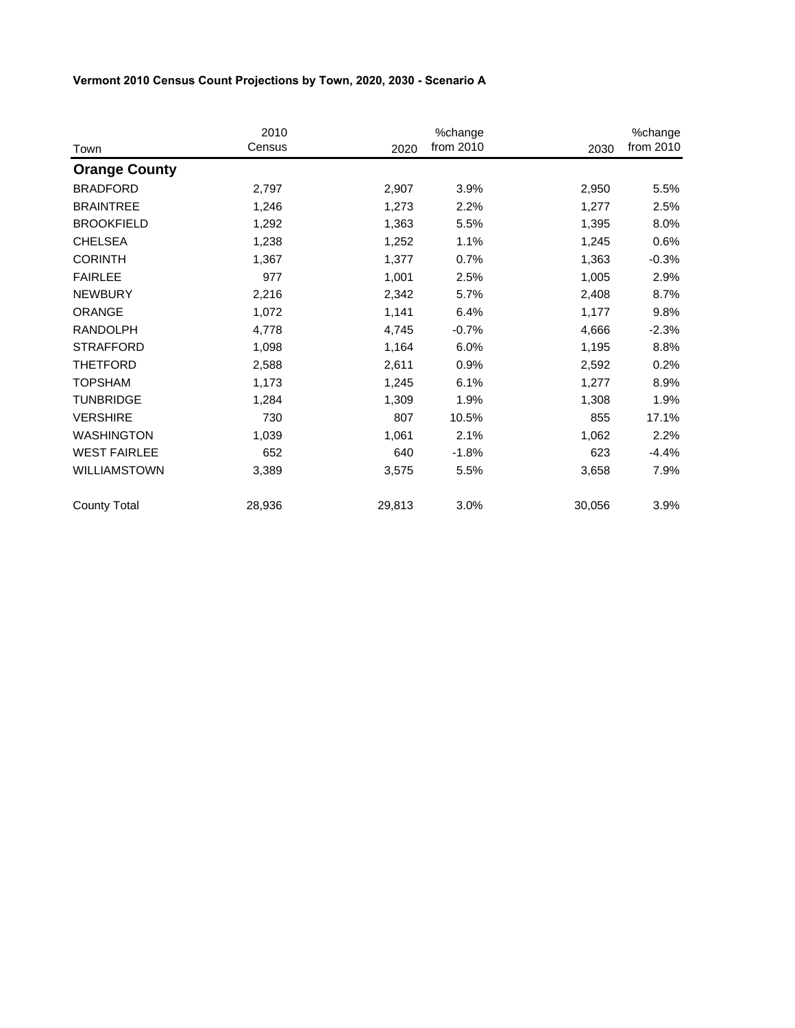**Vermont 2010 Census Count Projections by Town, 2020, 2030 - Scenario A**

| Town | 2010 Census | 2020 | %change from 2010 | 2030 | %change from 2010 |
|---|---|---|---|---|---|
| **Orange County** | | | | | |
| BRADFORD | 2,797 | 2,907 | 3.9% | 2,950 | 5.5% |
| BRAINTREE | 1,246 | 1,273 | 2.2% | 1,277 | 2.5% |
| BROOKFIELD | 1,292 | 1,363 | 5.5% | 1,395 | 8.0% |
| CHELSEA | 1,238 | 1,252 | 1.1% | 1,245 | 0.6% |
| CORINTH | 1,367 | 1,377 | 0.7% | 1,363 | -0.3% |
| FAIRLEE | 977 | 1,001 | 2.5% | 1,005 | 2.9% |
| NEWBURY | 2,216 | 2,342 | 5.7% | 2,408 | 8.7% |
| ORANGE | 1,072 | 1,141 | 6.4% | 1,177 | 9.8% |
| RANDOLPH | 4,778 | 4,745 | -0.7% | 4,666 | -2.3% |
| STRAFFORD | 1,098 | 1,164 | 6.0% | 1,195 | 8.8% |
| THETFORD | 2,588 | 2,611 | 0.9% | 2,592 | 0.2% |
| TOPSHAM | 1,173 | 1,245 | 6.1% | 1,277 | 8.9% |
| TUNBRIDGE | 1,284 | 1,309 | 1.9% | 1,308 | 1.9% |
| VERSHIRE | 730 | 807 | 10.5% | 855 | 17.1% |
| WASHINGTON | 1,039 | 1,061 | 2.1% | 1,062 | 2.2% |
| WEST FAIRLEE | 652 | 640 | -1.8% | 623 | -4.4% |
| WILLIAMSTOWN | 3,389 | 3,575 | 5.5% | 3,658 | 7.9% |
| County Total | 28,936 | 29,813 | 3.0% | 30,056 | 3.9% |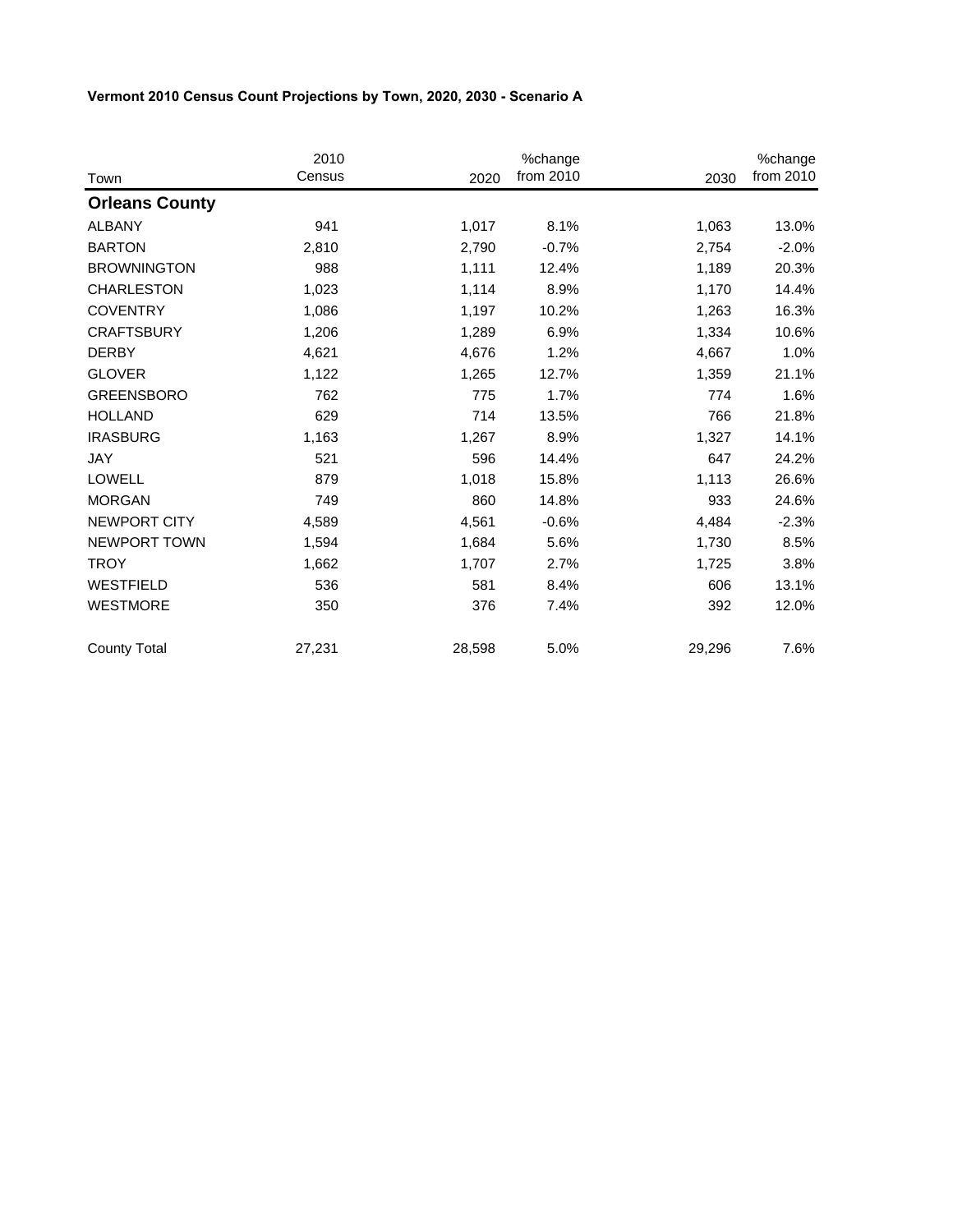**Vermont 2010 Census Count Projections by Town, 2020, 2030 - Scenario A**

| Town | 2010 Census | 2020 | %change from 2010 | 2030 | %change from 2010 |
|---|---|---|---|---|---|
| **Orleans County** | | | | | |
| ALBANY | 941 | 1,017 | 8.1% | 1,063 | 13.0% |
| BARTON | 2,810 | 2,790 | -0.7% | 2,754 | -2.0% |
| BROWNINGTON | 988 | 1,111 | 12.4% | 1,189 | 20.3% |
| CHARLESTON | 1,023 | 1,114 | 8.9% | 1,170 | 14.4% |
| COVENTRY | 1,086 | 1,197 | 10.2% | 1,263 | 16.3% |
| CRAFTSBURY | 1,206 | 1,289 | 6.9% | 1,334 | 10.6% |
| DERBY | 4,621 | 4,676 | 1.2% | 4,667 | 1.0% |
| GLOVER | 1,122 | 1,265 | 12.7% | 1,359 | 21.1% |
| GREENSBORO | 762 | 775 | 1.7% | 774 | 1.6% |
| HOLLAND | 629 | 714 | 13.5% | 766 | 21.8% |
| IRASBURG | 1,163 | 1,267 | 8.9% | 1,327 | 14.1% |
| JAY | 521 | 596 | 14.4% | 647 | 24.2% |
| LOWELL | 879 | 1,018 | 15.8% | 1,113 | 26.6% |
| MORGAN | 749 | 860 | 14.8% | 933 | 24.6% |
| NEWPORT CITY | 4,589 | 4,561 | -0.6% | 4,484 | -2.3% |
| NEWPORT TOWN | 1,594 | 1,684 | 5.6% | 1,730 | 8.5% |
| TROY | 1,662 | 1,707 | 2.7% | 1,725 | 3.8% |
| WESTFIELD | 536 | 581 | 8.4% | 606 | 13.1% |
| WESTMORE | 350 | 376 | 7.4% | 392 | 12.0% |
| County Total | 27,231 | 28,598 | 5.0% | 29,296 | 7.6% |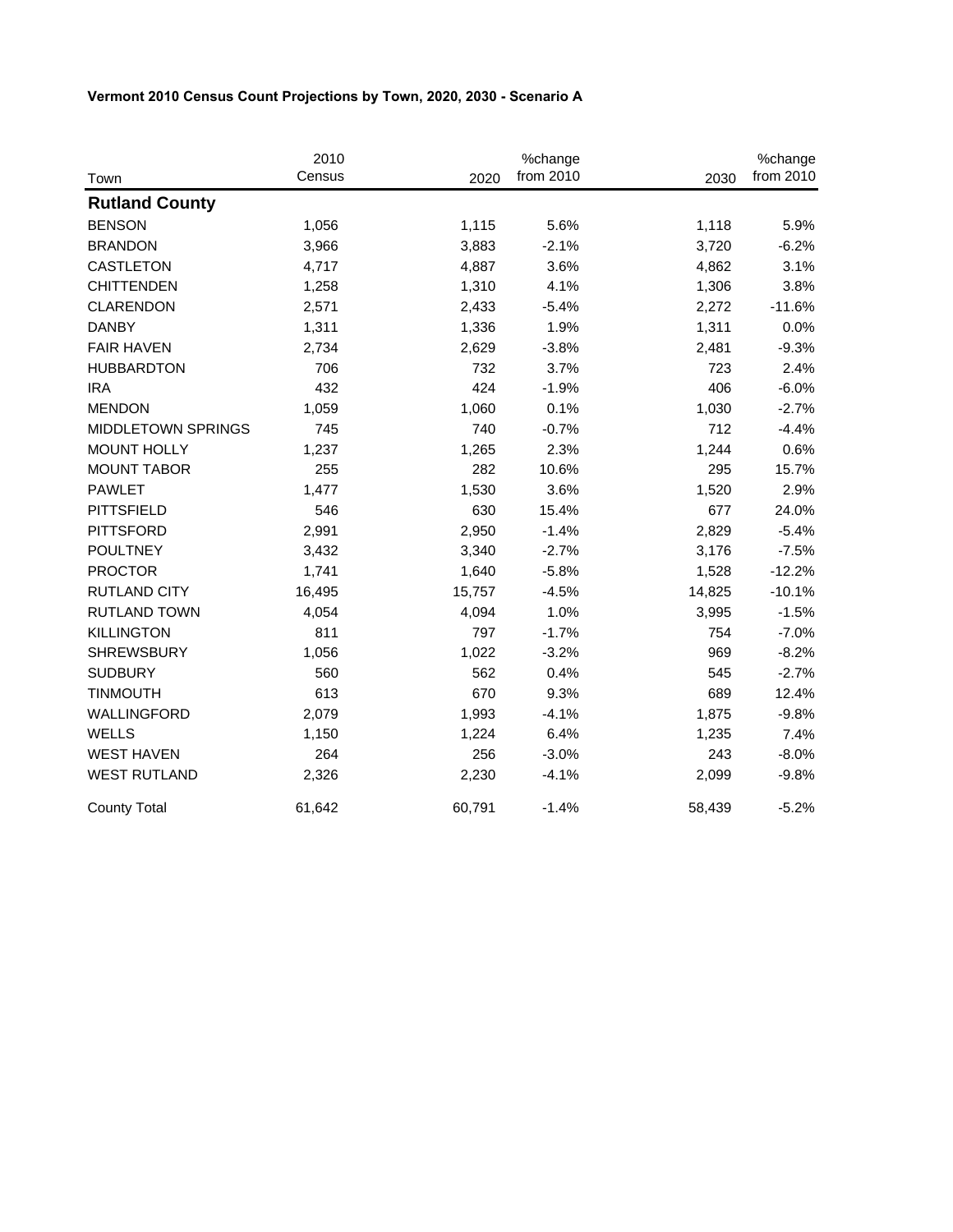**Vermont 2010 Census Count Projections by Town, 2020, 2030 - Scenario A**

| Town | 2010 Census | 2020 | %change from 2010 | 2030 | %change from 2010 |
|---|---|---|---|---|---|
| **Rutland County** | | | | | |
| BENSON | 1,056 | 1,115 | 5.6% | 1,118 | 5.9% |
| BRANDON | 3,966 | 3,883 | -2.1% | 3,720 | -6.2% |
| CASTLETON | 4,717 | 4,887 | 3.6% | 4,862 | 3.1% |
| CHITTENDEN | 1,258 | 1,310 | 4.1% | 1,306 | 3.8% |
| CLARENDON | 2,571 | 2,433 | -5.4% | 2,272 | -11.6% |
| DANBY | 1,311 | 1,336 | 1.9% | 1,311 | 0.0% |
| FAIR HAVEN | 2,734 | 2,629 | -3.8% | 2,481 | -9.3% |
| HUBBARDTON | 706 | 732 | 3.7% | 723 | 2.4% |
| IRA | 432 | 424 | -1.9% | 406 | -6.0% |
| MENDON | 1,059 | 1,060 | 0.1% | 1,030 | -2.7% |
| MIDDLETOWN SPRINGS | 745 | 740 | -0.7% | 712 | -4.4% |
| MOUNT HOLLY | 1,237 | 1,265 | 2.3% | 1,244 | 0.6% |
| MOUNT TABOR | 255 | 282 | 10.6% | 295 | 15.7% |
| PAWLET | 1,477 | 1,530 | 3.6% | 1,520 | 2.9% |
| PITTSFIELD | 546 | 630 | 15.4% | 677 | 24.0% |
| PITTSFORD | 2,991 | 2,950 | -1.4% | 2,829 | -5.4% |
| POULTNEY | 3,432 | 3,340 | -2.7% | 3,176 | -7.5% |
| PROCTOR | 1,741 | 1,640 | -5.8% | 1,528 | -12.2% |
| RUTLAND CITY | 16,495 | 15,757 | -4.5% | 14,825 | -10.1% |
| RUTLAND TOWN | 4,054 | 4,094 | 1.0% | 3,995 | -1.5% |
| KILLINGTON | 811 | 797 | -1.7% | 754 | -7.0% |
| SHREWSBURY | 1,056 | 1,022 | -3.2% | 969 | -8.2% |
| SUDBURY | 560 | 562 | 0.4% | 545 | -2.7% |
| TINMOUTH | 613 | 670 | 9.3% | 689 | 12.4% |
| WALLINGFORD | 2,079 | 1,993 | -4.1% | 1,875 | -9.8% |
| WELLS | 1,150 | 1,224 | 6.4% | 1,235 | 7.4% |
| WEST HAVEN | 264 | 256 | -3.0% | 243 | -8.0% |
| WEST RUTLAND | 2,326 | 2,230 | -4.1% | 2,099 | -9.8% |
| County Total | 61,642 | 60,791 | -1.4% | 58,439 | -5.2% |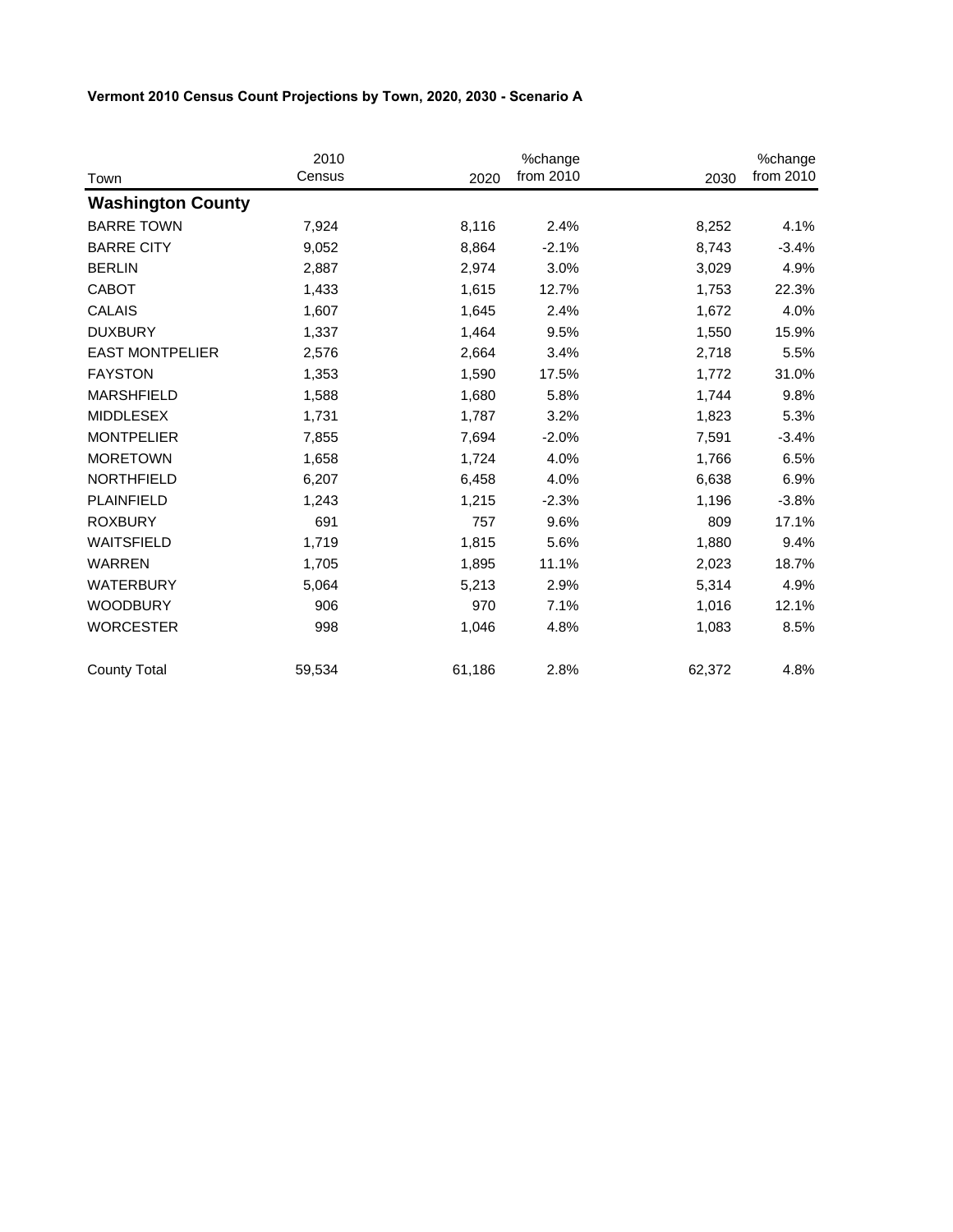**Vermont 2010 Census Count Projections by Town, 2020, 2030 - Scenario A**

| Town | 2010 Census | 2020 | %change from 2010 | 2030 | %change from 2010 |
|---|---|---|---|---|---|
| **Washington County** | | | | | |
| BARRE TOWN | 7,924 | 8,116 | 2.4% | 8,252 | 4.1% |
| BARRE CITY | 9,052 | 8,864 | -2.1% | 8,743 | -3.4% |
| BERLIN | 2,887 | 2,974 | 3.0% | 3,029 | 4.9% |
| CABOT | 1,433 | 1,615 | 12.7% | 1,753 | 22.3% |
| CALAIS | 1,607 | 1,645 | 2.4% | 1,672 | 4.0% |
| DUXBURY | 1,337 | 1,464 | 9.5% | 1,550 | 15.9% |
| EAST MONTPELIER | 2,576 | 2,664 | 3.4% | 2,718 | 5.5% |
| FAYSTON | 1,353 | 1,590 | 17.5% | 1,772 | 31.0% |
| MARSHFIELD | 1,588 | 1,680 | 5.8% | 1,744 | 9.8% |
| MIDDLESEX | 1,731 | 1,787 | 3.2% | 1,823 | 5.3% |
| MONTPELIER | 7,855 | 7,694 | -2.0% | 7,591 | -3.4% |
| MORETOWN | 1,658 | 1,724 | 4.0% | 1,766 | 6.5% |
| NORTHFIELD | 6,207 | 6,458 | 4.0% | 6,638 | 6.9% |
| PLAINFIELD | 1,243 | 1,215 | -2.3% | 1,196 | -3.8% |
| ROXBURY | 691 | 757 | 9.6% | 809 | 17.1% |
| WAITSFIELD | 1,719 | 1,815 | 5.6% | 1,880 | 9.4% |
| WARREN | 1,705 | 1,895 | 11.1% | 2,023 | 18.7% |
| WATERBURY | 5,064 | 5,213 | 2.9% | 5,314 | 4.9% |
| WOODBURY | 906 | 970 | 7.1% | 1,016 | 12.1% |
| WORCESTER | 998 | 1,046 | 4.8% | 1,083 | 8.5% |
| County Total | 59,534 | 61,186 | 2.8% | 62,372 | 4.8% |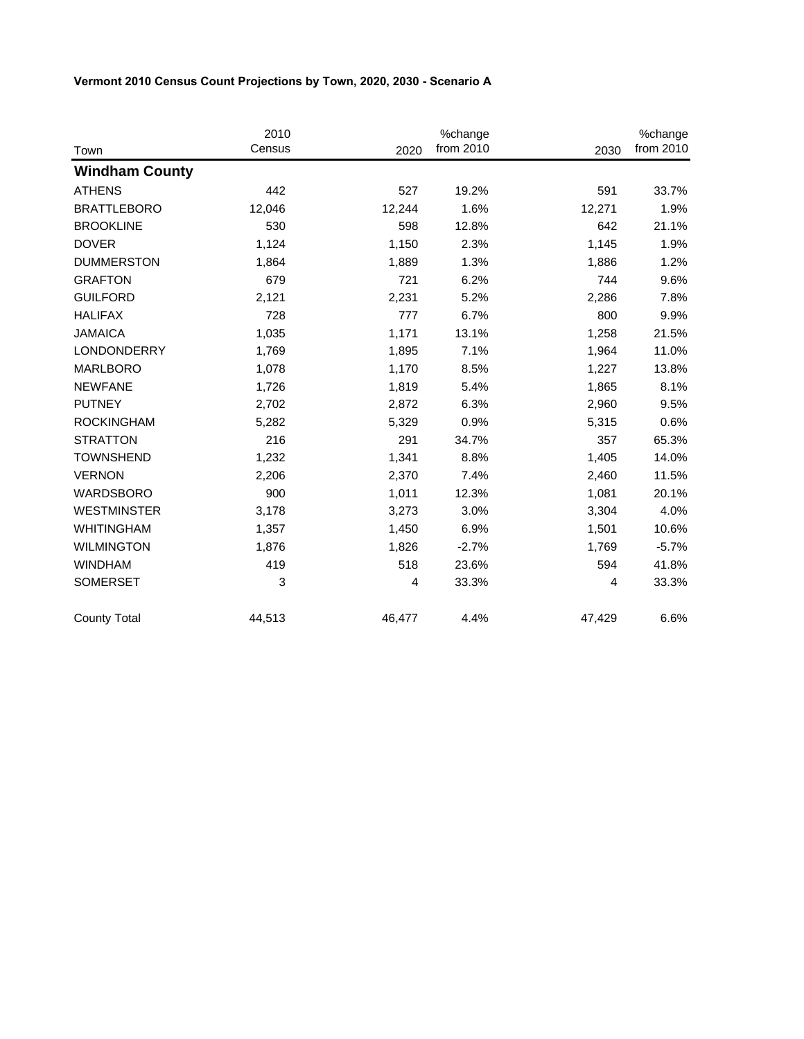**Vermont 2010 Census Count Projections by Town, 2020, 2030 - Scenario A**

| Town | 2010 Census | 2020 | %change from 2010 | 2030 | %change from 2010 |
|---|---|---|---|---|---|
| **Windham County** | | | | | |
| ATHENS | 442 | 527 | 19.2% | 591 | 33.7% |
| BRATTLEBORO | 12,046 | 12,244 | 1.6% | 12,271 | 1.9% |
| BROOKLINE | 530 | 598 | 12.8% | 642 | 21.1% |
| DOVER | 1,124 | 1,150 | 2.3% | 1,145 | 1.9% |
| DUMMERSTON | 1,864 | 1,889 | 1.3% | 1,886 | 1.2% |
| GRAFTON | 679 | 721 | 6.2% | 744 | 9.6% |
| GUILFORD | 2,121 | 2,231 | 5.2% | 2,286 | 7.8% |
| HALIFAX | 728 | 777 | 6.7% | 800 | 9.9% |
| JAMAICA | 1,035 | 1,171 | 13.1% | 1,258 | 21.5% |
| LONDONDERRY | 1,769 | 1,895 | 7.1% | 1,964 | 11.0% |
| MARLBORO | 1,078 | 1,170 | 8.5% | 1,227 | 13.8% |
| NEWFANE | 1,726 | 1,819 | 5.4% | 1,865 | 8.1% |
| PUTNEY | 2,702 | 2,872 | 6.3% | 2,960 | 9.5% |
| ROCKINGHAM | 5,282 | 5,329 | 0.9% | 5,315 | 0.6% |
| STRATTON | 216 | 291 | 34.7% | 357 | 65.3% |
| TOWNSHEND | 1,232 | 1,341 | 8.8% | 1,405 | 14.0% |
| VERNON | 2,206 | 2,370 | 7.4% | 2,460 | 11.5% |
| WARDSBORO | 900 | 1,011 | 12.3% | 1,081 | 20.1% |
| WESTMINSTER | 3,178 | 3,273 | 3.0% | 3,304 | 4.0% |
| WHITINGHAM | 1,357 | 1,450 | 6.9% | 1,501 | 10.6% |
| WILMINGTON | 1,876 | 1,826 | -2.7% | 1,769 | -5.7% |
| WINDHAM | 419 | 518 | 23.6% | 594 | 41.8% |
| SOMERSET | 3 | 4 | 33.3% | 4 | 33.3% |
| County Total | 44,513 | 46,477 | 4.4% | 47,429 | 6.6% |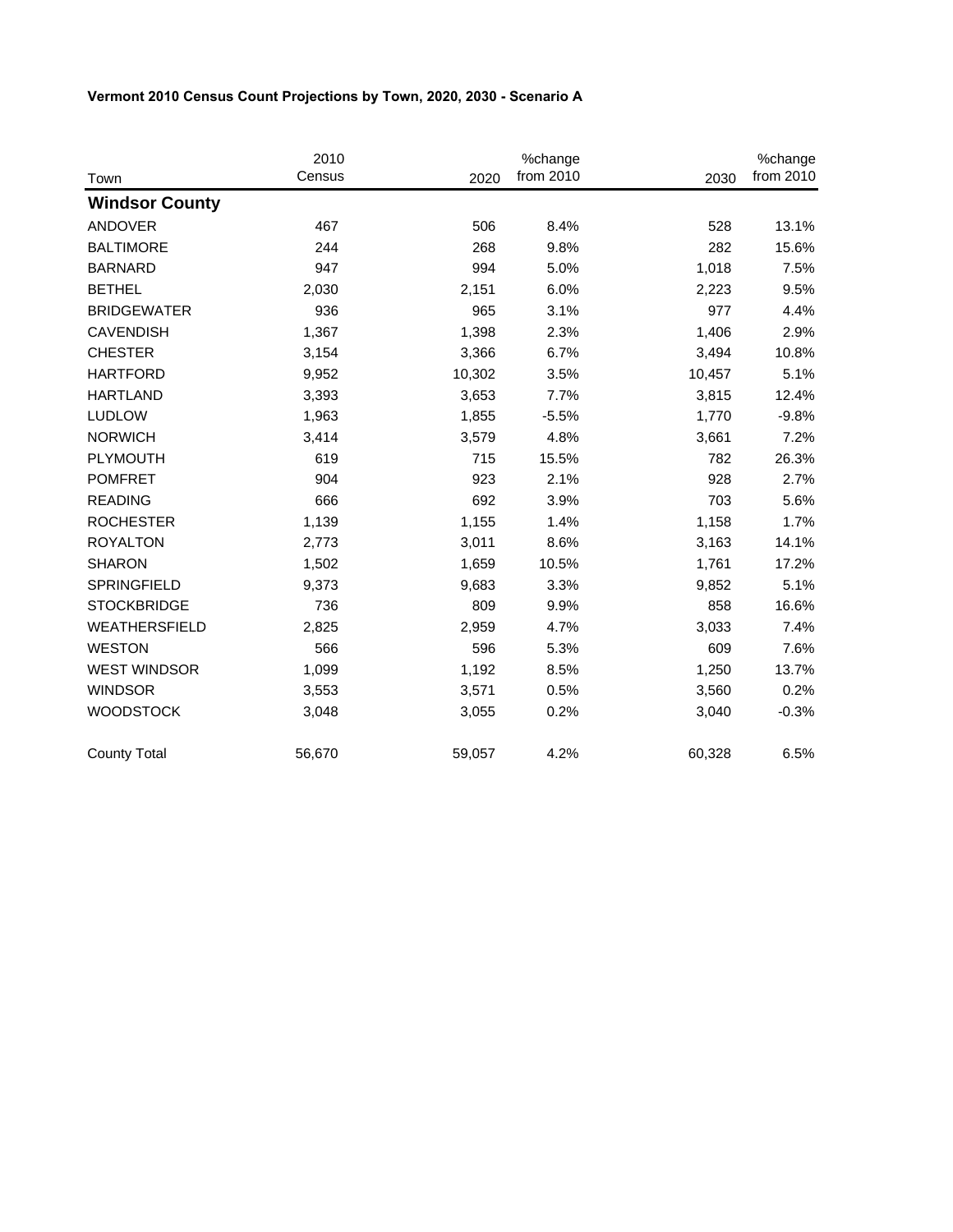**Vermont 2010 Census Count Projections by Town, 2020, 2030 - Scenario A**

| Town | 2010 Census | 2020 | %change from 2010 | 2030 | %change from 2010 |
|---|---|---|---|---|---|
| **Windsor County** | | | | | |
| ANDOVER | 467 | 506 | 8.4% | 528 | 13.1% |
| BALTIMORE | 244 | 268 | 9.8% | 282 | 15.6% |
| BARNARD | 947 | 994 | 5.0% | 1,018 | 7.5% |
| BETHEL | 2,030 | 2,151 | 6.0% | 2,223 | 9.5% |
| BRIDGEWATER | 936 | 965 | 3.1% | 977 | 4.4% |
| CAVENDISH | 1,367 | 1,398 | 2.3% | 1,406 | 2.9% |
| CHESTER | 3,154 | 3,366 | 6.7% | 3,494 | 10.8% |
| HARTFORD | 9,952 | 10,302 | 3.5% | 10,457 | 5.1% |
| HARTLAND | 3,393 | 3,653 | 7.7% | 3,815 | 12.4% |
| LUDLOW | 1,963 | 1,855 | -5.5% | 1,770 | -9.8% |
| NORWICH | 3,414 | 3,579 | 4.8% | 3,661 | 7.2% |
| PLYMOUTH | 619 | 715 | 15.5% | 782 | 26.3% |
| POMFRET | 904 | 923 | 2.1% | 928 | 2.7% |
| READING | 666 | 692 | 3.9% | 703 | 5.6% |
| ROCHESTER | 1,139 | 1,155 | 1.4% | 1,158 | 1.7% |
| ROYALTON | 2,773 | 3,011 | 8.6% | 3,163 | 14.1% |
| SHARON | 1,502 | 1,659 | 10.5% | 1,761 | 17.2% |
| SPRINGFIELD | 9,373 | 9,683 | 3.3% | 9,852 | 5.1% |
| STOCKBRIDGE | 736 | 809 | 9.9% | 858 | 16.6% |
| WEATHERSFIELD | 2,825 | 2,959 | 4.7% | 3,033 | 7.4% |
| WESTON | 566 | 596 | 5.3% | 609 | 7.6% |
| WEST WINDSOR | 1,099 | 1,192 | 8.5% | 1,250 | 13.7% |
| WINDSOR | 3,553 | 3,571 | 0.5% | 3,560 | 0.2% |
| WOODSTOCK | 3,048 | 3,055 | 0.2% | 3,040 | -0.3% |
| County Total | 56,670 | 59,057 | 4.2% | 60,328 | 6.5% |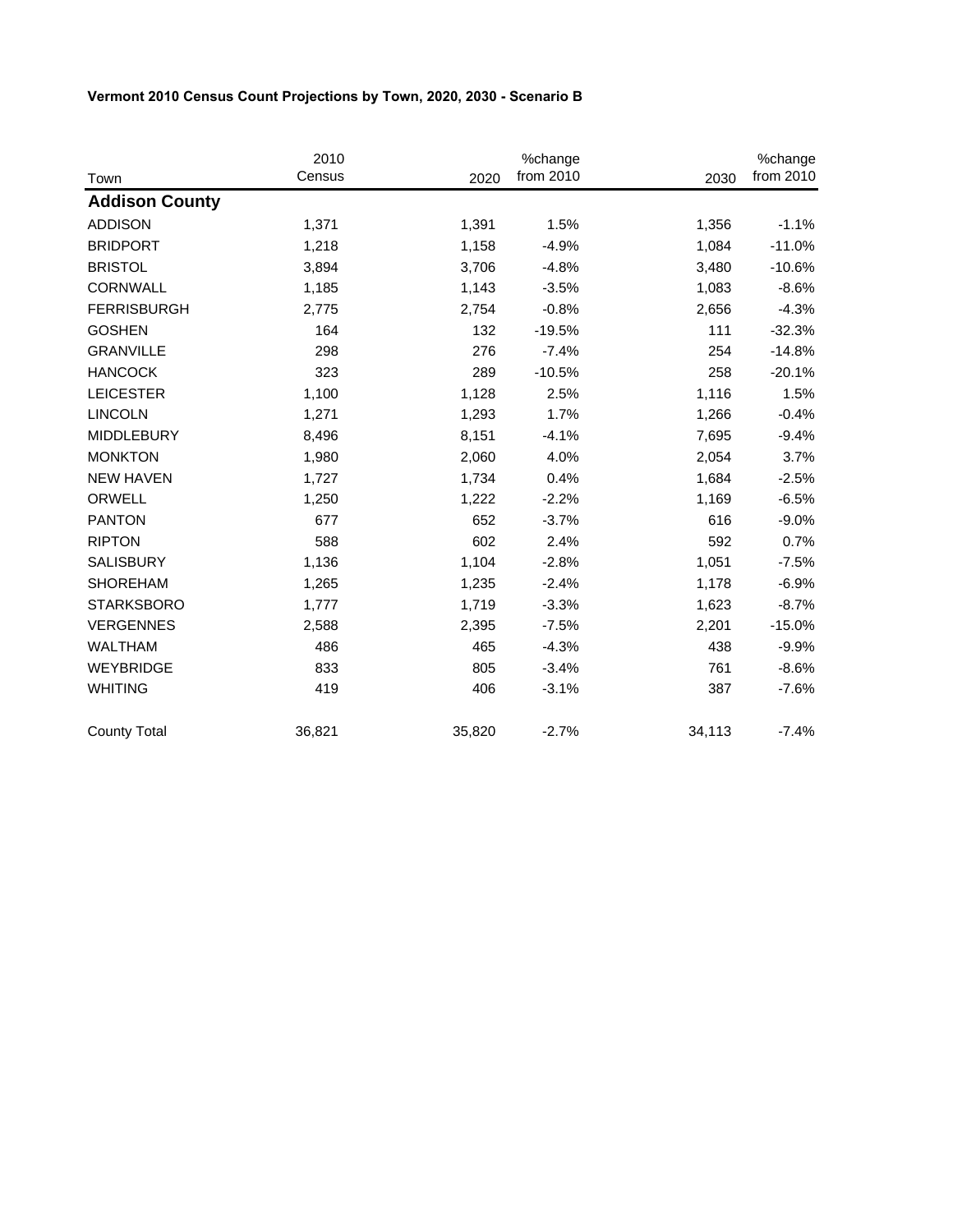**Vermont 2010 Census Count Projections by Town, 2020, 2030 - Scenario B**

| Town | 2010 Census | 2020 | %change from 2010 | 2030 | %change from 2010 |
|---|---|---|---|---|---|
| **Addison County** | | | | | |
| ADDISON | 1,371 | 1,391 | 1.5% | 1,356 | -1.1% |
| BRIDPORT | 1,218 | 1,158 | -4.9% | 1,084 | -11.0% |
| BRISTOL | 3,894 | 3,706 | -4.8% | 3,480 | -10.6% |
| CORNWALL | 1,185 | 1,143 | -3.5% | 1,083 | -8.6% |
| FERRISBURGH | 2,775 | 2,754 | -0.8% | 2,656 | -4.3% |
| GOSHEN | 164 | 132 | -19.5% | 111 | -32.3% |
| GRANVILLE | 298 | 276 | -7.4% | 254 | -14.8% |
| HANCOCK | 323 | 289 | -10.5% | 258 | -20.1% |
| LEICESTER | 1,100 | 1,128 | 2.5% | 1,116 | 1.5% |
| LINCOLN | 1,271 | 1,293 | 1.7% | 1,266 | -0.4% |
| MIDDLEBURY | 8,496 | 8,151 | -4.1% | 7,695 | -9.4% |
| MONKTON | 1,980 | 2,060 | 4.0% | 2,054 | 3.7% |
| NEW HAVEN | 1,727 | 1,734 | 0.4% | 1,684 | -2.5% |
| ORWELL | 1,250 | 1,222 | -2.2% | 1,169 | -6.5% |
| PANTON | 677 | 652 | -3.7% | 616 | -9.0% |
| RIPTON | 588 | 602 | 2.4% | 592 | 0.7% |
| SALISBURY | 1,136 | 1,104 | -2.8% | 1,051 | -7.5% |
| SHOREHAM | 1,265 | 1,235 | -2.4% | 1,178 | -6.9% |
| STARKSBORO | 1,777 | 1,719 | -3.3% | 1,623 | -8.7% |
| VERGENNES | 2,588 | 2,395 | -7.5% | 2,201 | -15.0% |
| WALTHAM | 486 | 465 | -4.3% | 438 | -9.9% |
| WEYBRIDGE | 833 | 805 | -3.4% | 761 | -8.6% |
| WHITING | 419 | 406 | -3.1% | 387 | -7.6% |
| County Total | 36,821 | 35,820 | -2.7% | 34,113 | -7.4% |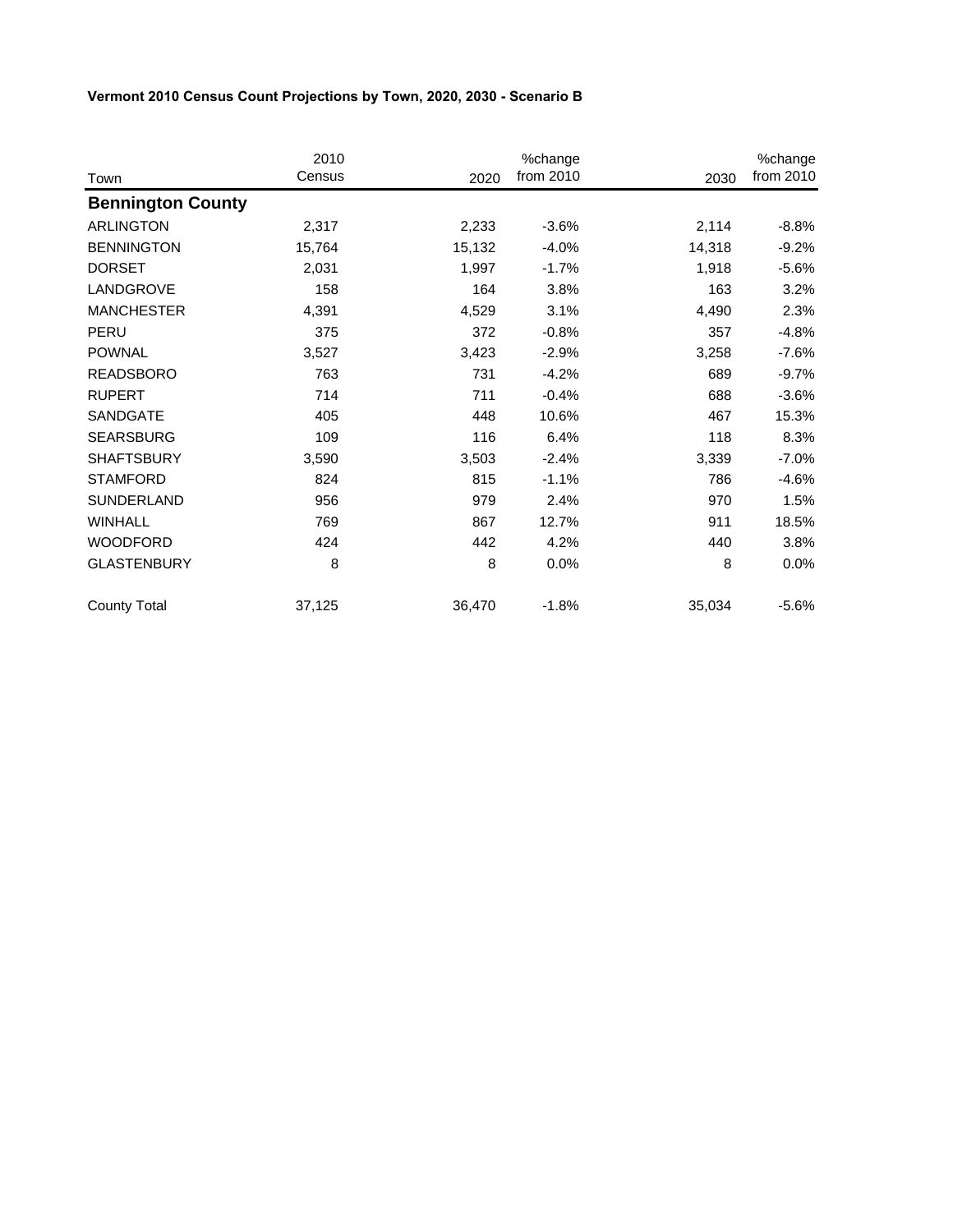**Vermont 2010 Census Count Projections by Town, 2020, 2030 - Scenario B**

| Town | 2010 Census | 2020 | %change from 2010 | 2030 | %change from 2010 |
|---|---|---|---|---|---|
| **Bennington County** | | | | | |
| ARLINGTON | 2,317 | 2,233 | -3.6% | 2,114 | -8.8% |
| BENNINGTON | 15,764 | 15,132 | -4.0% | 14,318 | -9.2% |
| DORSET | 2,031 | 1,997 | -1.7% | 1,918 | -5.6% |
| LANDGROVE | 158 | 164 | 3.8% | 163 | 3.2% |
| MANCHESTER | 4,391 | 4,529 | 3.1% | 4,490 | 2.3% |
| PERU | 375 | 372 | -0.8% | 357 | -4.8% |
| POWNAL | 3,527 | 3,423 | -2.9% | 3,258 | -7.6% |
| READSBORO | 763 | 731 | -4.2% | 689 | -9.7% |
| RUPERT | 714 | 711 | -0.4% | 688 | -3.6% |
| SANDGATE | 405 | 448 | 10.6% | 467 | 15.3% |
| SEARSBURG | 109 | 116 | 6.4% | 118 | 8.3% |
| SHAFTSBURY | 3,590 | 3,503 | -2.4% | 3,339 | -7.0% |
| STAMFORD | 824 | 815 | -1.1% | 786 | -4.6% |
| SUNDERLAND | 956 | 979 | 2.4% | 970 | 1.5% |
| WINHALL | 769 | 867 | 12.7% | 911 | 18.5% |
| WOODFORD | 424 | 442 | 4.2% | 440 | 3.8% |
| GLASTENBURY | 8 | 8 | 0.0% | 8 | 0.0% |
| County Total | 37,125 | 36,470 | -1.8% | 35,034 | -5.6% |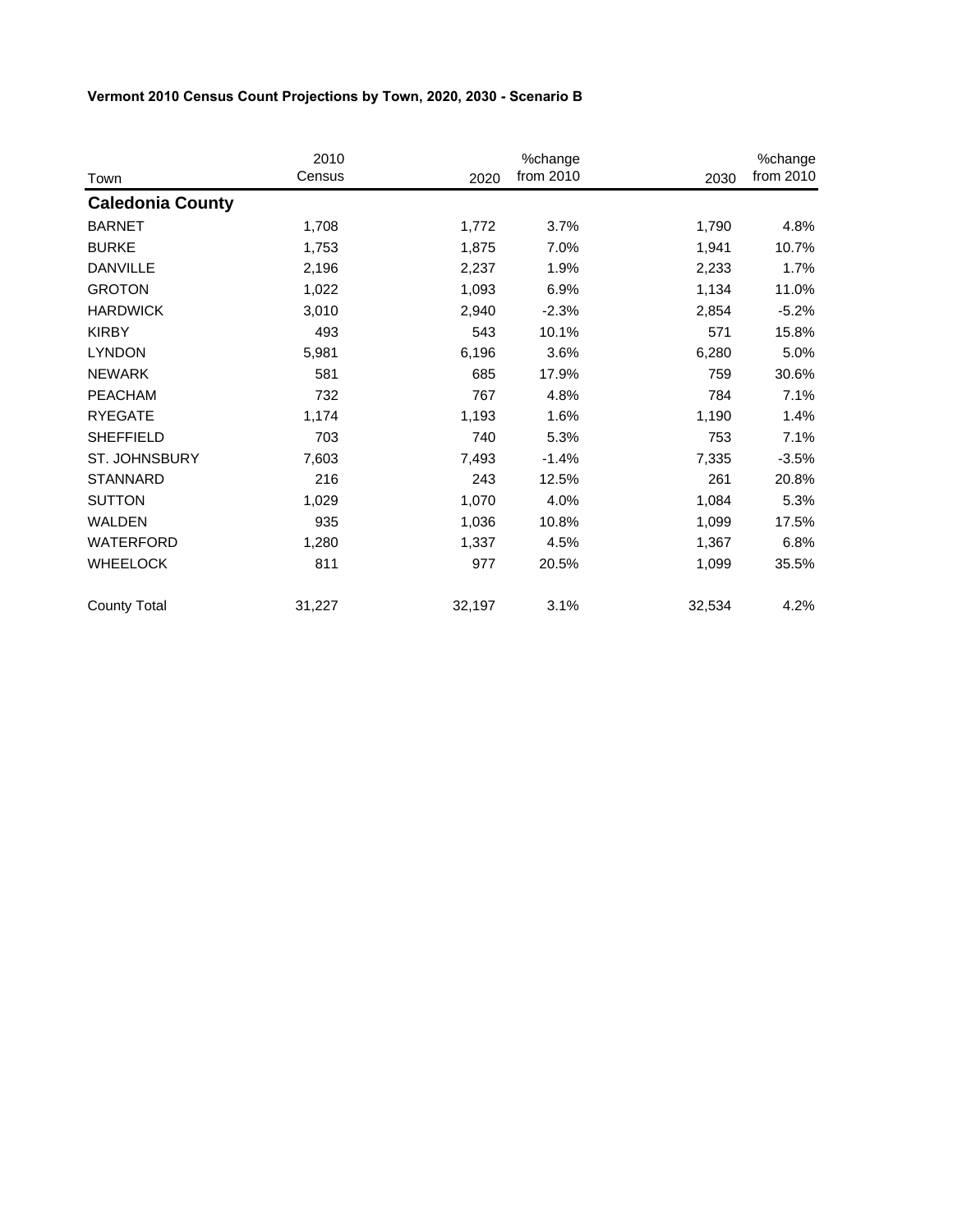**Vermont 2010 Census Count Projections by Town, 2020, 2030 - Scenario B**

| Town | 2010 Census | 2020 | %change from 2010 | 2030 | %change from 2010 |
|---|---|---|---|---|---|
| **Caledonia County** | | | | | |
| BARNET | 1,708 | 1,772 | 3.7% | 1,790 | 4.8% |
| BURKE | 1,753 | 1,875 | 7.0% | 1,941 | 10.7% |
| DANVILLE | 2,196 | 2,237 | 1.9% | 2,233 | 1.7% |
| GROTON | 1,022 | 1,093 | 6.9% | 1,134 | 11.0% |
| HARDWICK | 3,010 | 2,940 | -2.3% | 2,854 | -5.2% |
| KIRBY | 493 | 543 | 10.1% | 571 | 15.8% |
| LYNDON | 5,981 | 6,196 | 3.6% | 6,280 | 5.0% |
| NEWARK | 581 | 685 | 17.9% | 759 | 30.6% |
| PEACHAM | 732 | 767 | 4.8% | 784 | 7.1% |
| RYEGATE | 1,174 | 1,193 | 1.6% | 1,190 | 1.4% |
| SHEFFIELD | 703 | 740 | 5.3% | 753 | 7.1% |
| ST. JOHNSBURY | 7,603 | 7,493 | -1.4% | 7,335 | -3.5% |
| STANNARD | 216 | 243 | 12.5% | 261 | 20.8% |
| SUTTON | 1,029 | 1,070 | 4.0% | 1,084 | 5.3% |
| WALDEN | 935 | 1,036 | 10.8% | 1,099 | 17.5% |
| WATERFORD | 1,280 | 1,337 | 4.5% | 1,367 | 6.8% |
| WHEELOCK | 811 | 977 | 20.5% | 1,099 | 35.5% |
| County Total | 31,227 | 32,197 | 3.1% | 32,534 | 4.2% |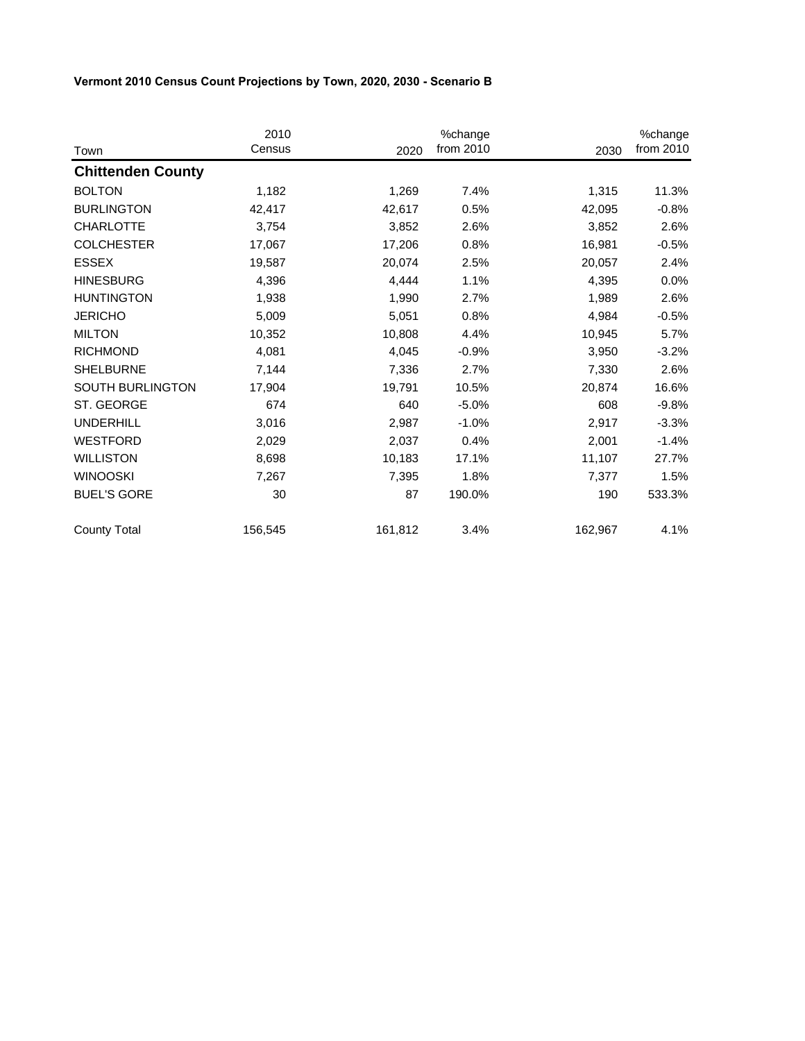**Vermont 2010 Census Count Projections by Town, 2020, 2030 - Scenario B**

| Town | 2010 Census | 2020 | %change from 2010 | 2030 | %change from 2010 |
|---|---|---|---|---|---|
| **Chittenden County** | | | | | |
| BOLTON | 1,182 | 1,269 | 7.4% | 1,315 | 11.3% |
| BURLINGTON | 42,417 | 42,617 | 0.5% | 42,095 | -0.8% |
| CHARLOTTE | 3,754 | 3,852 | 2.6% | 3,852 | 2.6% |
| COLCHESTER | 17,067 | 17,206 | 0.8% | 16,981 | -0.5% |
| ESSEX | 19,587 | 20,074 | 2.5% | 20,057 | 2.4% |
| HINESBURG | 4,396 | 4,444 | 1.1% | 4,395 | 0.0% |
| HUNTINGTON | 1,938 | 1,990 | 2.7% | 1,989 | 2.6% |
| JERICHO | 5,009 | 5,051 | 0.8% | 4,984 | -0.5% |
| MILTON | 10,352 | 10,808 | 4.4% | 10,945 | 5.7% |
| RICHMOND | 4,081 | 4,045 | -0.9% | 3,950 | -3.2% |
| SHELBURNE | 7,144 | 7,336 | 2.7% | 7,330 | 2.6% |
| SOUTH BURLINGTON | 17,904 | 19,791 | 10.5% | 20,874 | 16.6% |
| ST. GEORGE | 674 | 640 | -5.0% | 608 | -9.8% |
| UNDERHILL | 3,016 | 2,987 | -1.0% | 2,917 | -3.3% |
| WESTFORD | 2,029 | 2,037 | 0.4% | 2,001 | -1.4% |
| WILLISTON | 8,698 | 10,183 | 17.1% | 11,107 | 27.7% |
| WINOOSKI | 7,267 | 7,395 | 1.8% | 7,377 | 1.5% |
| BUEL'S GORE | 30 | 87 | 190.0% | 190 | 533.3% |
| County Total | 156,545 | 161,812 | 3.4% | 162,967 | 4.1% |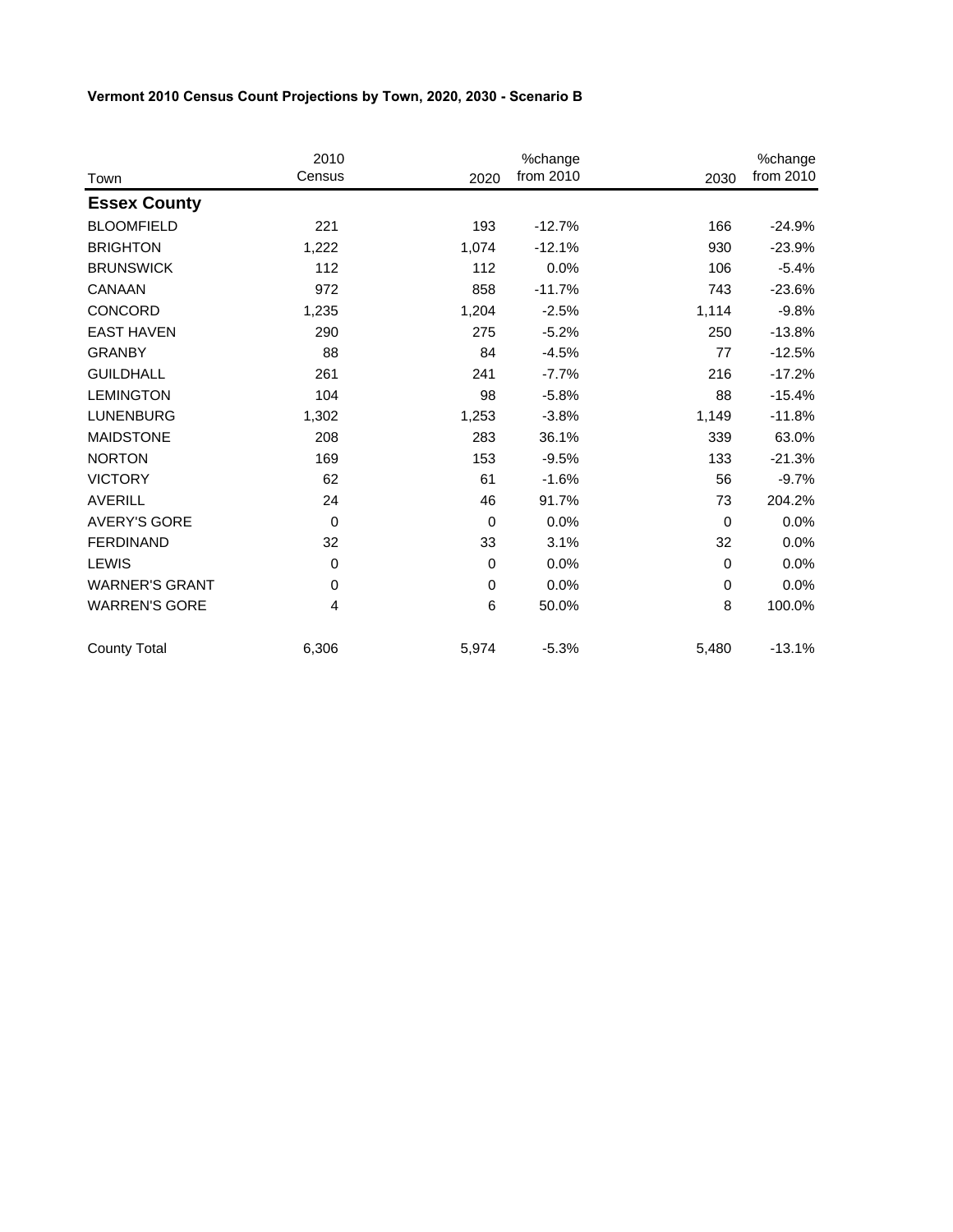**Vermont 2010 Census Count Projections by Town, 2020, 2030 - Scenario B**

| Town | 2010 Census | 2020 | %change from 2010 | 2030 | %change from 2010 |
|---|---|---|---|---|---|
| **Essex County** | | | | | |
| BLOOMFIELD | 221 | 193 | -12.7% | 166 | -24.9% |
| BRIGHTON | 1,222 | 1,074 | -12.1% | 930 | -23.9% |
| BRUNSWICK | 112 | 112 | 0.0% | 106 | -5.4% |
| CANAAN | 972 | 858 | -11.7% | 743 | -23.6% |
| CONCORD | 1,235 | 1,204 | -2.5% | 1,114 | -9.8% |
| EAST HAVEN | 290 | 275 | -5.2% | 250 | -13.8% |
| GRANBY | 88 | 84 | -4.5% | 77 | -12.5% |
| GUILDHALL | 261 | 241 | -7.7% | 216 | -17.2% |
| LEMINGTON | 104 | 98 | -5.8% | 88 | -15.4% |
| LUNENBURG | 1,302 | 1,253 | -3.8% | 1,149 | -11.8% |
| MAIDSTONE | 208 | 283 | 36.1% | 339 | 63.0% |
| NORTON | 169 | 153 | -9.5% | 133 | -21.3% |
| VICTORY | 62 | 61 | -1.6% | 56 | -9.7% |
| AVERILL | 24 | 46 | 91.7% | 73 | 204.2% |
| AVERY'S GORE | 0 | 0 | 0.0% | 0 | 0.0% |
| FERDINAND | 32 | 33 | 3.1% | 32 | 0.0% |
| LEWIS | 0 | 0 | 0.0% | 0 | 0.0% |
| WARNER'S GRANT | 0 | 0 | 0.0% | 0 | 0.0% |
| WARREN'S GORE | 4 | 6 | 50.0% | 8 | 100.0% |
| County Total | 6,306 | 5,974 | -5.3% | 5,480 | -13.1% |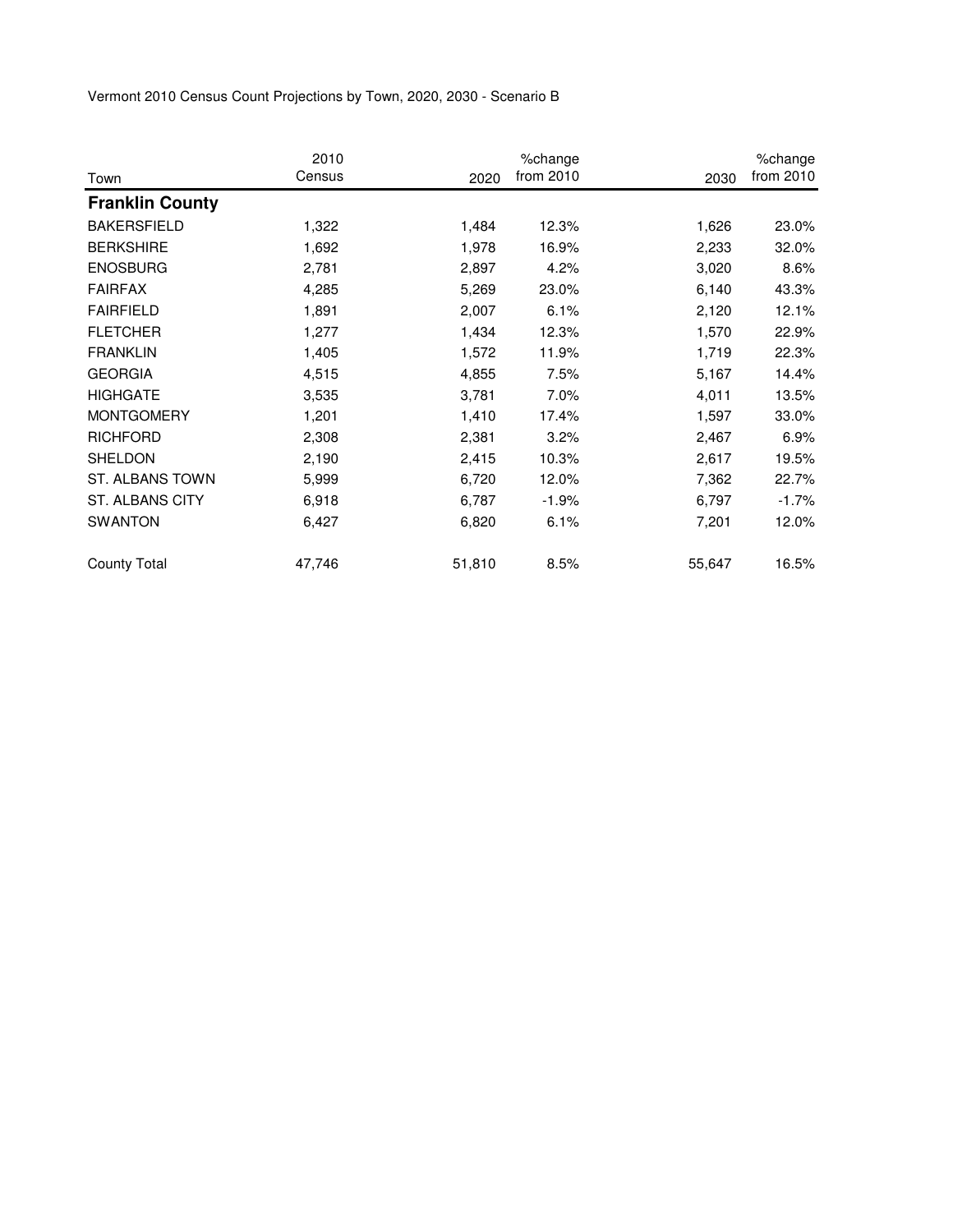Vermont 2010 Census Count Projections by Town, 2020, 2030 - Scenario B

| Town | 2010 Census | 2020 | %change from 2010 | 2030 | %change from 2010 |
|---|---|---|---|---|---|
| **Franklin County** | | | | | |
| BAKERSFIELD | 1,322 | 1,484 | 12.3% | 1,626 | 23.0% |
| BERKSHIRE | 1,692 | 1,978 | 16.9% | 2,233 | 32.0% |
| ENOSBURG | 2,781 | 2,897 | 4.2% | 3,020 | 8.6% |
| FAIRFAX | 4,285 | 5,269 | 23.0% | 6,140 | 43.3% |
| FAIRFIELD | 1,891 | 2,007 | 6.1% | 2,120 | 12.1% |
| FLETCHER | 1,277 | 1,434 | 12.3% | 1,570 | 22.9% |
| FRANKLIN | 1,405 | 1,572 | 11.9% | 1,719 | 22.3% |
| GEORGIA | 4,515 | 4,855 | 7.5% | 5,167 | 14.4% |
| HIGHGATE | 3,535 | 3,781 | 7.0% | 4,011 | 13.5% |
| MONTGOMERY | 1,201 | 1,410 | 17.4% | 1,597 | 33.0% |
| RICHFORD | 2,308 | 2,381 | 3.2% | 2,467 | 6.9% |
| SHELDON | 2,190 | 2,415 | 10.3% | 2,617 | 19.5% |
| ST. ALBANS TOWN | 5,999 | 6,720 | 12.0% | 7,362 | 22.7% |
| ST. ALBANS CITY | 6,918 | 6,787 | -1.9% | 6,797 | -1.7% |
| SWANTON | 6,427 | 6,820 | 6.1% | 7,201 | 12.0% |
| County Total | 47,746 | 51,810 | 8.5% | 55,647 | 16.5% |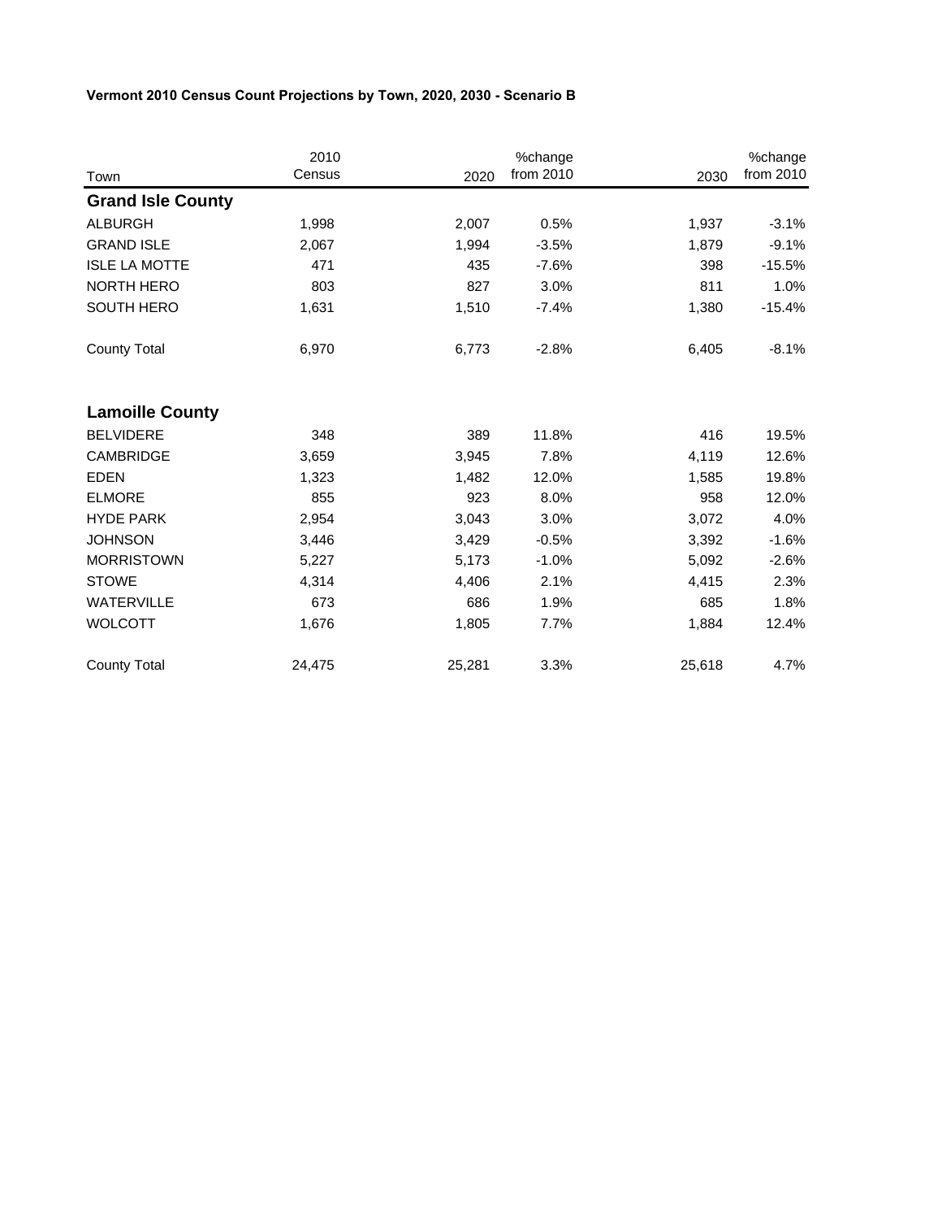**Vermont 2010 Census Count Projections by Town, 2020, 2030 - Scenario B**

| Town | 2010 Census | 2020 | %change from 2010 | 2030 | %change from 2010 |
|---|---|---|---|---|---|
| **Grand Isle County** | | | | | |
| ALBURGH | 1,998 | 2,007 | 0.5% | 1,937 | -3.1% |
| GRAND ISLE | 2,067 | 1,994 | -3.5% | 1,879 | -9.1% |
| ISLE LA MOTTE | 471 | 435 | -7.6% | 398 | -15.5% |
| NORTH HERO | 803 | 827 | 3.0% | 811 | 1.0% |
| SOUTH HERO | 1,631 | 1,510 | -7.4% | 1,380 | -15.4% |
| County Total | 6,970 | 6,773 | -2.8% | 6,405 | -8.1% |
| **Lamoille County** | | | | | |
| BELVIDERE | 348 | 389 | 11.8% | 416 | 19.5% |
| CAMBRIDGE | 3,659 | 3,945 | 7.8% | 4,119 | 12.6% |
| EDEN | 1,323 | 1,482 | 12.0% | 1,585 | 19.8% |
| ELMORE | 855 | 923 | 8.0% | 958 | 12.0% |
| HYDE PARK | 2,954 | 3,043 | 3.0% | 3,072 | 4.0% |
| JOHNSON | 3,446 | 3,429 | -0.5% | 3,392 | -1.6% |
| MORRISTOWN | 5,227 | 5,173 | -1.0% | 5,092 | -2.6% |
| STOWE | 4,314 | 4,406 | 2.1% | 4,415 | 2.3% |
| WATERVILLE | 673 | 686 | 1.9% | 685 | 1.8% |
| WOLCOTT | 1,676 | 1,805 | 7.7% | 1,884 | 12.4% |
| County Total | 24,475 | 25,281 | 3.3% | 25,618 | 4.7% |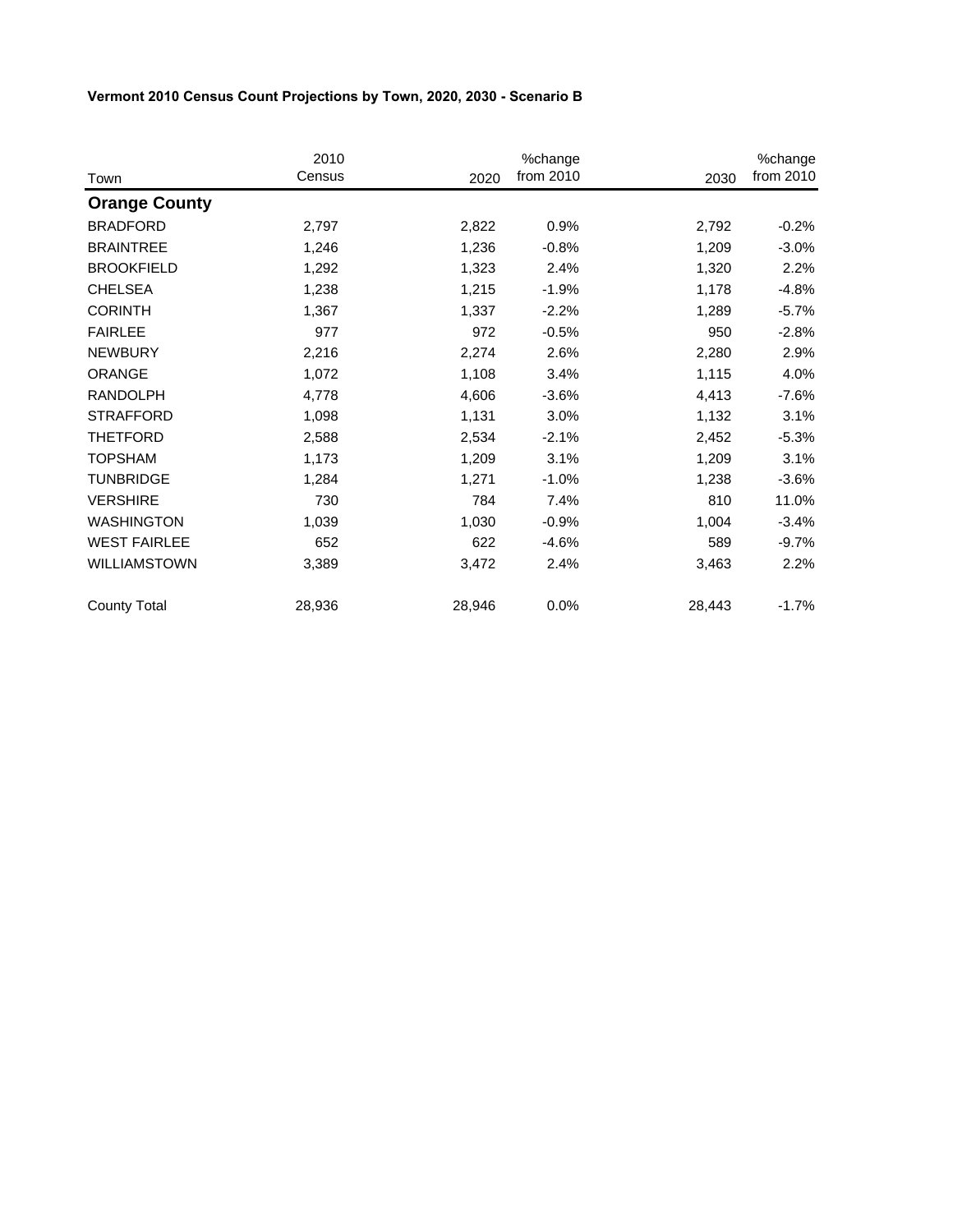**Vermont 2010 Census Count Projections by Town, 2020, 2030 - Scenario B**

| Town | 2010 Census | 2020 | %change from 2010 | 2030 | %change from 2010 |
|---|---|---|---|---|---|
| **Orange County** | | | | | |
| BRADFORD | 2,797 | 2,822 | 0.9% | 2,792 | -0.2% |
| BRAINTREE | 1,246 | 1,236 | -0.8% | 1,209 | -3.0% |
| BROOKFIELD | 1,292 | 1,323 | 2.4% | 1,320 | 2.2% |
| CHELSEA | 1,238 | 1,215 | -1.9% | 1,178 | -4.8% |
| CORINTH | 1,367 | 1,337 | -2.2% | 1,289 | -5.7% |
| FAIRLEE | 977 | 972 | -0.5% | 950 | -2.8% |
| NEWBURY | 2,216 | 2,274 | 2.6% | 2,280 | 2.9% |
| ORANGE | 1,072 | 1,108 | 3.4% | 1,115 | 4.0% |
| RANDOLPH | 4,778 | 4,606 | -3.6% | 4,413 | -7.6% |
| STRAFFORD | 1,098 | 1,131 | 3.0% | 1,132 | 3.1% |
| THETFORD | 2,588 | 2,534 | -2.1% | 2,452 | -5.3% |
| TOPSHAM | 1,173 | 1,209 | 3.1% | 1,209 | 3.1% |
| TUNBRIDGE | 1,284 | 1,271 | -1.0% | 1,238 | -3.6% |
| VERSHIRE | 730 | 784 | 7.4% | 810 | 11.0% |
| WASHINGTON | 1,039 | 1,030 | -0.9% | 1,004 | -3.4% |
| WEST FAIRLEE | 652 | 622 | -4.6% | 589 | -9.7% |
| WILLIAMSTOWN | 3,389 | 3,472 | 2.4% | 3,463 | 2.2% |
| County Total | 28,936 | 28,946 | 0.0% | 28,443 | -1.7% |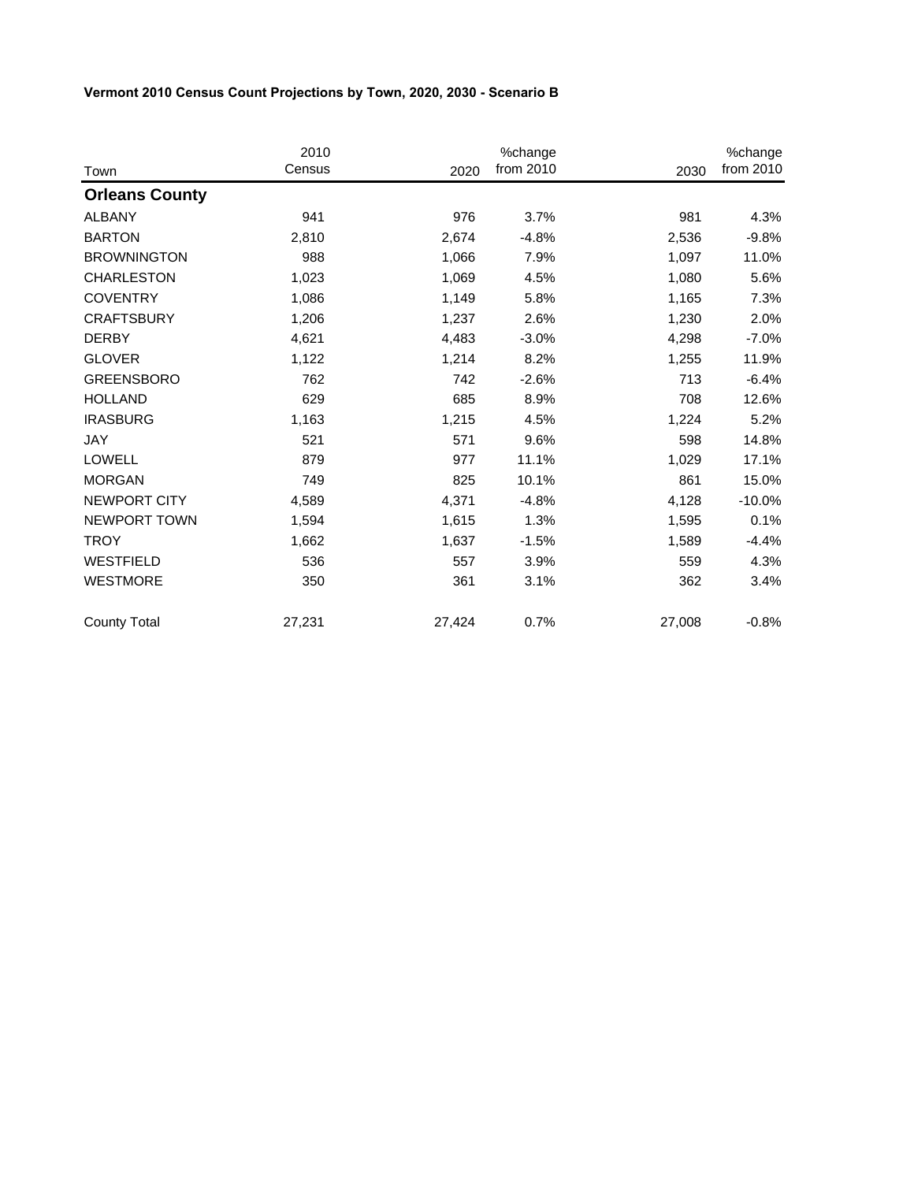**Vermont 2010 Census Count Projections by Town, 2020, 2030 - Scenario B**

| Town | 2010 Census | 2020 | %change from 2010 | 2030 | %change from 2010 |
|---|---|---|---|---|---|
| **Orleans County** | | | | | |
| ALBANY | 941 | 976 | 3.7% | 981 | 4.3% |
| BARTON | 2,810 | 2,674 | -4.8% | 2,536 | -9.8% |
| BROWNINGTON | 988 | 1,066 | 7.9% | 1,097 | 11.0% |
| CHARLESTON | 1,023 | 1,069 | 4.5% | 1,080 | 5.6% |
| COVENTRY | 1,086 | 1,149 | 5.8% | 1,165 | 7.3% |
| CRAFTSBURY | 1,206 | 1,237 | 2.6% | 1,230 | 2.0% |
| DERBY | 4,621 | 4,483 | -3.0% | 4,298 | -7.0% |
| GLOVER | 1,122 | 1,214 | 8.2% | 1,255 | 11.9% |
| GREENSBORO | 762 | 742 | -2.6% | 713 | -6.4% |
| HOLLAND | 629 | 685 | 8.9% | 708 | 12.6% |
| IRASBURG | 1,163 | 1,215 | 4.5% | 1,224 | 5.2% |
| JAY | 521 | 571 | 9.6% | 598 | 14.8% |
| LOWELL | 879 | 977 | 11.1% | 1,029 | 17.1% |
| MORGAN | 749 | 825 | 10.1% | 861 | 15.0% |
| NEWPORT CITY | 4,589 | 4,371 | -4.8% | 4,128 | -10.0% |
| NEWPORT TOWN | 1,594 | 1,615 | 1.3% | 1,595 | 0.1% |
| TROY | 1,662 | 1,637 | -1.5% | 1,589 | -4.4% |
| WESTFIELD | 536 | 557 | 3.9% | 559 | 4.3% |
| WESTMORE | 350 | 361 | 3.1% | 362 | 3.4% |
| County Total | 27,231 | 27,424 | 0.7% | 27,008 | -0.8% |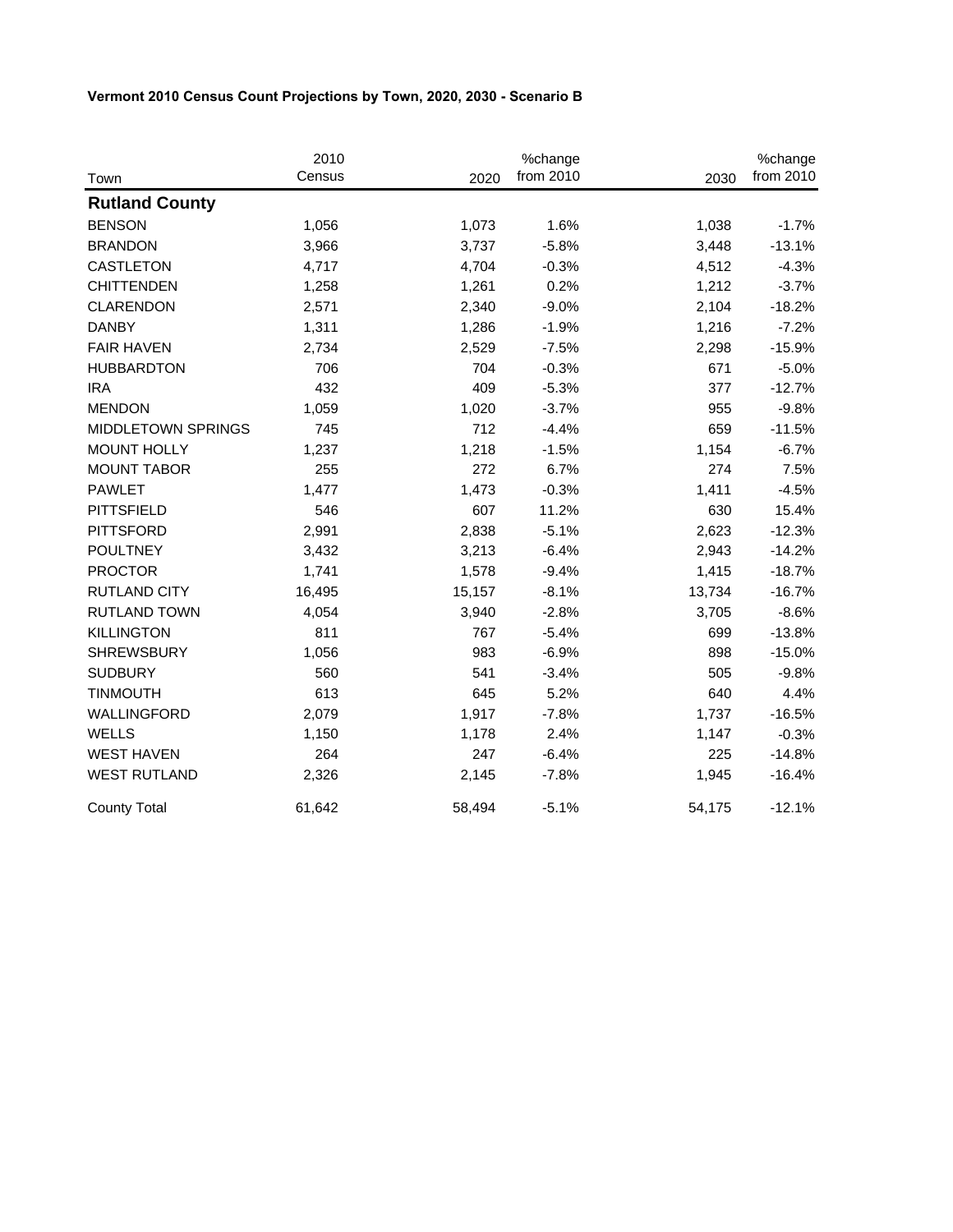**Vermont 2010 Census Count Projections by Town, 2020, 2030 - Scenario B**

| Town | 2010 Census | 2020 | %change from 2010 | 2030 | %change from 2010 |
|---|---|---|---|---|---|
| **Rutland County** | | | | | |
| BENSON | 1,056 | 1,073 | 1.6% | 1,038 | -1.7% |
| BRANDON | 3,966 | 3,737 | -5.8% | 3,448 | -13.1% |
| CASTLETON | 4,717 | 4,704 | -0.3% | 4,512 | -4.3% |
| CHITTENDEN | 1,258 | 1,261 | 0.2% | 1,212 | -3.7% |
| CLARENDON | 2,571 | 2,340 | -9.0% | 2,104 | -18.2% |
| DANBY | 1,311 | 1,286 | -1.9% | 1,216 | -7.2% |
| FAIR HAVEN | 2,734 | 2,529 | -7.5% | 2,298 | -15.9% |
| HUBBARDTON | 706 | 704 | -0.3% | 671 | -5.0% |
| IRA | 432 | 409 | -5.3% | 377 | -12.7% |
| MENDON | 1,059 | 1,020 | -3.7% | 955 | -9.8% |
| MIDDLETOWN SPRINGS | 745 | 712 | -4.4% | 659 | -11.5% |
| MOUNT HOLLY | 1,237 | 1,218 | -1.5% | 1,154 | -6.7% |
| MOUNT TABOR | 255 | 272 | 6.7% | 274 | 7.5% |
| PAWLET | 1,477 | 1,473 | -0.3% | 1,411 | -4.5% |
| PITTSFIELD | 546 | 607 | 11.2% | 630 | 15.4% |
| PITTSFORD | 2,991 | 2,838 | -5.1% | 2,623 | -12.3% |
| POULTNEY | 3,432 | 3,213 | -6.4% | 2,943 | -14.2% |
| PROCTOR | 1,741 | 1,578 | -9.4% | 1,415 | -18.7% |
| RUTLAND CITY | 16,495 | 15,157 | -8.1% | 13,734 | -16.7% |
| RUTLAND TOWN | 4,054 | 3,940 | -2.8% | 3,705 | -8.6% |
| KILLINGTON | 811 | 767 | -5.4% | 699 | -13.8% |
| SHREWSBURY | 1,056 | 983 | -6.9% | 898 | -15.0% |
| SUDBURY | 560 | 541 | -3.4% | 505 | -9.8% |
| TINMOUTH | 613 | 645 | 5.2% | 640 | 4.4% |
| WALLINGFORD | 2,079 | 1,917 | -7.8% | 1,737 | -16.5% |
| WELLS | 1,150 | 1,178 | 2.4% | 1,147 | -0.3% |
| WEST HAVEN | 264 | 247 | -6.4% | 225 | -14.8% |
| WEST RUTLAND | 2,326 | 2,145 | -7.8% | 1,945 | -16.4% |
| County Total | 61,642 | 58,494 | -5.1% | 54,175 | -12.1% |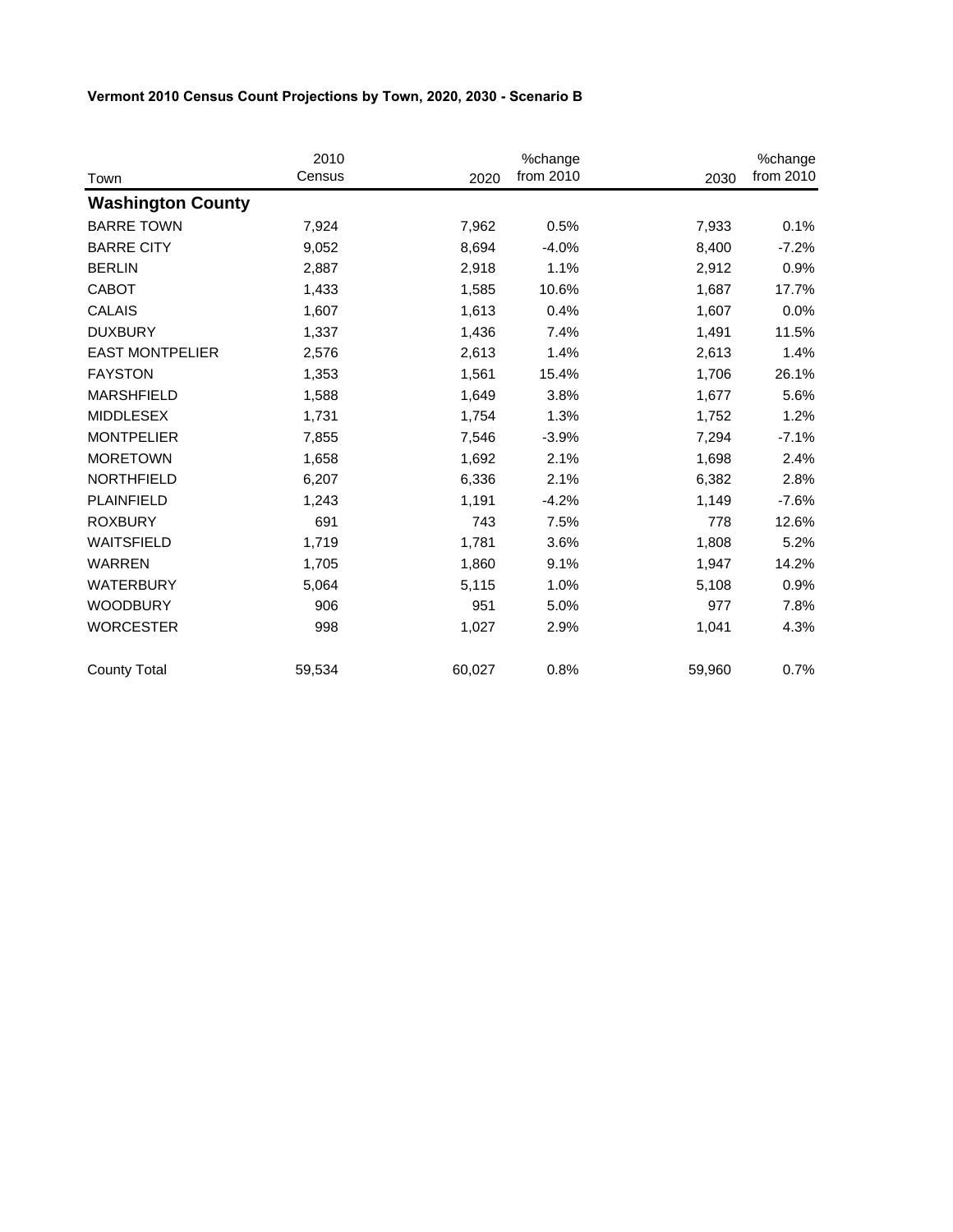**Vermont 2010 Census Count Projections by Town, 2020, 2030 - Scenario B**

| Town | 2010 Census | 2020 | %change from 2010 | 2030 | %change from 2010 |
|---|---|---|---|---|---|
| **Washington County** | | | | | |
| BARRE TOWN | 7,924 | 7,962 | 0.5% | 7,933 | 0.1% |
| BARRE CITY | 9,052 | 8,694 | -4.0% | 8,400 | -7.2% |
| BERLIN | 2,887 | 2,918 | 1.1% | 2,912 | 0.9% |
| CABOT | 1,433 | 1,585 | 10.6% | 1,687 | 17.7% |
| CALAIS | 1,607 | 1,613 | 0.4% | 1,607 | 0.0% |
| DUXBURY | 1,337 | 1,436 | 7.4% | 1,491 | 11.5% |
| EAST MONTPELIER | 2,576 | 2,613 | 1.4% | 2,613 | 1.4% |
| FAYSTON | 1,353 | 1,561 | 15.4% | 1,706 | 26.1% |
| MARSHFIELD | 1,588 | 1,649 | 3.8% | 1,677 | 5.6% |
| MIDDLESEX | 1,731 | 1,754 | 1.3% | 1,752 | 1.2% |
| MONTPELIER | 7,855 | 7,546 | -3.9% | 7,294 | -7.1% |
| MORETOWN | 1,658 | 1,692 | 2.1% | 1,698 | 2.4% |
| NORTHFIELD | 6,207 | 6,336 | 2.1% | 6,382 | 2.8% |
| PLAINFIELD | 1,243 | 1,191 | -4.2% | 1,149 | -7.6% |
| ROXBURY | 691 | 743 | 7.5% | 778 | 12.6% |
| WAITSFIELD | 1,719 | 1,781 | 3.6% | 1,808 | 5.2% |
| WARREN | 1,705 | 1,860 | 9.1% | 1,947 | 14.2% |
| WATERBURY | 5,064 | 5,115 | 1.0% | 5,108 | 0.9% |
| WOODBURY | 906 | 951 | 5.0% | 977 | 7.8% |
| WORCESTER | 998 | 1,027 | 2.9% | 1,041 | 4.3% |
| County Total | 59,534 | 60,027 | 0.8% | 59,960 | 0.7% |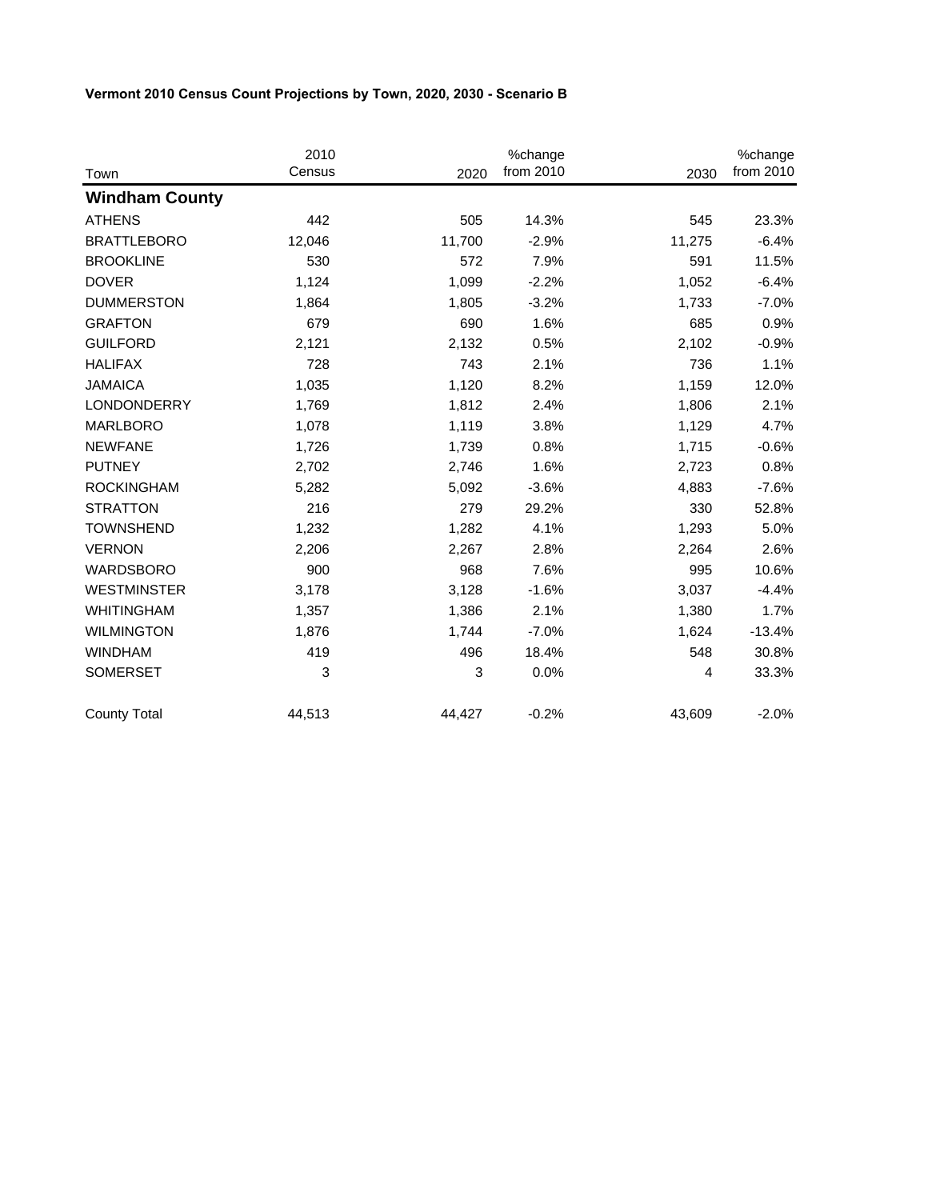**Vermont 2010 Census Count Projections by Town, 2020, 2030 - Scenario B**

| Town | 2010 Census | 2020 | %change from 2010 | 2030 | %change from 2010 |
|---|---|---|---|---|---|
| **Windham County** | | | | | |
| ATHENS | 442 | 505 | 14.3% | 545 | 23.3% |
| BRATTLEBORO | 12,046 | 11,700 | -2.9% | 11,275 | -6.4% |
| BROOKLINE | 530 | 572 | 7.9% | 591 | 11.5% |
| DOVER | 1,124 | 1,099 | -2.2% | 1,052 | -6.4% |
| DUMMERSTON | 1,864 | 1,805 | -3.2% | 1,733 | -7.0% |
| GRAFTON | 679 | 690 | 1.6% | 685 | 0.9% |
| GUILFORD | 2,121 | 2,132 | 0.5% | 2,102 | -0.9% |
| HALIFAX | 728 | 743 | 2.1% | 736 | 1.1% |
| JAMAICA | 1,035 | 1,120 | 8.2% | 1,159 | 12.0% |
| LONDONDERRY | 1,769 | 1,812 | 2.4% | 1,806 | 2.1% |
| MARLBORO | 1,078 | 1,119 | 3.8% | 1,129 | 4.7% |
| NEWFANE | 1,726 | 1,739 | 0.8% | 1,715 | -0.6% |
| PUTNEY | 2,702 | 2,746 | 1.6% | 2,723 | 0.8% |
| ROCKINGHAM | 5,282 | 5,092 | -3.6% | 4,883 | -7.6% |
| STRATTON | 216 | 279 | 29.2% | 330 | 52.8% |
| TOWNSHEND | 1,232 | 1,282 | 4.1% | 1,293 | 5.0% |
| VERNON | 2,206 | 2,267 | 2.8% | 2,264 | 2.6% |
| WARDSBORO | 900 | 968 | 7.6% | 995 | 10.6% |
| WESTMINSTER | 3,178 | 3,128 | -1.6% | 3,037 | -4.4% |
| WHITINGHAM | 1,357 | 1,386 | 2.1% | 1,380 | 1.7% |
| WILMINGTON | 1,876 | 1,744 | -7.0% | 1,624 | -13.4% |
| WINDHAM | 419 | 496 | 18.4% | 548 | 30.8% |
| SOMERSET | 3 | 3 | 0.0% | 4 | 33.3% |
| County Total | 44,513 | 44,427 | -0.2% | 43,609 | -2.0% |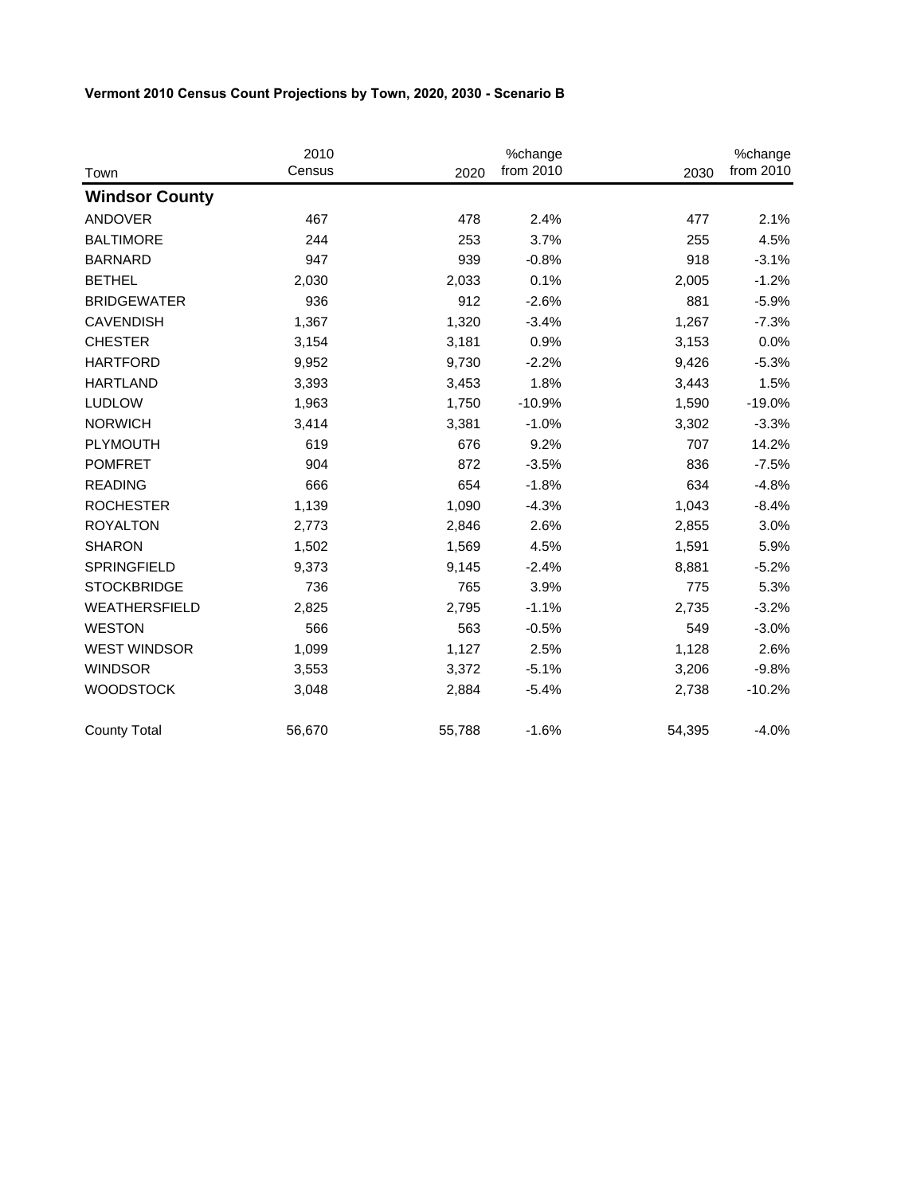**Vermont 2010 Census Count Projections by Town, 2020, 2030 - Scenario B**

| Town | 2010 Census | 2020 | %change from 2010 | 2030 | %change from 2010 |
|---|---|---|---|---|---|
| **Windsor County** | | | | | |
| ANDOVER | 467 | 478 | 2.4% | 477 | 2.1% |
| BALTIMORE | 244 | 253 | 3.7% | 255 | 4.5% |
| BARNARD | 947 | 939 | -0.8% | 918 | -3.1% |
| BETHEL | 2,030 | 2,033 | 0.1% | 2,005 | -1.2% |
| BRIDGEWATER | 936 | 912 | -2.6% | 881 | -5.9% |
| CAVENDISH | 1,367 | 1,320 | -3.4% | 1,267 | -7.3% |
| CHESTER | 3,154 | 3,181 | 0.9% | 3,153 | 0.0% |
| HARTFORD | 9,952 | 9,730 | -2.2% | 9,426 | -5.3% |
| HARTLAND | 3,393 | 3,453 | 1.8% | 3,443 | 1.5% |
| LUDLOW | 1,963 | 1,750 | -10.9% | 1,590 | -19.0% |
| NORWICH | 3,414 | 3,381 | -1.0% | 3,302 | -3.3% |
| PLYMOUTH | 619 | 676 | 9.2% | 707 | 14.2% |
| POMFRET | 904 | 872 | -3.5% | 836 | -7.5% |
| READING | 666 | 654 | -1.8% | 634 | -4.8% |
| ROCHESTER | 1,139 | 1,090 | -4.3% | 1,043 | -8.4% |
| ROYALTON | 2,773 | 2,846 | 2.6% | 2,855 | 3.0% |
| SHARON | 1,502 | 1,569 | 4.5% | 1,591 | 5.9% |
| SPRINGFIELD | 9,373 | 9,145 | -2.4% | 8,881 | -5.2% |
| STOCKBRIDGE | 736 | 765 | 3.9% | 775 | 5.3% |
| WEATHERSFIELD | 2,825 | 2,795 | -1.1% | 2,735 | -3.2% |
| WESTON | 566 | 563 | -0.5% | 549 | -3.0% |
| WEST WINDSOR | 1,099 | 1,127 | 2.5% | 1,128 | 2.6% |
| WINDSOR | 3,553 | 3,372 | -5.1% | 3,206 | -9.8% |
| WOODSTOCK | 3,048 | 2,884 | -5.4% | 2,738 | -10.2% |
| County Total | 56,670 | 55,788 | -1.6% | 54,395 | -4.0% |